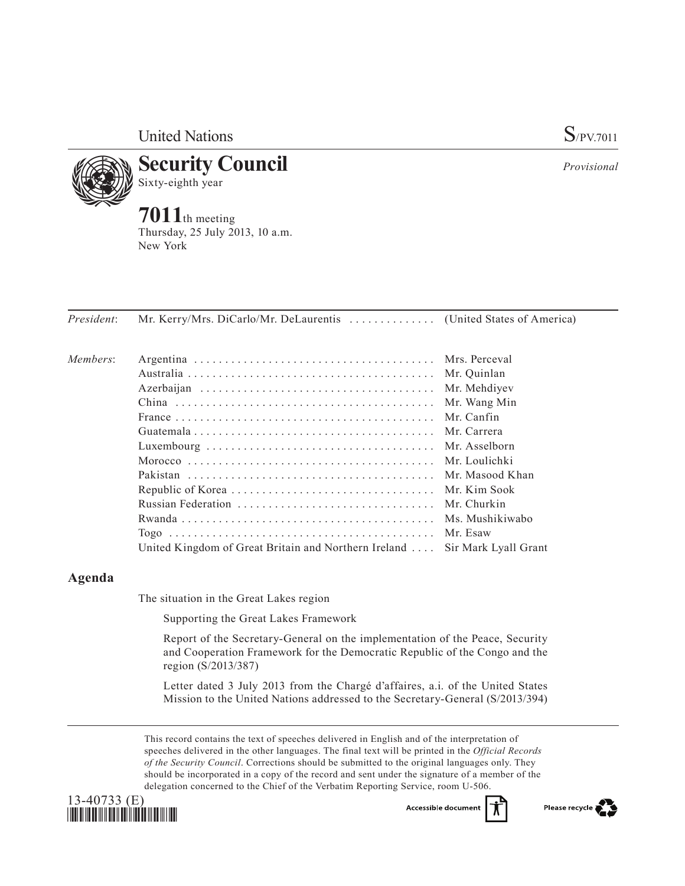United Nations S/PV.7011

# Security Council

Sixty-eighth year

*Provisional*

## 7011th meeting

Thursday, 25 July 2013, 10 a.m.
New York

| | | |
|---|---|---|
| *President*: | Mr. Kerry/Mrs. DiCarlo/Mr. DeLaurentis | (United States of America) |
| *Members*: | Argentina | Mrs. Perceval |
| | Australia | Mr. Quinlan |
| | Azerbaijan | Mr. Mehdiyev |
| | China | Mr. Wang Min |
| | France | Mr. Canfin |
| | Guatemala | Mr. Carrera |
| | Luxembourg | Mr. Asselborn |
| | Morocco | Mr. Loulichki |
| | Pakistan | Mr. Masood Khan |
| | Republic of Korea | Mr. Kim Sook |
| | Russian Federation | Mr. Churkin |
| | Rwanda | Ms. Mushikiwabo |
| | Togo | Mr. Esaw |
| | United Kingdom of Great Britain and Northern Ireland | Sir Mark Lyall Grant |

## Agenda

The situation in the Great Lakes region

Supporting the Great Lakes Framework

Report of the Secretary-General on the implementation of the Peace, Security and Cooperation Framework for the Democratic Republic of the Congo and the region (S/2013/387)

Letter dated 3 July 2013 from the Chargé d'affaires, a.i. of the United States Mission to the United Nations addressed to the Secretary-General (S/2013/394)

This record contains the text of speeches delivered in English and of the interpretation of speeches delivered in the other languages. The final text will be printed in the *Official Records of the Security Council*. Corrections should be submitted to the original languages only. They should be incorporated in a copy of the record and sent under the signature of a member of the delegation concerned to the Chief of the Verbatim Reporting Service, room U-506.

13-40733 (E)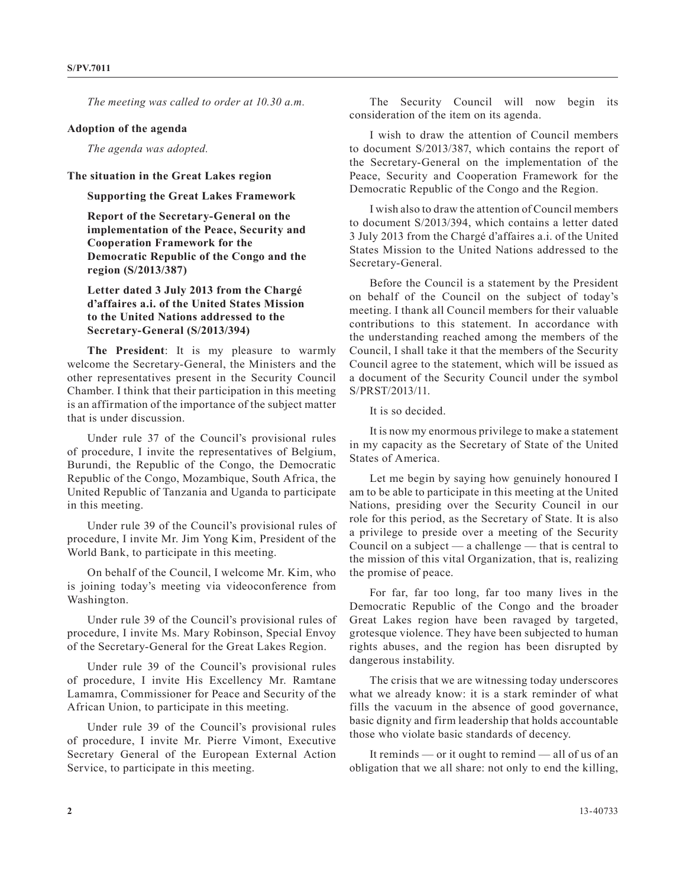*The meeting was called to order at 10.30 a.m.*

**Adoption of the agenda**

*The agenda was adopted.*

**The situation in the Great Lakes region**

**Supporting the Great Lakes Framework**

**Report of the Secretary-General on the implementation of the Peace, Security and Cooperation Framework for the Democratic Republic of the Congo and the region (S/2013/387)**

**Letter dated 3 July 2013 from the Chargé d'affaires a.i. of the United States Mission to the United Nations addressed to the Secretary-General (S/2013/394)**

**The President**: It is my pleasure to warmly welcome the Secretary-General, the Ministers and the other representatives present in the Security Council Chamber. I think that their participation in this meeting is an affirmation of the importance of the subject matter that is under discussion.

Under rule 37 of the Council's provisional rules of procedure, I invite the representatives of Belgium, Burundi, the Republic of the Congo, the Democratic Republic of the Congo, Mozambique, South Africa, the United Republic of Tanzania and Uganda to participate in this meeting.

Under rule 39 of the Council's provisional rules of procedure, I invite Mr. Jim Yong Kim, President of the World Bank, to participate in this meeting.

On behalf of the Council, I welcome Mr. Kim, who is joining today's meeting via videoconference from Washington.

Under rule 39 of the Council's provisional rules of procedure, I invite Ms. Mary Robinson, Special Envoy of the Secretary-General for the Great Lakes Region.

Under rule 39 of the Council's provisional rules of procedure, I invite His Excellency Mr. Ramtane Lamamra, Commissioner for Peace and Security of the African Union, to participate in this meeting.

Under rule 39 of the Council's provisional rules of procedure, I invite Mr. Pierre Vimont, Executive Secretary General of the European External Action Service, to participate in this meeting.

The Security Council will now begin its consideration of the item on its agenda.

I wish to draw the attention of Council members to document S/2013/387, which contains the report of the Secretary-General on the implementation of the Peace, Security and Cooperation Framework for the Democratic Republic of the Congo and the Region.

I wish also to draw the attention of Council members to document S/2013/394, which contains a letter dated 3 July 2013 from the Chargé d'affaires a.i. of the United States Mission to the United Nations addressed to the Secretary-General.

Before the Council is a statement by the President on behalf of the Council on the subject of today's meeting. I thank all Council members for their valuable contributions to this statement. In accordance with the understanding reached among the members of the Council, I shall take it that the members of the Security Council agree to the statement, which will be issued as a document of the Security Council under the symbol S/PRST/2013/11.

It is so decided.

It is now my enormous privilege to make a statement in my capacity as the Secretary of State of the United States of America.

Let me begin by saying how genuinely honoured I am to be able to participate in this meeting at the United Nations, presiding over the Security Council in our role for this period, as the Secretary of State. It is also a privilege to preside over a meeting of the Security Council on a subject — a challenge — that is central to the mission of this vital Organization, that is, realizing the promise of peace.

For far, far too long, far too many lives in the Democratic Republic of the Congo and the broader Great Lakes region have been ravaged by targeted, grotesque violence. They have been subjected to human rights abuses, and the region has been disrupted by dangerous instability.

The crisis that we are witnessing today underscores what we already know: it is a stark reminder of what fills the vacuum in the absence of good governance, basic dignity and firm leadership that holds accountable those who violate basic standards of decency.

It reminds — or it ought to remind — all of us of an obligation that we all share: not only to end the killing,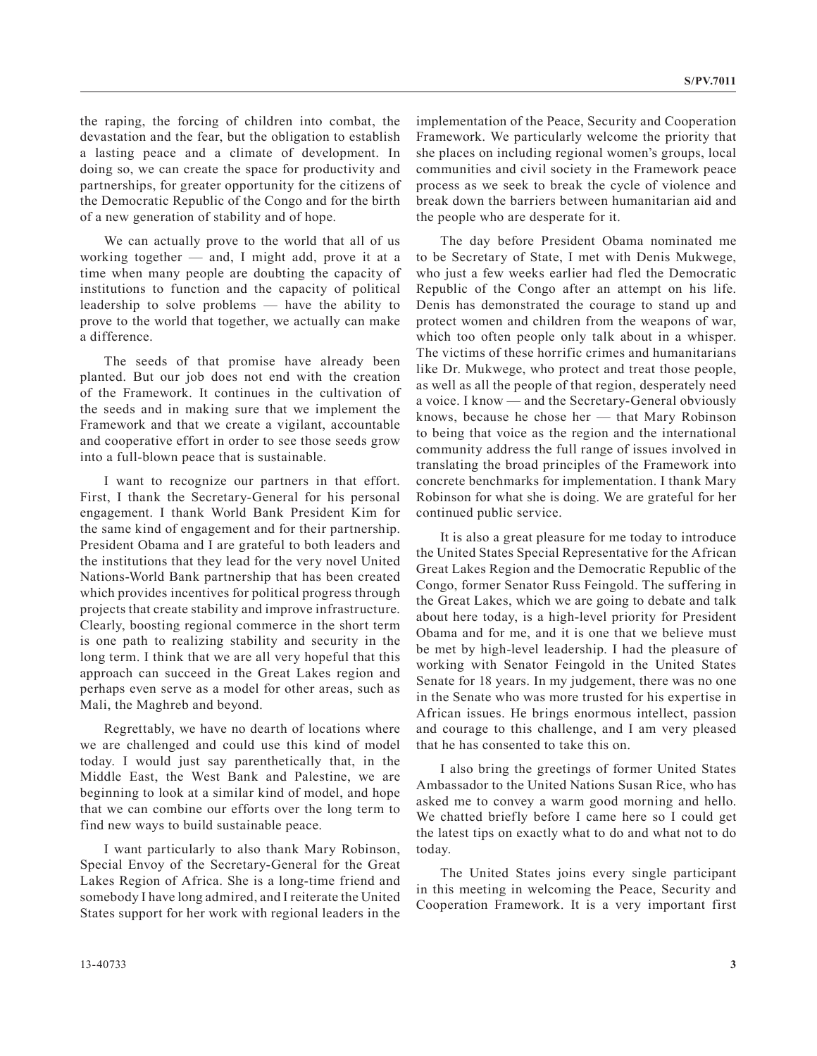the raping, the forcing of children into combat, the devastation and the fear, but the obligation to establish a lasting peace and a climate of development. In doing so, we can create the space for productivity and partnerships, for greater opportunity for the citizens of the Democratic Republic of the Congo and for the birth of a new generation of stability and of hope.

We can actually prove to the world that all of us working together — and, I might add, prove it at a time when many people are doubting the capacity of institutions to function and the capacity of political leadership to solve problems — have the ability to prove to the world that together, we actually can make a difference.

The seeds of that promise have already been planted. But our job does not end with the creation of the Framework. It continues in the cultivation of the seeds and in making sure that we implement the Framework and that we create a vigilant, accountable and cooperative effort in order to see those seeds grow into a full-blown peace that is sustainable.

I want to recognize our partners in that effort. First, I thank the Secretary-General for his personal engagement. I thank World Bank President Kim for the same kind of engagement and for their partnership. President Obama and I are grateful to both leaders and the institutions that they lead for the very novel United Nations-World Bank partnership that has been created which provides incentives for political progress through projects that create stability and improve infrastructure. Clearly, boosting regional commerce in the short term is one path to realizing stability and security in the long term. I think that we are all very hopeful that this approach can succeed in the Great Lakes region and perhaps even serve as a model for other areas, such as Mali, the Maghreb and beyond.

Regrettably, we have no dearth of locations where we are challenged and could use this kind of model today. I would just say parenthetically that, in the Middle East, the West Bank and Palestine, we are beginning to look at a similar kind of model, and hope that we can combine our efforts over the long term to find new ways to build sustainable peace.

I want particularly to also thank Mary Robinson, Special Envoy of the Secretary-General for the Great Lakes Region of Africa. She is a long-time friend and somebody I have long admired, and I reiterate the United States support for her work with regional leaders in the implementation of the Peace, Security and Cooperation Framework. We particularly welcome the priority that she places on including regional women's groups, local communities and civil society in the Framework peace process as we seek to break the cycle of violence and break down the barriers between humanitarian aid and the people who are desperate for it.

The day before President Obama nominated me to be Secretary of State, I met with Denis Mukwege, who just a few weeks earlier had fled the Democratic Republic of the Congo after an attempt on his life. Denis has demonstrated the courage to stand up and protect women and children from the weapons of war, which too often people only talk about in a whisper. The victims of these horrific crimes and humanitarians like Dr. Mukwege, who protect and treat those people, as well as all the people of that region, desperately need a voice. I know — and the Secretary-General obviously knows, because he chose her — that Mary Robinson to being that voice as the region and the international community address the full range of issues involved in translating the broad principles of the Framework into concrete benchmarks for implementation. I thank Mary Robinson for what she is doing. We are grateful for her continued public service.

It is also a great pleasure for me today to introduce the United States Special Representative for the African Great Lakes Region and the Democratic Republic of the Congo, former Senator Russ Feingold. The suffering in the Great Lakes, which we are going to debate and talk about here today, is a high-level priority for President Obama and for me, and it is one that we believe must be met by high-level leadership. I had the pleasure of working with Senator Feingold in the United States Senate for 18 years. In my judgement, there was no one in the Senate who was more trusted for his expertise in African issues. He brings enormous intellect, passion and courage to this challenge, and I am very pleased that he has consented to take this on.

I also bring the greetings of former United States Ambassador to the United Nations Susan Rice, who has asked me to convey a warm good morning and hello. We chatted briefly before I came here so I could get the latest tips on exactly what to do and what not to do today.

The United States joins every single participant in this meeting in welcoming the Peace, Security and Cooperation Framework. It is a very important first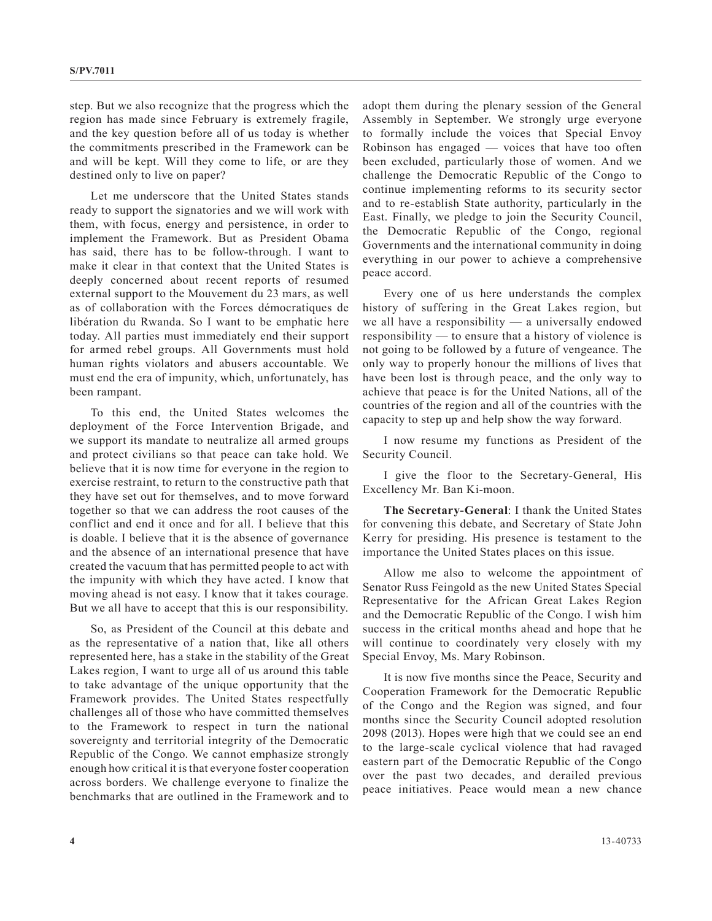step. But we also recognize that the progress which the region has made since February is extremely fragile, and the key question before all of us today is whether the commitments prescribed in the Framework can be and will be kept. Will they come to life, or are they destined only to live on paper?

Let me underscore that the United States stands ready to support the signatories and we will work with them, with focus, energy and persistence, in order to implement the Framework. But as President Obama has said, there has to be follow-through. I want to make it clear in that context that the United States is deeply concerned about recent reports of resumed external support to the Mouvement du 23 mars, as well as of collaboration with the Forces démocratiques de libération du Rwanda. So I want to be emphatic here today. All parties must immediately end their support for armed rebel groups. All Governments must hold human rights violators and abusers accountable. We must end the era of impunity, which, unfortunately, has been rampant.

To this end, the United States welcomes the deployment of the Force Intervention Brigade, and we support its mandate to neutralize all armed groups and protect civilians so that peace can take hold. We believe that it is now time for everyone in the region to exercise restraint, to return to the constructive path that they have set out for themselves, and to move forward together so that we can address the root causes of the conflict and end it once and for all. I believe that this is doable. I believe that it is the absence of governance and the absence of an international presence that have created the vacuum that has permitted people to act with the impunity with which they have acted. I know that moving ahead is not easy. I know that it takes courage. But we all have to accept that this is our responsibility.

So, as President of the Council at this debate and as the representative of a nation that, like all others represented here, has a stake in the stability of the Great Lakes region, I want to urge all of us around this table to take advantage of the unique opportunity that the Framework provides. The United States respectfully challenges all of those who have committed themselves to the Framework to respect in turn the national sovereignty and territorial integrity of the Democratic Republic of the Congo. We cannot emphasize strongly enough how critical it is that everyone foster cooperation across borders. We challenge everyone to finalize the benchmarks that are outlined in the Framework and to adopt them during the plenary session of the General Assembly in September. We strongly urge everyone to formally include the voices that Special Envoy Robinson has engaged — voices that have too often been excluded, particularly those of women. And we challenge the Democratic Republic of the Congo to continue implementing reforms to its security sector and to re-establish State authority, particularly in the East. Finally, we pledge to join the Security Council, the Democratic Republic of the Congo, regional Governments and the international community in doing everything in our power to achieve a comprehensive peace accord.

Every one of us here understands the complex history of suffering in the Great Lakes region, but we all have a responsibility — a universally endowed responsibility — to ensure that a history of violence is not going to be followed by a future of vengeance. The only way to properly honour the millions of lives that have been lost is through peace, and the only way to achieve that peace is for the United Nations, all of the countries of the region and all of the countries with the capacity to step up and help show the way forward.

I now resume my functions as President of the Security Council.

I give the floor to the Secretary-General, His Excellency Mr. Ban Ki-moon.

**The Secretary-General**: I thank the United States for convening this debate, and Secretary of State John Kerry for presiding. His presence is testament to the importance the United States places on this issue.

Allow me also to welcome the appointment of Senator Russ Feingold as the new United States Special Representative for the African Great Lakes Region and the Democratic Republic of the Congo. I wish him success in the critical months ahead and hope that he will continue to coordinately very closely with my Special Envoy, Ms. Mary Robinson.

It is now five months since the Peace, Security and Cooperation Framework for the Democratic Republic of the Congo and the Region was signed, and four months since the Security Council adopted resolution 2098 (2013). Hopes were high that we could see an end to the large-scale cyclical violence that had ravaged eastern part of the Democratic Republic of the Congo over the past two decades, and derailed previous peace initiatives. Peace would mean a new chance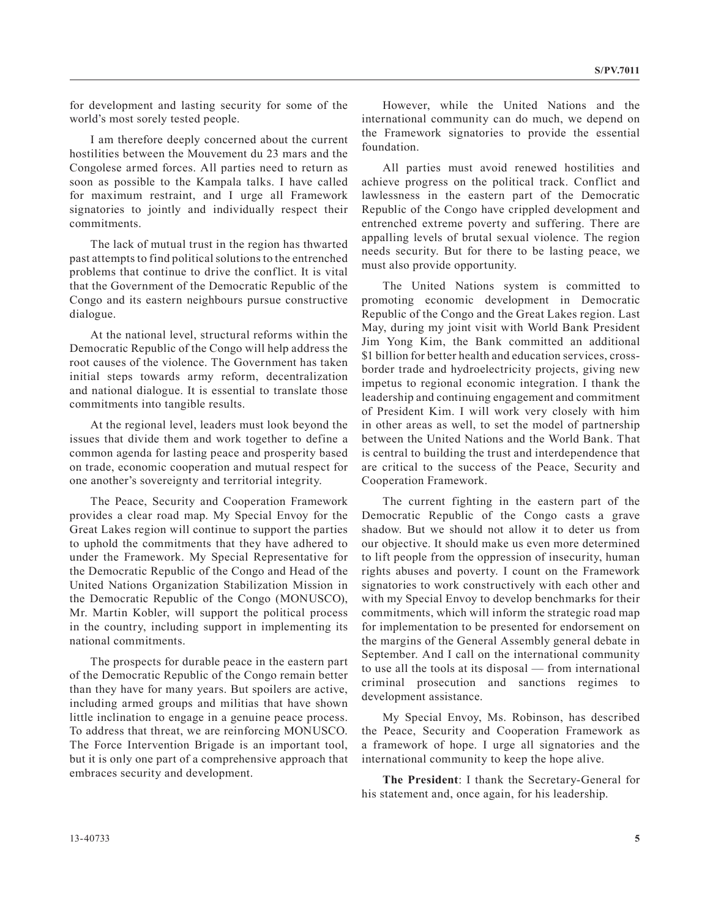for development and lasting security for some of the world's most sorely tested people.

I am therefore deeply concerned about the current hostilities between the Mouvement du 23 mars and the Congolese armed forces. All parties need to return as soon as possible to the Kampala talks. I have called for maximum restraint, and I urge all Framework signatories to jointly and individually respect their commitments.

The lack of mutual trust in the region has thwarted past attempts to find political solutions to the entrenched problems that continue to drive the conflict. It is vital that the Government of the Democratic Republic of the Congo and its eastern neighbours pursue constructive dialogue.

At the national level, structural reforms within the Democratic Republic of the Congo will help address the root causes of the violence. The Government has taken initial steps towards army reform, decentralization and national dialogue. It is essential to translate those commitments into tangible results.

At the regional level, leaders must look beyond the issues that divide them and work together to define a common agenda for lasting peace and prosperity based on trade, economic cooperation and mutual respect for one another's sovereignty and territorial integrity.

The Peace, Security and Cooperation Framework provides a clear road map. My Special Envoy for the Great Lakes region will continue to support the parties to uphold the commitments that they have adhered to under the Framework. My Special Representative for the Democratic Republic of the Congo and Head of the United Nations Organization Stabilization Mission in the Democratic Republic of the Congo (MONUSCO), Mr. Martin Kobler, will support the political process in the country, including support in implementing its national commitments.

The prospects for durable peace in the eastern part of the Democratic Republic of the Congo remain better than they have for many years. But spoilers are active, including armed groups and militias that have shown little inclination to engage in a genuine peace process. To address that threat, we are reinforcing MONUSCO. The Force Intervention Brigade is an important tool, but it is only one part of a comprehensive approach that embraces security and development.

However, while the United Nations and the international community can do much, we depend on the Framework signatories to provide the essential foundation.

All parties must avoid renewed hostilities and achieve progress on the political track. Conflict and lawlessness in the eastern part of the Democratic Republic of the Congo have crippled development and entrenched extreme poverty and suffering. There are appalling levels of brutal sexual violence. The region needs security. But for there to be lasting peace, we must also provide opportunity.

The United Nations system is committed to promoting economic development in Democratic Republic of the Congo and the Great Lakes region. Last May, during my joint visit with World Bank President Jim Yong Kim, the Bank committed an additional $1 billion for better health and education services, cross-border trade and hydroelectricity projects, giving new impetus to regional economic integration. I thank the leadership and continuing engagement and commitment of President Kim. I will work very closely with him in other areas as well, to set the model of partnership between the United Nations and the World Bank. That is central to building the trust and interdependence that are critical to the success of the Peace, Security and Cooperation Framework.

The current fighting in the eastern part of the Democratic Republic of the Congo casts a grave shadow. But we should not allow it to deter us from our objective. It should make us even more determined to lift people from the oppression of insecurity, human rights abuses and poverty. I count on the Framework signatories to work constructively with each other and with my Special Envoy to develop benchmarks for their commitments, which will inform the strategic road map for implementation to be presented for endorsement on the margins of the General Assembly general debate in September. And I call on the international community to use all the tools at its disposal — from international criminal prosecution and sanctions regimes to development assistance.

My Special Envoy, Ms. Robinson, has described the Peace, Security and Cooperation Framework as a framework of hope. I urge all signatories and the international community to keep the hope alive.

**The President**: I thank the Secretary-General for his statement and, once again, for his leadership.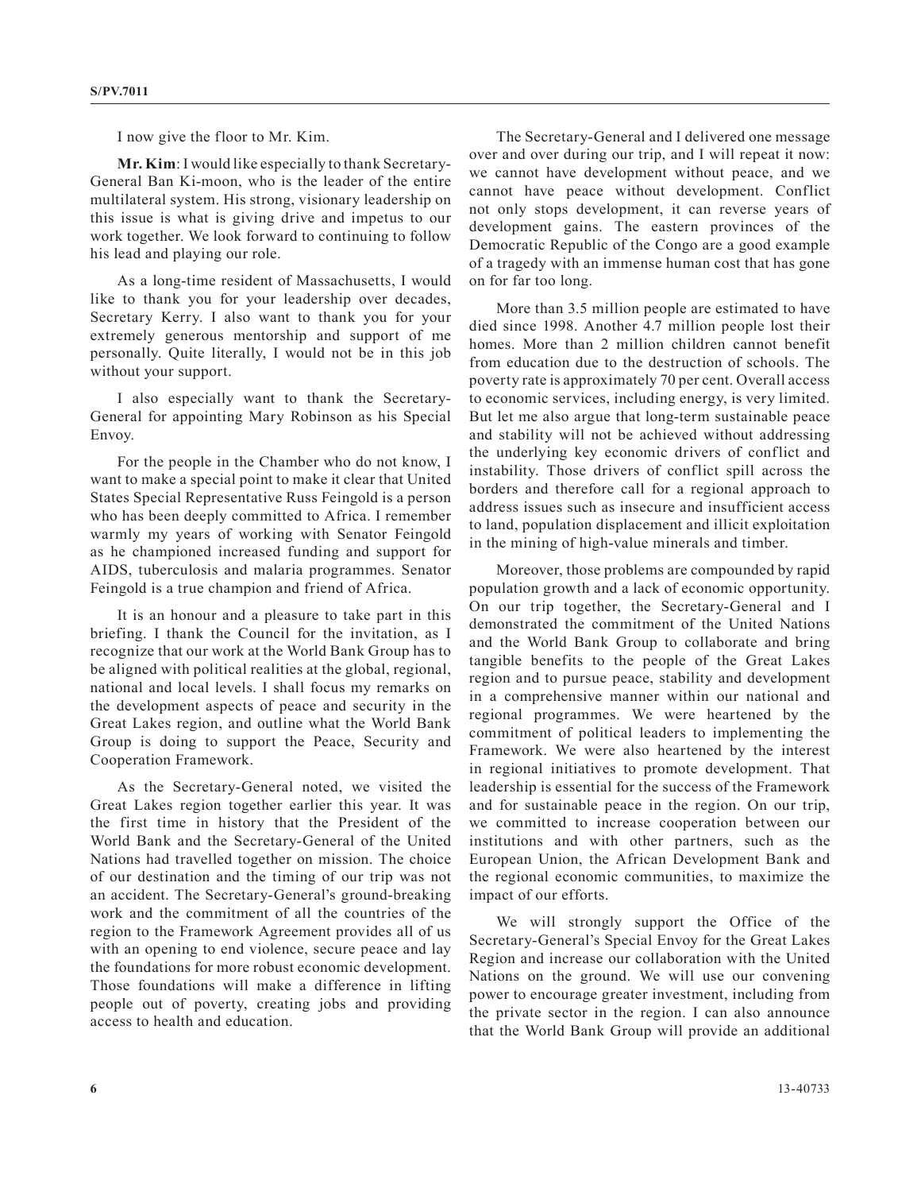I now give the floor to Mr. Kim.

**Mr. Kim**: I would like especially to thank Secretary-General Ban Ki-moon, who is the leader of the entire multilateral system. His strong, visionary leadership on this issue is what is giving drive and impetus to our work together. We look forward to continuing to follow his lead and playing our role.

As a long-time resident of Massachusetts, I would like to thank you for your leadership over decades, Secretary Kerry. I also want to thank you for your extremely generous mentorship and support of me personally. Quite literally, I would not be in this job without your support.

I also especially want to thank the Secretary-General for appointing Mary Robinson as his Special Envoy.

For the people in the Chamber who do not know, I want to make a special point to make it clear that United States Special Representative Russ Feingold is a person who has been deeply committed to Africa. I remember warmly my years of working with Senator Feingold as he championed increased funding and support for AIDS, tuberculosis and malaria programmes. Senator Feingold is a true champion and friend of Africa.

It is an honour and a pleasure to take part in this briefing. I thank the Council for the invitation, as I recognize that our work at the World Bank Group has to be aligned with political realities at the global, regional, national and local levels. I shall focus my remarks on the development aspects of peace and security in the Great Lakes region, and outline what the World Bank Group is doing to support the Peace, Security and Cooperation Framework.

As the Secretary-General noted, we visited the Great Lakes region together earlier this year. It was the first time in history that the President of the World Bank and the Secretary-General of the United Nations had travelled together on mission. The choice of our destination and the timing of our trip was not an accident. The Secretary-General's ground-breaking work and the commitment of all the countries of the region to the Framework Agreement provides all of us with an opening to end violence, secure peace and lay the foundations for more robust economic development. Those foundations will make a difference in lifting people out of poverty, creating jobs and providing access to health and education.

The Secretary-General and I delivered one message over and over during our trip, and I will repeat it now: we cannot have development without peace, and we cannot have peace without development. Conflict not only stops development, it can reverse years of development gains. The eastern provinces of the Democratic Republic of the Congo are a good example of a tragedy with an immense human cost that has gone on for far too long.

More than 3.5 million people are estimated to have died since 1998. Another 4.7 million people lost their homes. More than 2 million children cannot benefit from education due to the destruction of schools. The poverty rate is approximately 70 per cent. Overall access to economic services, including energy, is very limited. But let me also argue that long-term sustainable peace and stability will not be achieved without addressing the underlying key economic drivers of conflict and instability. Those drivers of conflict spill across the borders and therefore call for a regional approach to address issues such as insecure and insufficient access to land, population displacement and illicit exploitation in the mining of high-value minerals and timber.

Moreover, those problems are compounded by rapid population growth and a lack of economic opportunity. On our trip together, the Secretary-General and I demonstrated the commitment of the United Nations and the World Bank Group to collaborate and bring tangible benefits to the people of the Great Lakes region and to pursue peace, stability and development in a comprehensive manner within our national and regional programmes. We were heartened by the commitment of political leaders to implementing the Framework. We were also heartened by the interest in regional initiatives to promote development. That leadership is essential for the success of the Framework and for sustainable peace in the region. On our trip, we committed to increase cooperation between our institutions and with other partners, such as the European Union, the African Development Bank and the regional economic communities, to maximize the impact of our efforts.

We will strongly support the Office of the Secretary-General's Special Envoy for the Great Lakes Region and increase our collaboration with the United Nations on the ground. We will use our convening power to encourage greater investment, including from the private sector in the region. I can also announce that the World Bank Group will provide an additional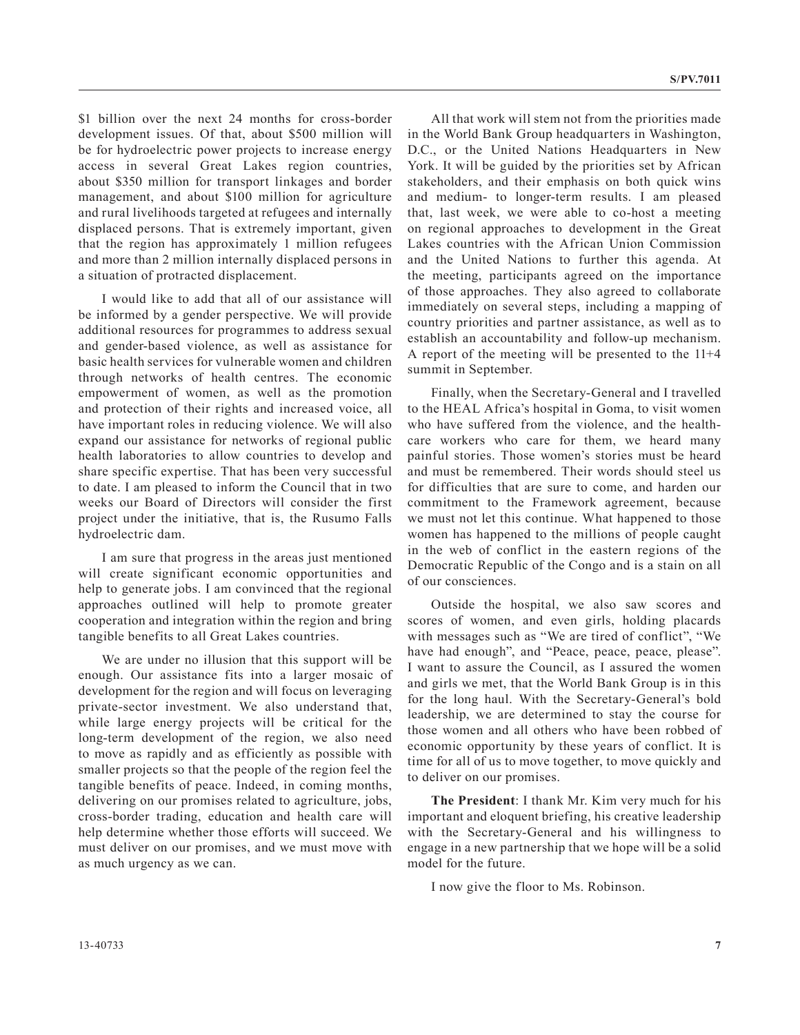$1 billion over the next 24 months for cross-border development issues. Of that, about $500 million will be for hydroelectric power projects to increase energy access in several Great Lakes region countries, about $350 million for transport linkages and border management, and about $100 million for agriculture and rural livelihoods targeted at refugees and internally displaced persons. That is extremely important, given that the region has approximately 1 million refugees and more than 2 million internally displaced persons in a situation of protracted displacement.

I would like to add that all of our assistance will be informed by a gender perspective. We will provide additional resources for programmes to address sexual and gender-based violence, as well as assistance for basic health services for vulnerable women and children through networks of health centres. The economic empowerment of women, as well as the promotion and protection of their rights and increased voice, all have important roles in reducing violence. We will also expand our assistance for networks of regional public health laboratories to allow countries to develop and share specific expertise. That has been very successful to date. I am pleased to inform the Council that in two weeks our Board of Directors will consider the first project under the initiative, that is, the Rusumo Falls hydroelectric dam.

I am sure that progress in the areas just mentioned will create significant economic opportunities and help to generate jobs. I am convinced that the regional approaches outlined will help to promote greater cooperation and integration within the region and bring tangible benefits to all Great Lakes countries.

We are under no illusion that this support will be enough. Our assistance fits into a larger mosaic of development for the region and will focus on leveraging private-sector investment. We also understand that, while large energy projects will be critical for the long-term development of the region, we also need to move as rapidly and as efficiently as possible with smaller projects so that the people of the region feel the tangible benefits of peace. Indeed, in coming months, delivering on our promises related to agriculture, jobs, cross-border trading, education and health care will help determine whether those efforts will succeed. We must deliver on our promises, and we must move with as much urgency as we can.

All that work will stem not from the priorities made in the World Bank Group headquarters in Washington, D.C., or the United Nations Headquarters in New York. It will be guided by the priorities set by African stakeholders, and their emphasis on both quick wins and medium- to longer-term results. I am pleased that, last week, we were able to co-host a meeting on regional approaches to development in the Great Lakes countries with the African Union Commission and the United Nations to further this agenda. At the meeting, participants agreed on the importance of those approaches. They also agreed to collaborate immediately on several steps, including a mapping of country priorities and partner assistance, as well as to establish an accountability and follow-up mechanism. A report of the meeting will be presented to the 11+4 summit in September.

Finally, when the Secretary-General and I travelled to the HEAL Africa's hospital in Goma, to visit women who have suffered from the violence, and the health-care workers who care for them, we heard many painful stories. Those women's stories must be heard and must be remembered. Their words should steel us for difficulties that are sure to come, and harden our commitment to the Framework agreement, because we must not let this continue. What happened to those women has happened to the millions of people caught in the web of conflict in the eastern regions of the Democratic Republic of the Congo and is a stain on all of our consciences.

Outside the hospital, we also saw scores and scores of women, and even girls, holding placards with messages such as "We are tired of conflict", "We have had enough", and "Peace, peace, peace, please". I want to assure the Council, as I assured the women and girls we met, that the World Bank Group is in this for the long haul. With the Secretary-General's bold leadership, we are determined to stay the course for those women and all others who have been robbed of economic opportunity by these years of conflict. It is time for all of us to move together, to move quickly and to deliver on our promises.

**The President**: I thank Mr. Kim very much for his important and eloquent briefing, his creative leadership with the Secretary-General and his willingness to engage in a new partnership that we hope will be a solid model for the future.

I now give the floor to Ms. Robinson.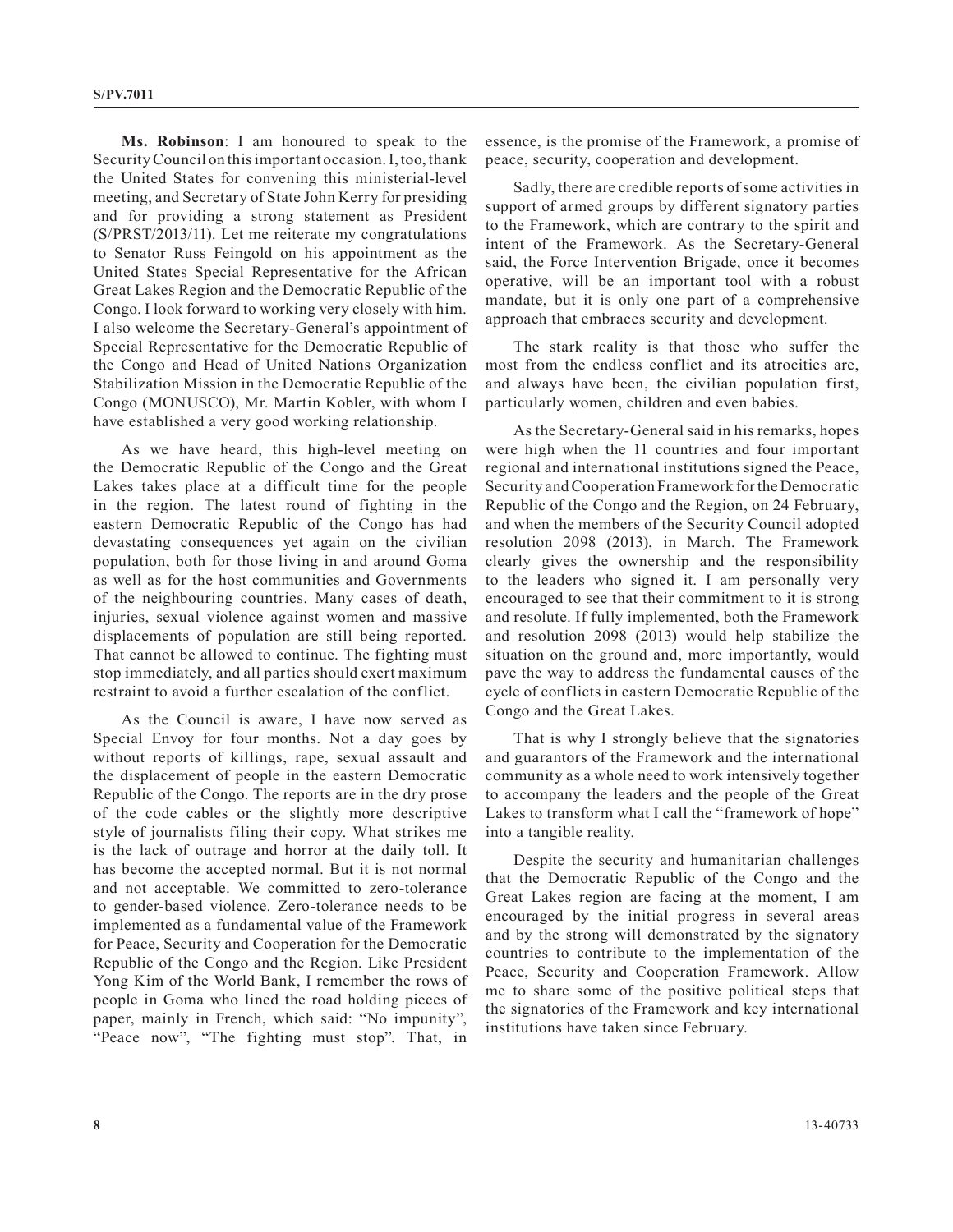**Ms. Robinson**: I am honoured to speak to the Security Council on this important occasion. I, too, thank the United States for convening this ministerial-level meeting, and Secretary of State John Kerry for presiding and for providing a strong statement as President (S/PRST/2013/11). Let me reiterate my congratulations to Senator Russ Feingold on his appointment as the United States Special Representative for the African Great Lakes Region and the Democratic Republic of the Congo. I look forward to working very closely with him. I also welcome the Secretary-General's appointment of Special Representative for the Democratic Republic of the Congo and Head of United Nations Organization Stabilization Mission in the Democratic Republic of the Congo (MONUSCO), Mr. Martin Kobler, with whom I have established a very good working relationship.

As we have heard, this high-level meeting on the Democratic Republic of the Congo and the Great Lakes takes place at a difficult time for the people in the region. The latest round of fighting in the eastern Democratic Republic of the Congo has had devastating consequences yet again on the civilian population, both for those living in and around Goma as well as for the host communities and Governments of the neighbouring countries. Many cases of death, injuries, sexual violence against women and massive displacements of population are still being reported. That cannot be allowed to continue. The fighting must stop immediately, and all parties should exert maximum restraint to avoid a further escalation of the conflict.

As the Council is aware, I have now served as Special Envoy for four months. Not a day goes by without reports of killings, rape, sexual assault and the displacement of people in the eastern Democratic Republic of the Congo. The reports are in the dry prose of the code cables or the slightly more descriptive style of journalists filing their copy. What strikes me is the lack of outrage and horror at the daily toll. It has become the accepted normal. But it is not normal and not acceptable. We committed to zero-tolerance to gender-based violence. Zero-tolerance needs to be implemented as a fundamental value of the Framework for Peace, Security and Cooperation for the Democratic Republic of the Congo and the Region. Like President Yong Kim of the World Bank, I remember the rows of people in Goma who lined the road holding pieces of paper, mainly in French, which said: "No impunity", "Peace now", "The fighting must stop". That, in essence, is the promise of the Framework, a promise of peace, security, cooperation and development.

Sadly, there are credible reports of some activities in support of armed groups by different signatory parties to the Framework, which are contrary to the spirit and intent of the Framework. As the Secretary-General said, the Force Intervention Brigade, once it becomes operative, will be an important tool with a robust mandate, but it is only one part of a comprehensive approach that embraces security and development.

The stark reality is that those who suffer the most from the endless conflict and its atrocities are, and always have been, the civilian population first, particularly women, children and even babies.

As the Secretary-General said in his remarks, hopes were high when the 11 countries and four important regional and international institutions signed the Peace, Security and Cooperation Framework for the Democratic Republic of the Congo and the Region, on 24 February, and when the members of the Security Council adopted resolution 2098 (2013), in March. The Framework clearly gives the ownership and the responsibility to the leaders who signed it. I am personally very encouraged to see that their commitment to it is strong and resolute. If fully implemented, both the Framework and resolution 2098 (2013) would help stabilize the situation on the ground and, more importantly, would pave the way to address the fundamental causes of the cycle of conflicts in eastern Democratic Republic of the Congo and the Great Lakes.

That is why I strongly believe that the signatories and guarantors of the Framework and the international community as a whole need to work intensively together to accompany the leaders and the people of the Great Lakes to transform what I call the "framework of hope" into a tangible reality.

Despite the security and humanitarian challenges that the Democratic Republic of the Congo and the Great Lakes region are facing at the moment, I am encouraged by the initial progress in several areas and by the strong will demonstrated by the signatory countries to contribute to the implementation of the Peace, Security and Cooperation Framework. Allow me to share some of the positive political steps that the signatories of the Framework and key international institutions have taken since February.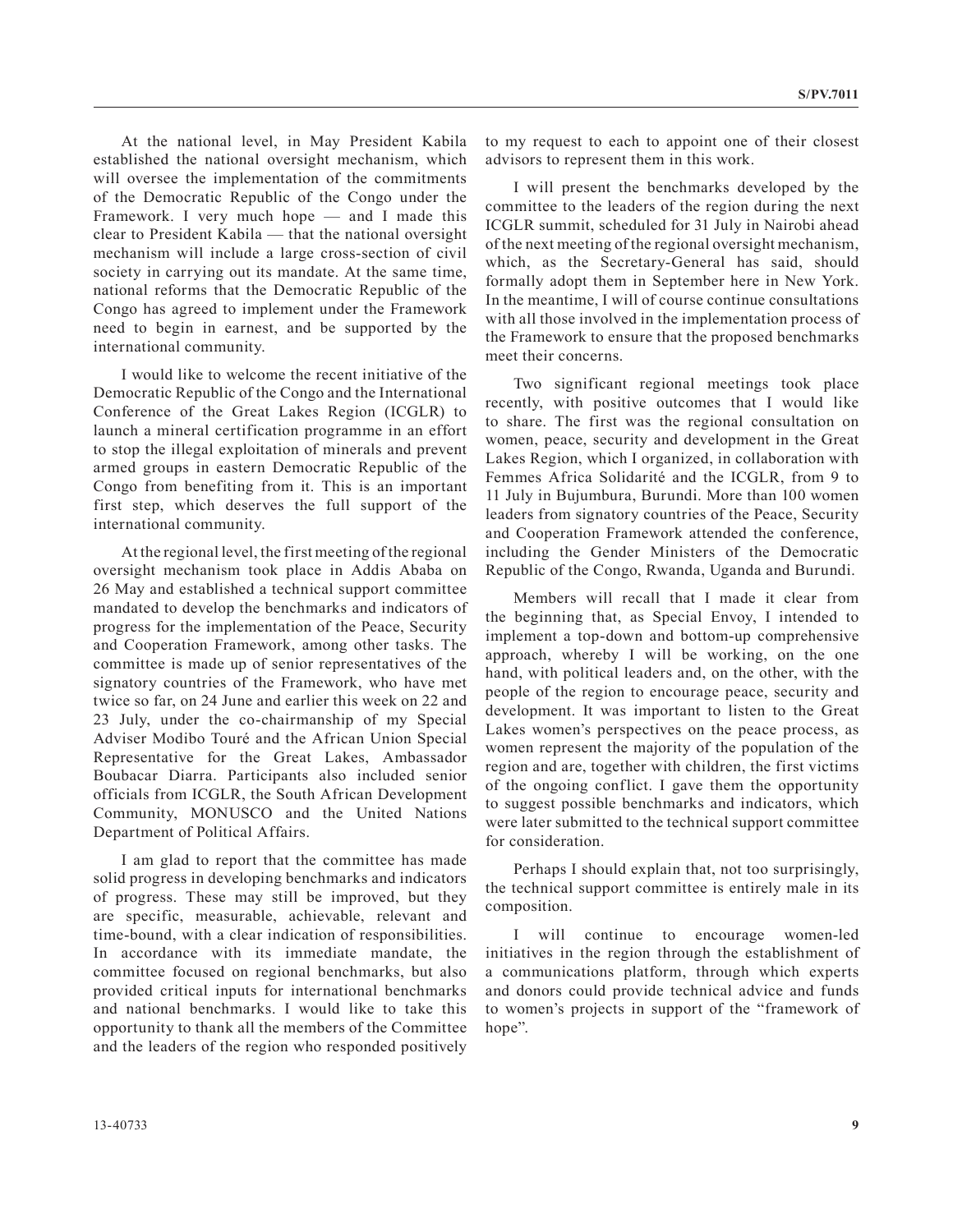At the national level, in May President Kabila established the national oversight mechanism, which will oversee the implementation of the commitments of the Democratic Republic of the Congo under the Framework. I very much hope — and I made this clear to President Kabila — that the national oversight mechanism will include a large cross-section of civil society in carrying out its mandate. At the same time, national reforms that the Democratic Republic of the Congo has agreed to implement under the Framework need to begin in earnest, and be supported by the international community.

I would like to welcome the recent initiative of the Democratic Republic of the Congo and the International Conference of the Great Lakes Region (ICGLR) to launch a mineral certification programme in an effort to stop the illegal exploitation of minerals and prevent armed groups in eastern Democratic Republic of the Congo from benefiting from it. This is an important first step, which deserves the full support of the international community.

At the regional level, the first meeting of the regional oversight mechanism took place in Addis Ababa on 26 May and established a technical support committee mandated to develop the benchmarks and indicators of progress for the implementation of the Peace, Security and Cooperation Framework, among other tasks. The committee is made up of senior representatives of the signatory countries of the Framework, who have met twice so far, on 24 June and earlier this week on 22 and 23 July, under the co-chairmanship of my Special Adviser Modibo Touré and the African Union Special Representative for the Great Lakes, Ambassador Boubacar Diarra. Participants also included senior officials from ICGLR, the South African Development Community, MONUSCO and the United Nations Department of Political Affairs.

I am glad to report that the committee has made solid progress in developing benchmarks and indicators of progress. These may still be improved, but they are specific, measurable, achievable, relevant and time-bound, with a clear indication of responsibilities. In accordance with its immediate mandate, the committee focused on regional benchmarks, but also provided critical inputs for international benchmarks and national benchmarks. I would like to take this opportunity to thank all the members of the Committee and the leaders of the region who responded positively to my request to each to appoint one of their closest advisors to represent them in this work.

I will present the benchmarks developed by the committee to the leaders of the region during the next ICGLR summit, scheduled for 31 July in Nairobi ahead of the next meeting of the regional oversight mechanism, which, as the Secretary-General has said, should formally adopt them in September here in New York. In the meantime, I will of course continue consultations with all those involved in the implementation process of the Framework to ensure that the proposed benchmarks meet their concerns.

Two significant regional meetings took place recently, with positive outcomes that I would like to share. The first was the regional consultation on women, peace, security and development in the Great Lakes Region, which I organized, in collaboration with Femmes Africa Solidarité and the ICGLR, from 9 to 11 July in Bujumbura, Burundi. More than 100 women leaders from signatory countries of the Peace, Security and Cooperation Framework attended the conference, including the Gender Ministers of the Democratic Republic of the Congo, Rwanda, Uganda and Burundi.

Members will recall that I made it clear from the beginning that, as Special Envoy, I intended to implement a top-down and bottom-up comprehensive approach, whereby I will be working, on the one hand, with political leaders and, on the other, with the people of the region to encourage peace, security and development. It was important to listen to the Great Lakes women's perspectives on the peace process, as women represent the majority of the population of the region and are, together with children, the first victims of the ongoing conflict. I gave them the opportunity to suggest possible benchmarks and indicators, which were later submitted to the technical support committee for consideration.

Perhaps I should explain that, not too surprisingly, the technical support committee is entirely male in its composition.

I will continue to encourage women-led initiatives in the region through the establishment of a communications platform, through which experts and donors could provide technical advice and funds to women's projects in support of the "framework of hope".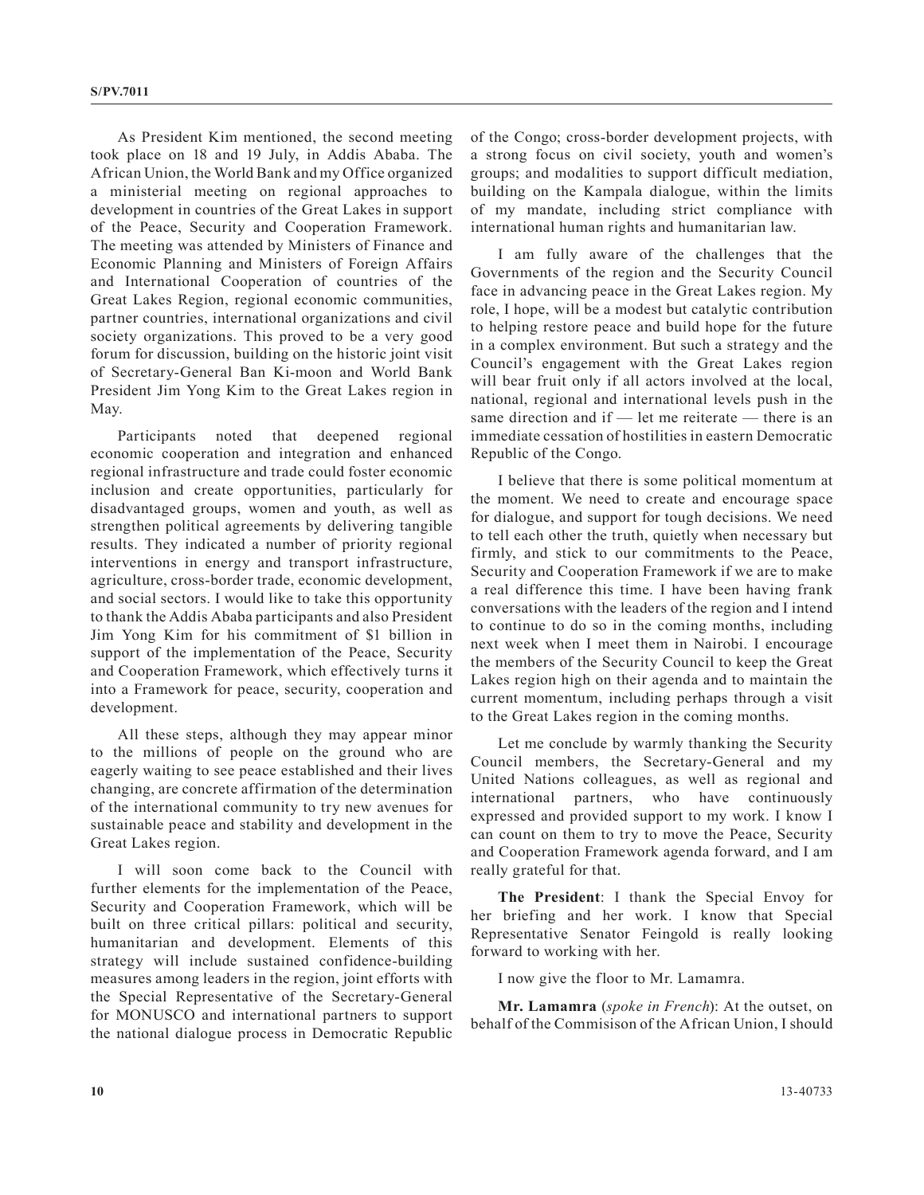As President Kim mentioned, the second meeting took place on 18 and 19 July, in Addis Ababa. The African Union, the World Bank and my Office organized a ministerial meeting on regional approaches to development in countries of the Great Lakes in support of the Peace, Security and Cooperation Framework. The meeting was attended by Ministers of Finance and Economic Planning and Ministers of Foreign Affairs and International Cooperation of countries of the Great Lakes Region, regional economic communities, partner countries, international organizations and civil society organizations. This proved to be a very good forum for discussion, building on the historic joint visit of Secretary-General Ban Ki-moon and World Bank President Jim Yong Kim to the Great Lakes region in May.

Participants noted that deepened regional economic cooperation and integration and enhanced regional infrastructure and trade could foster economic inclusion and create opportunities, particularly for disadvantaged groups, women and youth, as well as strengthen political agreements by delivering tangible results. They indicated a number of priority regional interventions in energy and transport infrastructure, agriculture, cross-border trade, economic development, and social sectors. I would like to take this opportunity to thank the Addis Ababa participants and also President Jim Yong Kim for his commitment of $1 billion in support of the implementation of the Peace, Security and Cooperation Framework, which effectively turns it into a Framework for peace, security, cooperation and development.

All these steps, although they may appear minor to the millions of people on the ground who are eagerly waiting to see peace established and their lives changing, are concrete affirmation of the determination of the international community to try new avenues for sustainable peace and stability and development in the Great Lakes region.

I will soon come back to the Council with further elements for the implementation of the Peace, Security and Cooperation Framework, which will be built on three critical pillars: political and security, humanitarian and development. Elements of this strategy will include sustained confidence-building measures among leaders in the region, joint efforts with the Special Representative of the Secretary-General for MONUSCO and international partners to support the national dialogue process in Democratic Republic of the Congo; cross-border development projects, with a strong focus on civil society, youth and women's groups; and modalities to support difficult mediation, building on the Kampala dialogue, within the limits of my mandate, including strict compliance with international human rights and humanitarian law.

I am fully aware of the challenges that the Governments of the region and the Security Council face in advancing peace in the Great Lakes region. My role, I hope, will be a modest but catalytic contribution to helping restore peace and build hope for the future in a complex environment. But such a strategy and the Council's engagement with the Great Lakes region will bear fruit only if all actors involved at the local, national, regional and international levels push in the same direction and if — let me reiterate — there is an immediate cessation of hostilities in eastern Democratic Republic of the Congo.

I believe that there is some political momentum at the moment. We need to create and encourage space for dialogue, and support for tough decisions. We need to tell each other the truth, quietly when necessary but firmly, and stick to our commitments to the Peace, Security and Cooperation Framework if we are to make a real difference this time. I have been having frank conversations with the leaders of the region and I intend to continue to do so in the coming months, including next week when I meet them in Nairobi. I encourage the members of the Security Council to keep the Great Lakes region high on their agenda and to maintain the current momentum, including perhaps through a visit to the Great Lakes region in the coming months.

Let me conclude by warmly thanking the Security Council members, the Secretary-General and my United Nations colleagues, as well as regional and international partners, who have continuously expressed and provided support to my work. I know I can count on them to try to move the Peace, Security and Cooperation Framework agenda forward, and I am really grateful for that.

**The President**: I thank the Special Envoy for her briefing and her work. I know that Special Representative Senator Feingold is really looking forward to working with her.

I now give the floor to Mr. Lamamra.

**Mr. Lamamra** (*spoke in French*): At the outset, on behalf of the Commisison of the African Union, I should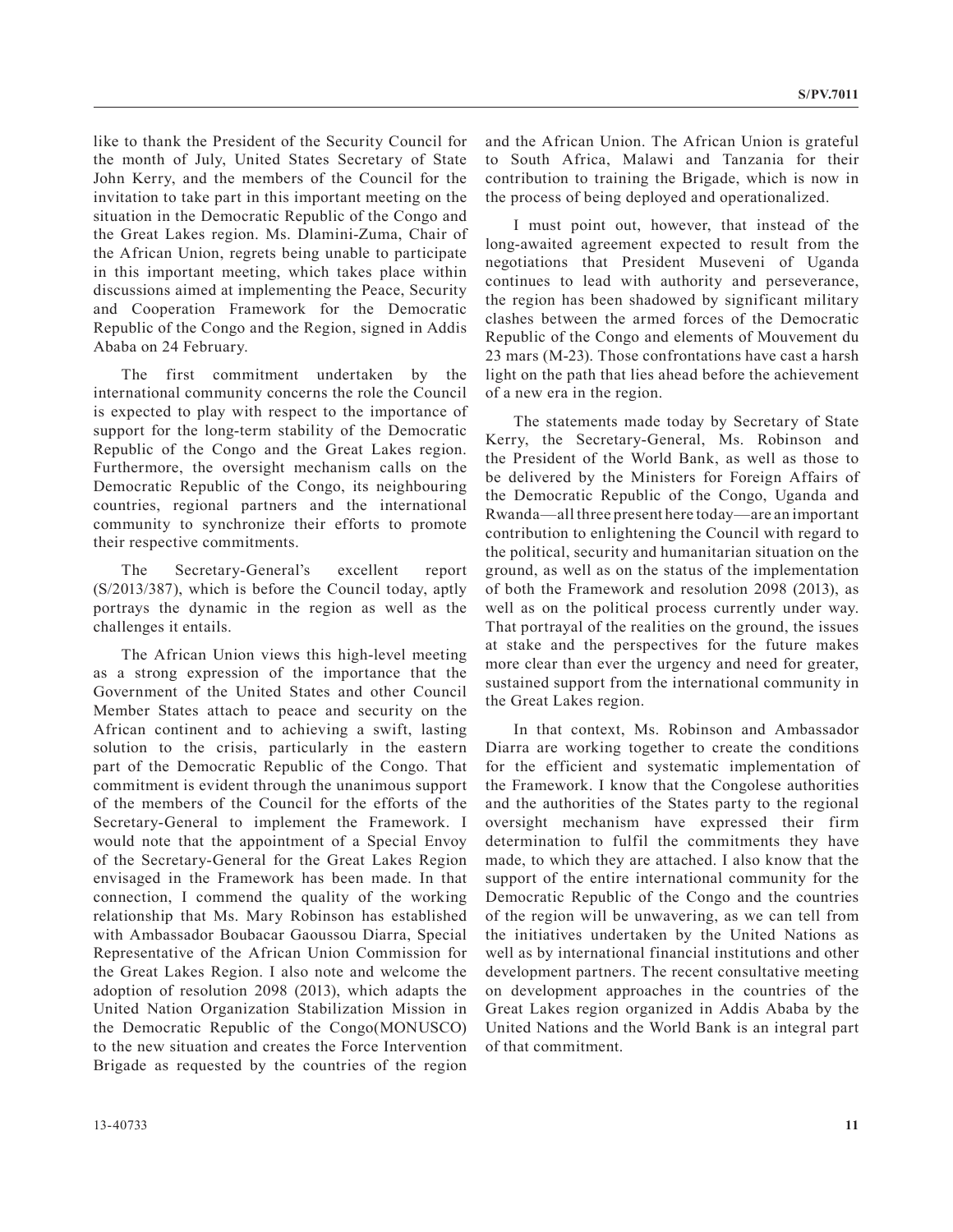like to thank the President of the Security Council for the month of July, United States Secretary of State John Kerry, and the members of the Council for the invitation to take part in this important meeting on the situation in the Democratic Republic of the Congo and the Great Lakes region. Ms. Dlamini-Zuma, Chair of the African Union, regrets being unable to participate in this important meeting, which takes place within discussions aimed at implementing the Peace, Security and Cooperation Framework for the Democratic Republic of the Congo and the Region, signed in Addis Ababa on 24 February.

The first commitment undertaken by the international community concerns the role the Council is expected to play with respect to the importance of support for the long-term stability of the Democratic Republic of the Congo and the Great Lakes region. Furthermore, the oversight mechanism calls on the Democratic Republic of the Congo, its neighbouring countries, regional partners and the international community to synchronize their efforts to promote their respective commitments.

The Secretary-General's excellent report (S/2013/387), which is before the Council today, aptly portrays the dynamic in the region as well as the challenges it entails.

The African Union views this high-level meeting as a strong expression of the importance that the Government of the United States and other Council Member States attach to peace and security on the African continent and to achieving a swift, lasting solution to the crisis, particularly in the eastern part of the Democratic Republic of the Congo. That commitment is evident through the unanimous support of the members of the Council for the efforts of the Secretary-General to implement the Framework. I would note that the appointment of a Special Envoy of the Secretary-General for the Great Lakes Region envisaged in the Framework has been made. In that connection, I commend the quality of the working relationship that Ms. Mary Robinson has established with Ambassador Boubacar Gaoussou Diarra, Special Representative of the African Union Commission for the Great Lakes Region. I also note and welcome the adoption of resolution 2098 (2013), which adapts the United Nation Organization Stabilization Mission in the Democratic Republic of the Congo(MONUSCO) to the new situation and creates the Force Intervention Brigade as requested by the countries of the region and the African Union. The African Union is grateful to South Africa, Malawi and Tanzania for their contribution to training the Brigade, which is now in the process of being deployed and operationalized.

I must point out, however, that instead of the long-awaited agreement expected to result from the negotiations that President Museveni of Uganda continues to lead with authority and perseverance, the region has been shadowed by significant military clashes between the armed forces of the Democratic Republic of the Congo and elements of Mouvement du 23 mars (M-23). Those confrontations have cast a harsh light on the path that lies ahead before the achievement of a new era in the region.

The statements made today by Secretary of State Kerry, the Secretary-General, Ms. Robinson and the President of the World Bank, as well as those to be delivered by the Ministers for Foreign Affairs of the Democratic Republic of the Congo, Uganda and Rwanda—all three present here today—are an important contribution to enlightening the Council with regard to the political, security and humanitarian situation on the ground, as well as on the status of the implementation of both the Framework and resolution 2098 (2013), as well as on the political process currently under way. That portrayal of the realities on the ground, the issues at stake and the perspectives for the future makes more clear than ever the urgency and need for greater, sustained support from the international community in the Great Lakes region.

In that context, Ms. Robinson and Ambassador Diarra are working together to create the conditions for the efficient and systematic implementation of the Framework. I know that the Congolese authorities and the authorities of the States party to the regional oversight mechanism have expressed their firm determination to fulfil the commitments they have made, to which they are attached. I also know that the support of the entire international community for the Democratic Republic of the Congo and the countries of the region will be unwavering, as we can tell from the initiatives undertaken by the United Nations as well as by international financial institutions and other development partners. The recent consultative meeting on development approaches in the countries of the Great Lakes region organized in Addis Ababa by the United Nations and the World Bank is an integral part of that commitment.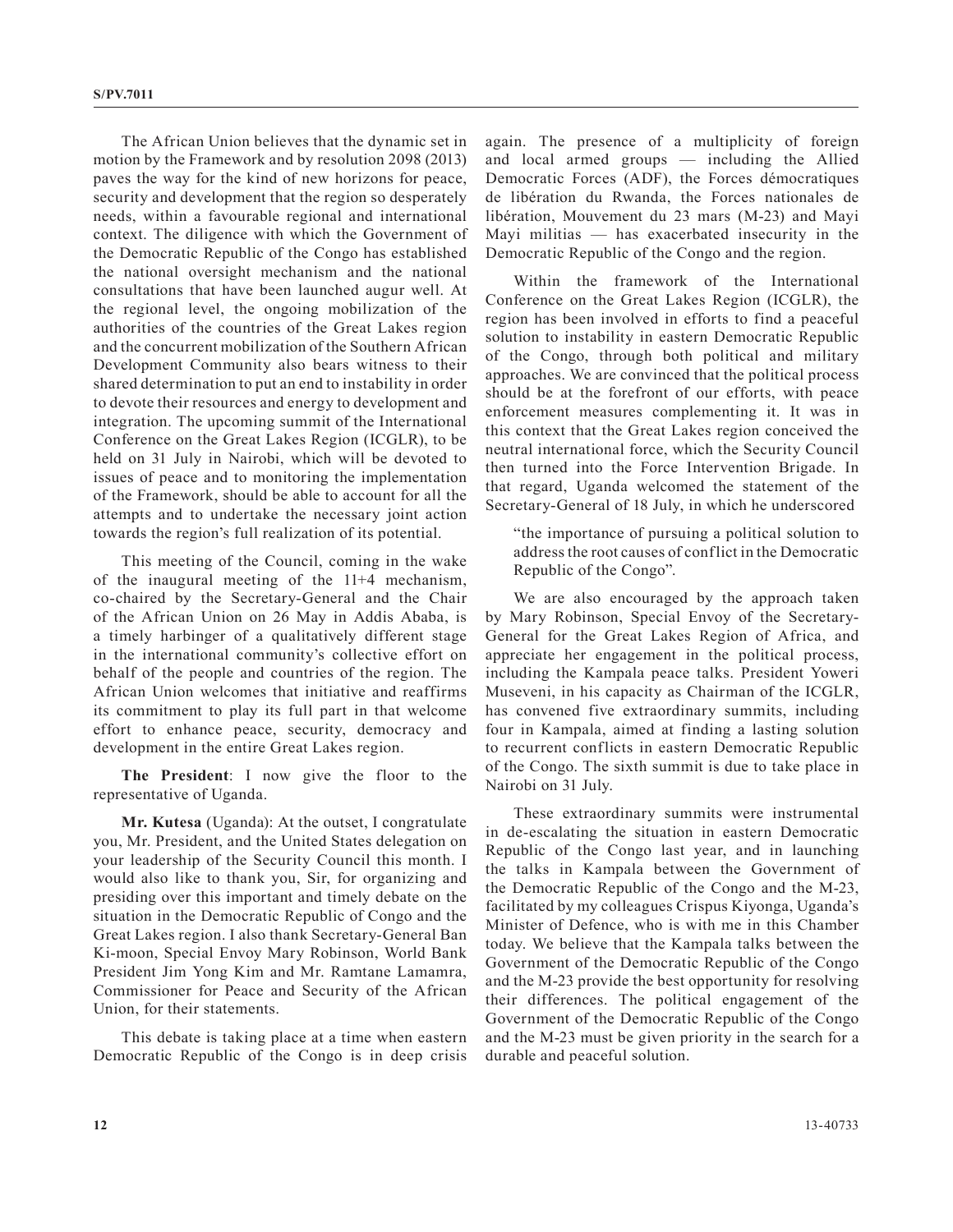The African Union believes that the dynamic set in motion by the Framework and by resolution 2098 (2013) paves the way for the kind of new horizons for peace, security and development that the region so desperately needs, within a favourable regional and international context. The diligence with which the Government of the Democratic Republic of the Congo has established the national oversight mechanism and the national consultations that have been launched augur well. At the regional level, the ongoing mobilization of the authorities of the countries of the Great Lakes region and the concurrent mobilization of the Southern African Development Community also bears witness to their shared determination to put an end to instability in order to devote their resources and energy to development and integration. The upcoming summit of the International Conference on the Great Lakes Region (ICGLR), to be held on 31 July in Nairobi, which will be devoted to issues of peace and to monitoring the implementation of the Framework, should be able to account for all the attempts and to undertake the necessary joint action towards the region's full realization of its potential.

This meeting of the Council, coming in the wake of the inaugural meeting of the 11+4 mechanism, co-chaired by the Secretary-General and the Chair of the African Union on 26 May in Addis Ababa, is a timely harbinger of a qualitatively different stage in the international community's collective effort on behalf of the people and countries of the region. The African Union welcomes that initiative and reaffirms its commitment to play its full part in that welcome effort to enhance peace, security, democracy and development in the entire Great Lakes region.

**The President**: I now give the floor to the representative of Uganda.

**Mr. Kutesa** (Uganda): At the outset, I congratulate you, Mr. President, and the United States delegation on your leadership of the Security Council this month. I would also like to thank you, Sir, for organizing and presiding over this important and timely debate on the situation in the Democratic Republic of Congo and the Great Lakes region. I also thank Secretary-General Ban Ki-moon, Special Envoy Mary Robinson, World Bank President Jim Yong Kim and Mr. Ramtane Lamamra, Commissioner for Peace and Security of the African Union, for their statements.

This debate is taking place at a time when eastern Democratic Republic of the Congo is in deep crisis again. The presence of a multiplicity of foreign and local armed groups — including the Allied Democratic Forces (ADF), the Forces démocratiques de libération du Rwanda, the Forces nationales de libération, Mouvement du 23 mars (M-23) and Mayi Mayi militias — has exacerbated insecurity in the Democratic Republic of the Congo and the region.

Within the framework of the International Conference on the Great Lakes Region (ICGLR), the region has been involved in efforts to find a peaceful solution to instability in eastern Democratic Republic of the Congo, through both political and military approaches. We are convinced that the political process should be at the forefront of our efforts, with peace enforcement measures complementing it. It was in this context that the Great Lakes region conceived the neutral international force, which the Security Council then turned into the Force Intervention Brigade. In that regard, Uganda welcomed the statement of the Secretary-General of 18 July, in which he underscored

> "the importance of pursuing a political solution to address the root causes of conflict in the Democratic Republic of the Congo".

We are also encouraged by the approach taken by Mary Robinson, Special Envoy of the Secretary-General for the Great Lakes Region of Africa, and appreciate her engagement in the political process, including the Kampala peace talks. President Yoweri Museveni, in his capacity as Chairman of the ICGLR, has convened five extraordinary summits, including four in Kampala, aimed at finding a lasting solution to recurrent conflicts in eastern Democratic Republic of the Congo. The sixth summit is due to take place in Nairobi on 31 July.

These extraordinary summits were instrumental in de-escalating the situation in eastern Democratic Republic of the Congo last year, and in launching the talks in Kampala between the Government of the Democratic Republic of the Congo and the M-23, facilitated by my colleagues Crispus Kiyonga, Uganda's Minister of Defence, who is with me in this Chamber today. We believe that the Kampala talks between the Government of the Democratic Republic of the Congo and the M-23 provide the best opportunity for resolving their differences. The political engagement of the Government of the Democratic Republic of the Congo and the M-23 must be given priority in the search for a durable and peaceful solution.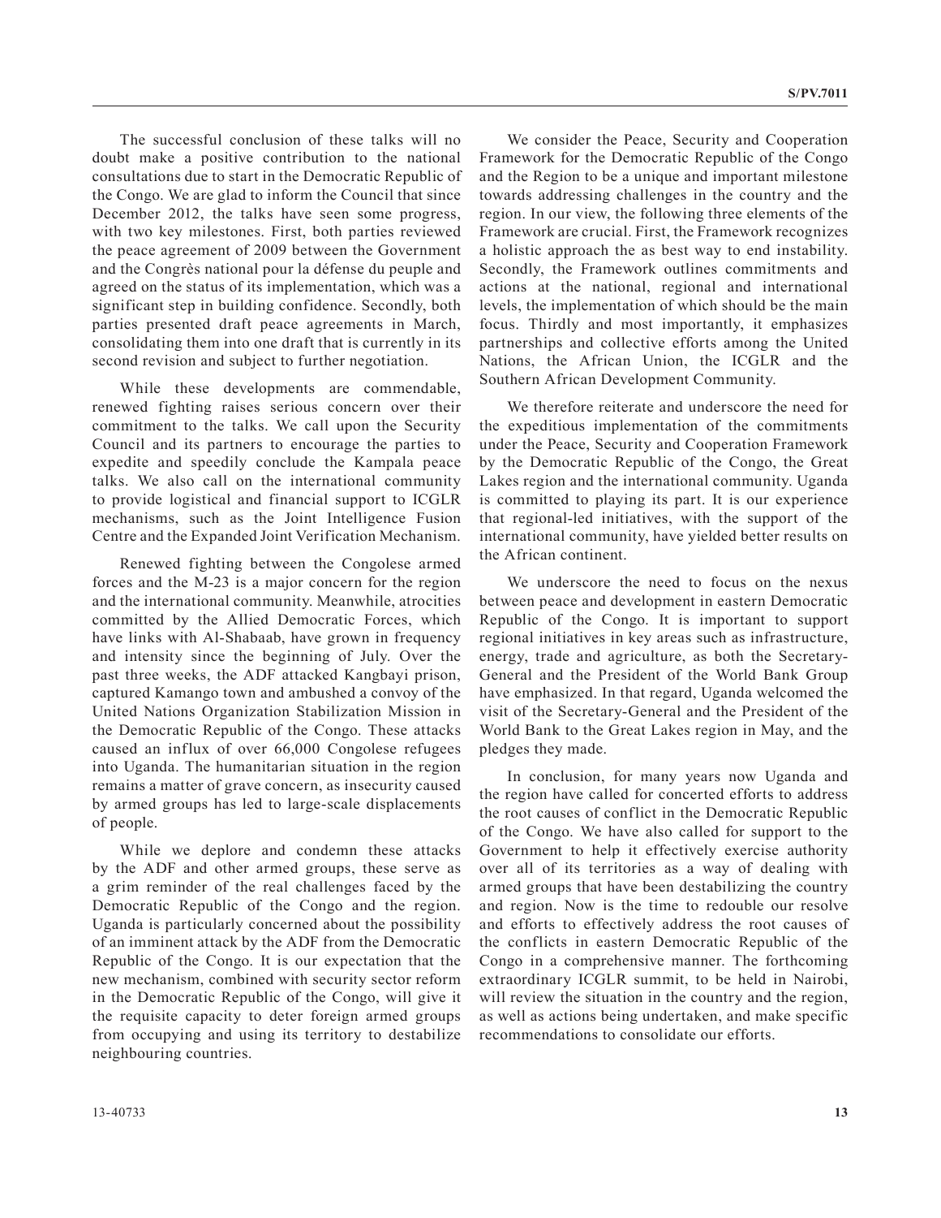The successful conclusion of these talks will no doubt make a positive contribution to the national consultations due to start in the Democratic Republic of the Congo. We are glad to inform the Council that since December 2012, the talks have seen some progress, with two key milestones. First, both parties reviewed the peace agreement of 2009 between the Government and the Congrès national pour la défense du peuple and agreed on the status of its implementation, which was a significant step in building confidence. Secondly, both parties presented draft peace agreements in March, consolidating them into one draft that is currently in its second revision and subject to further negotiation.

While these developments are commendable, renewed fighting raises serious concern over their commitment to the talks. We call upon the Security Council and its partners to encourage the parties to expedite and speedily conclude the Kampala peace talks. We also call on the international community to provide logistical and financial support to ICGLR mechanisms, such as the Joint Intelligence Fusion Centre and the Expanded Joint Verification Mechanism.

Renewed fighting between the Congolese armed forces and the M-23 is a major concern for the region and the international community. Meanwhile, atrocities committed by the Allied Democratic Forces, which have links with Al-Shabaab, have grown in frequency and intensity since the beginning of July. Over the past three weeks, the ADF attacked Kangbayi prison, captured Kamango town and ambushed a convoy of the United Nations Organization Stabilization Mission in the Democratic Republic of the Congo. These attacks caused an influx of over 66,000 Congolese refugees into Uganda. The humanitarian situation in the region remains a matter of grave concern, as insecurity caused by armed groups has led to large-scale displacements of people.

While we deplore and condemn these attacks by the ADF and other armed groups, these serve as a grim reminder of the real challenges faced by the Democratic Republic of the Congo and the region. Uganda is particularly concerned about the possibility of an imminent attack by the ADF from the Democratic Republic of the Congo. It is our expectation that the new mechanism, combined with security sector reform in the Democratic Republic of the Congo, will give it the requisite capacity to deter foreign armed groups from occupying and using its territory to destabilize neighbouring countries.

We consider the Peace, Security and Cooperation Framework for the Democratic Republic of the Congo and the Region to be a unique and important milestone towards addressing challenges in the country and the region. In our view, the following three elements of the Framework are crucial. First, the Framework recognizes a holistic approach the as best way to end instability. Secondly, the Framework outlines commitments and actions at the national, regional and international levels, the implementation of which should be the main focus. Thirdly and most importantly, it emphasizes partnerships and collective efforts among the United Nations, the African Union, the ICGLR and the Southern African Development Community.

We therefore reiterate and underscore the need for the expeditious implementation of the commitments under the Peace, Security and Cooperation Framework by the Democratic Republic of the Congo, the Great Lakes region and the international community. Uganda is committed to playing its part. It is our experience that regional-led initiatives, with the support of the international community, have yielded better results on the African continent.

We underscore the need to focus on the nexus between peace and development in eastern Democratic Republic of the Congo. It is important to support regional initiatives in key areas such as infrastructure, energy, trade and agriculture, as both the Secretary-General and the President of the World Bank Group have emphasized. In that regard, Uganda welcomed the visit of the Secretary-General and the President of the World Bank to the Great Lakes region in May, and the pledges they made.

In conclusion, for many years now Uganda and the region have called for concerted efforts to address the root causes of conflict in the Democratic Republic of the Congo. We have also called for support to the Government to help it effectively exercise authority over all of its territories as a way of dealing with armed groups that have been destabilizing the country and region. Now is the time to redouble our resolve and efforts to effectively address the root causes of the conflicts in eastern Democratic Republic of the Congo in a comprehensive manner. The forthcoming extraordinary ICGLR summit, to be held in Nairobi, will review the situation in the country and the region, as well as actions being undertaken, and make specific recommendations to consolidate our efforts.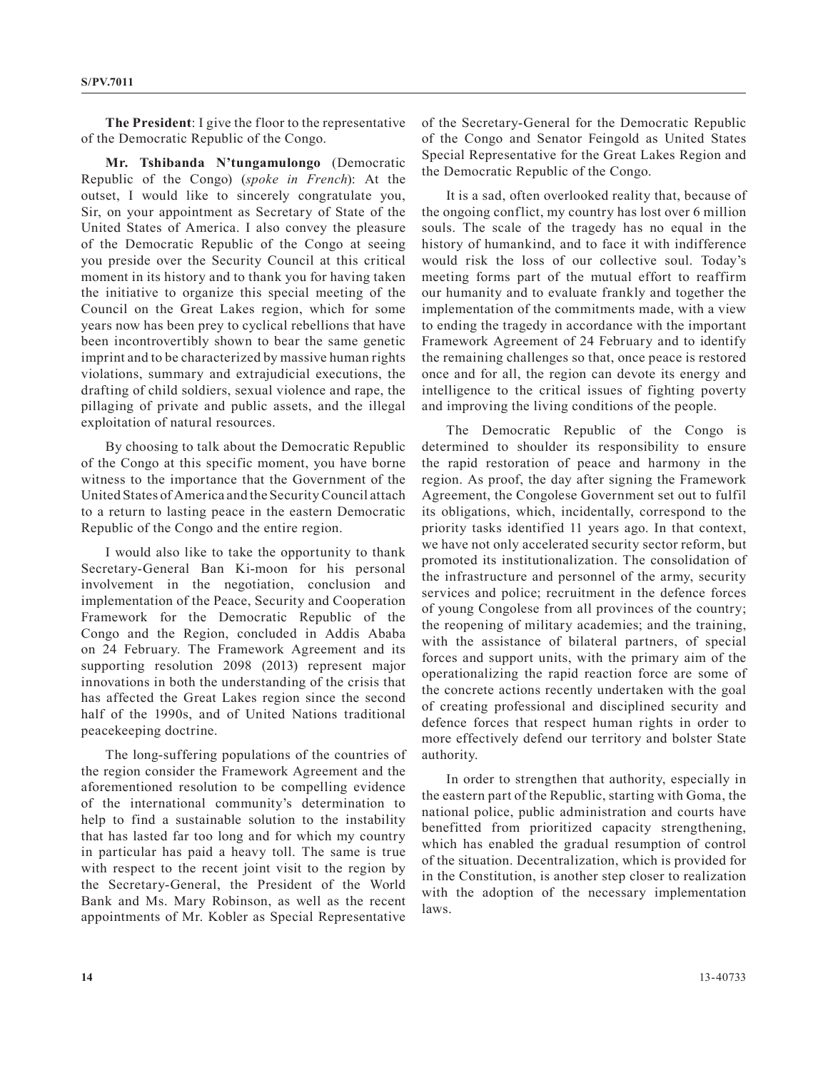**The President**: I give the floor to the representative of the Democratic Republic of the Congo.

**Mr. Tshibanda N'tungamulongo** (Democratic Republic of the Congo) (*spoke in French*): At the outset, I would like to sincerely congratulate you, Sir, on your appointment as Secretary of State of the United States of America. I also convey the pleasure of the Democratic Republic of the Congo at seeing you preside over the Security Council at this critical moment in its history and to thank you for having taken the initiative to organize this special meeting of the Council on the Great Lakes region, which for some years now has been prey to cyclical rebellions that have been incontrovertibly shown to bear the same genetic imprint and to be characterized by massive human rights violations, summary and extrajudicial executions, the drafting of child soldiers, sexual violence and rape, the pillaging of private and public assets, and the illegal exploitation of natural resources.

By choosing to talk about the Democratic Republic of the Congo at this specific moment, you have borne witness to the importance that the Government of the United States of America and the Security Council attach to a return to lasting peace in the eastern Democratic Republic of the Congo and the entire region.

I would also like to take the opportunity to thank Secretary-General Ban Ki-moon for his personal involvement in the negotiation, conclusion and implementation of the Peace, Security and Cooperation Framework for the Democratic Republic of the Congo and the Region, concluded in Addis Ababa on 24 February. The Framework Agreement and its supporting resolution 2098 (2013) represent major innovations in both the understanding of the crisis that has affected the Great Lakes region since the second half of the 1990s, and of United Nations traditional peacekeeping doctrine.

The long-suffering populations of the countries of the region consider the Framework Agreement and the aforementioned resolution to be compelling evidence of the international community's determination to help to find a sustainable solution to the instability that has lasted far too long and for which my country in particular has paid a heavy toll. The same is true with respect to the recent joint visit to the region by the Secretary-General, the President of the World Bank and Ms. Mary Robinson, as well as the recent appointments of Mr. Kobler as Special Representative of the Secretary-General for the Democratic Republic of the Congo and Senator Feingold as United States Special Representative for the Great Lakes Region and the Democratic Republic of the Congo.

It is a sad, often overlooked reality that, because of the ongoing conflict, my country has lost over 6 million souls. The scale of the tragedy has no equal in the history of humankind, and to face it with indifference would risk the loss of our collective soul. Today's meeting forms part of the mutual effort to reaffirm our humanity and to evaluate frankly and together the implementation of the commitments made, with a view to ending the tragedy in accordance with the important Framework Agreement of 24 February and to identify the remaining challenges so that, once peace is restored once and for all, the region can devote its energy and intelligence to the critical issues of fighting poverty and improving the living conditions of the people.

The Democratic Republic of the Congo is determined to shoulder its responsibility to ensure the rapid restoration of peace and harmony in the region. As proof, the day after signing the Framework Agreement, the Congolese Government set out to fulfil its obligations, which, incidentally, correspond to the priority tasks identified 11 years ago. In that context, we have not only accelerated security sector reform, but promoted its institutionalization. The consolidation of the infrastructure and personnel of the army, security services and police; recruitment in the defence forces of young Congolese from all provinces of the country; the reopening of military academies; and the training, with the assistance of bilateral partners, of special forces and support units, with the primary aim of the operationalizing the rapid reaction force are some of the concrete actions recently undertaken with the goal of creating professional and disciplined security and defence forces that respect human rights in order to more effectively defend our territory and bolster State authority.

In order to strengthen that authority, especially in the eastern part of the Republic, starting with Goma, the national police, public administration and courts have benefitted from prioritized capacity strengthening, which has enabled the gradual resumption of control of the situation. Decentralization, which is provided for in the Constitution, is another step closer to realization with the adoption of the necessary implementation laws.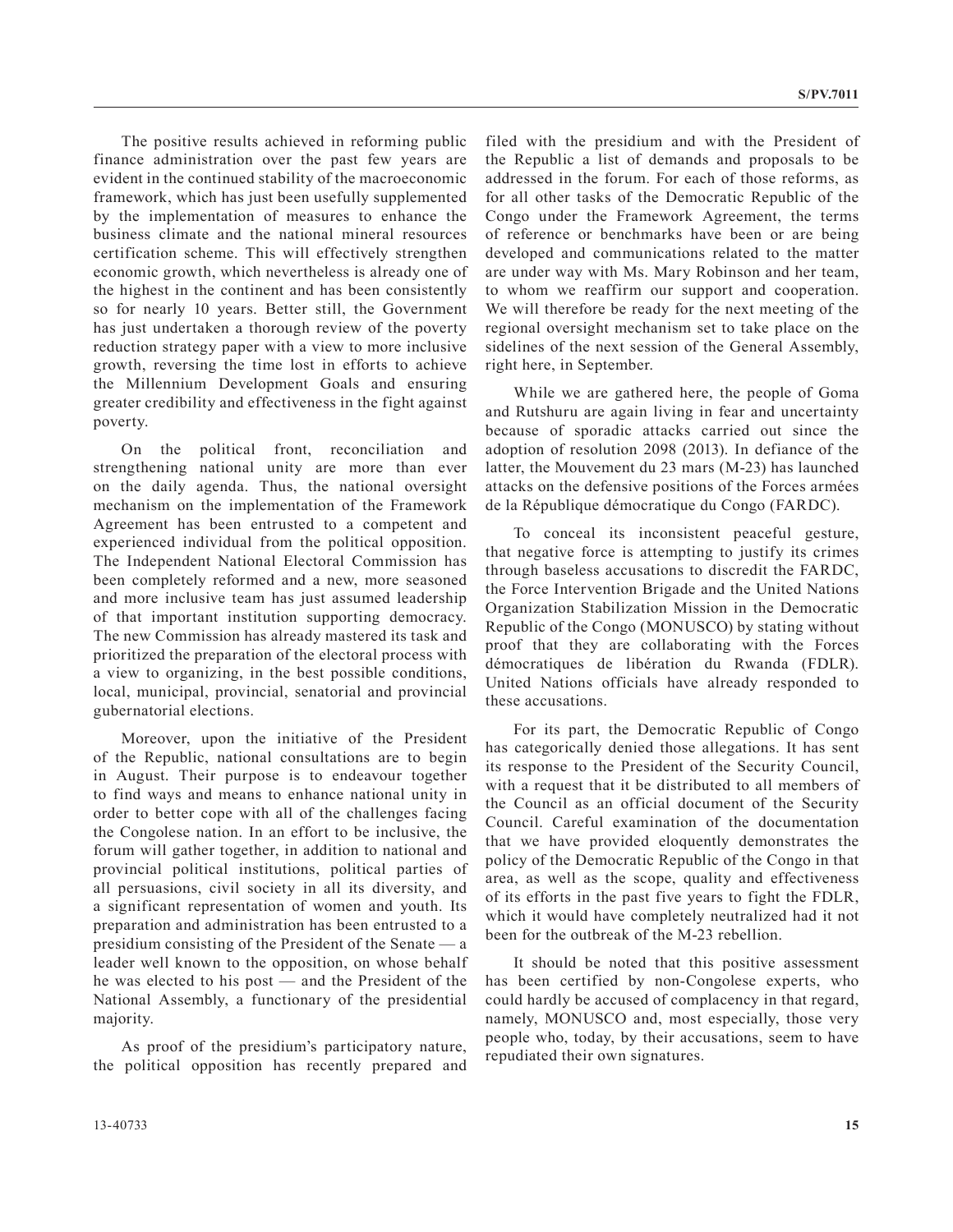The positive results achieved in reforming public finance administration over the past few years are evident in the continued stability of the macroeconomic framework, which has just been usefully supplemented by the implementation of measures to enhance the business climate and the national mineral resources certification scheme. This will effectively strengthen economic growth, which nevertheless is already one of the highest in the continent and has been consistently so for nearly 10 years. Better still, the Government has just undertaken a thorough review of the poverty reduction strategy paper with a view to more inclusive growth, reversing the time lost in efforts to achieve the Millennium Development Goals and ensuring greater credibility and effectiveness in the fight against poverty.

On the political front, reconciliation and strengthening national unity are more than ever on the daily agenda. Thus, the national oversight mechanism on the implementation of the Framework Agreement has been entrusted to a competent and experienced individual from the political opposition. The Independent National Electoral Commission has been completely reformed and a new, more seasoned and more inclusive team has just assumed leadership of that important institution supporting democracy. The new Commission has already mastered its task and prioritized the preparation of the electoral process with a view to organizing, in the best possible conditions, local, municipal, provincial, senatorial and provincial gubernatorial elections.

Moreover, upon the initiative of the President of the Republic, national consultations are to begin in August. Their purpose is to endeavour together to find ways and means to enhance national unity in order to better cope with all of the challenges facing the Congolese nation. In an effort to be inclusive, the forum will gather together, in addition to national and provincial political institutions, political parties of all persuasions, civil society in all its diversity, and a significant representation of women and youth. Its preparation and administration has been entrusted to a presidium consisting of the President of the Senate — a leader well known to the opposition, on whose behalf he was elected to his post — and the President of the National Assembly, a functionary of the presidential majority.

As proof of the presidium's participatory nature, the political opposition has recently prepared and filed with the presidium and with the President of the Republic a list of demands and proposals to be addressed in the forum. For each of those reforms, as for all other tasks of the Democratic Republic of the Congo under the Framework Agreement, the terms of reference or benchmarks have been or are being developed and communications related to the matter are under way with Ms. Mary Robinson and her team, to whom we reaffirm our support and cooperation. We will therefore be ready for the next meeting of the regional oversight mechanism set to take place on the sidelines of the next session of the General Assembly, right here, in September.

While we are gathered here, the people of Goma and Rutshuru are again living in fear and uncertainty because of sporadic attacks carried out since the adoption of resolution 2098 (2013). In defiance of the latter, the Mouvement du 23 mars (M-23) has launched attacks on the defensive positions of the Forces armées de la République démocratique du Congo (FARDC).

To conceal its inconsistent peaceful gesture, that negative force is attempting to justify its crimes through baseless accusations to discredit the FARDC, the Force Intervention Brigade and the United Nations Organization Stabilization Mission in the Democratic Republic of the Congo (MONUSCO) by stating without proof that they are collaborating with the Forces démocratiques de libération du Rwanda (FDLR). United Nations officials have already responded to these accusations.

For its part, the Democratic Republic of Congo has categorically denied those allegations. It has sent its response to the President of the Security Council, with a request that it be distributed to all members of the Council as an official document of the Security Council. Careful examination of the documentation that we have provided eloquently demonstrates the policy of the Democratic Republic of the Congo in that area, as well as the scope, quality and effectiveness of its efforts in the past five years to fight the FDLR, which it would have completely neutralized had it not been for the outbreak of the M-23 rebellion.

It should be noted that this positive assessment has been certified by non-Congolese experts, who could hardly be accused of complacency in that regard, namely, MONUSCO and, most especially, those very people who, today, by their accusations, seem to have repudiated their own signatures.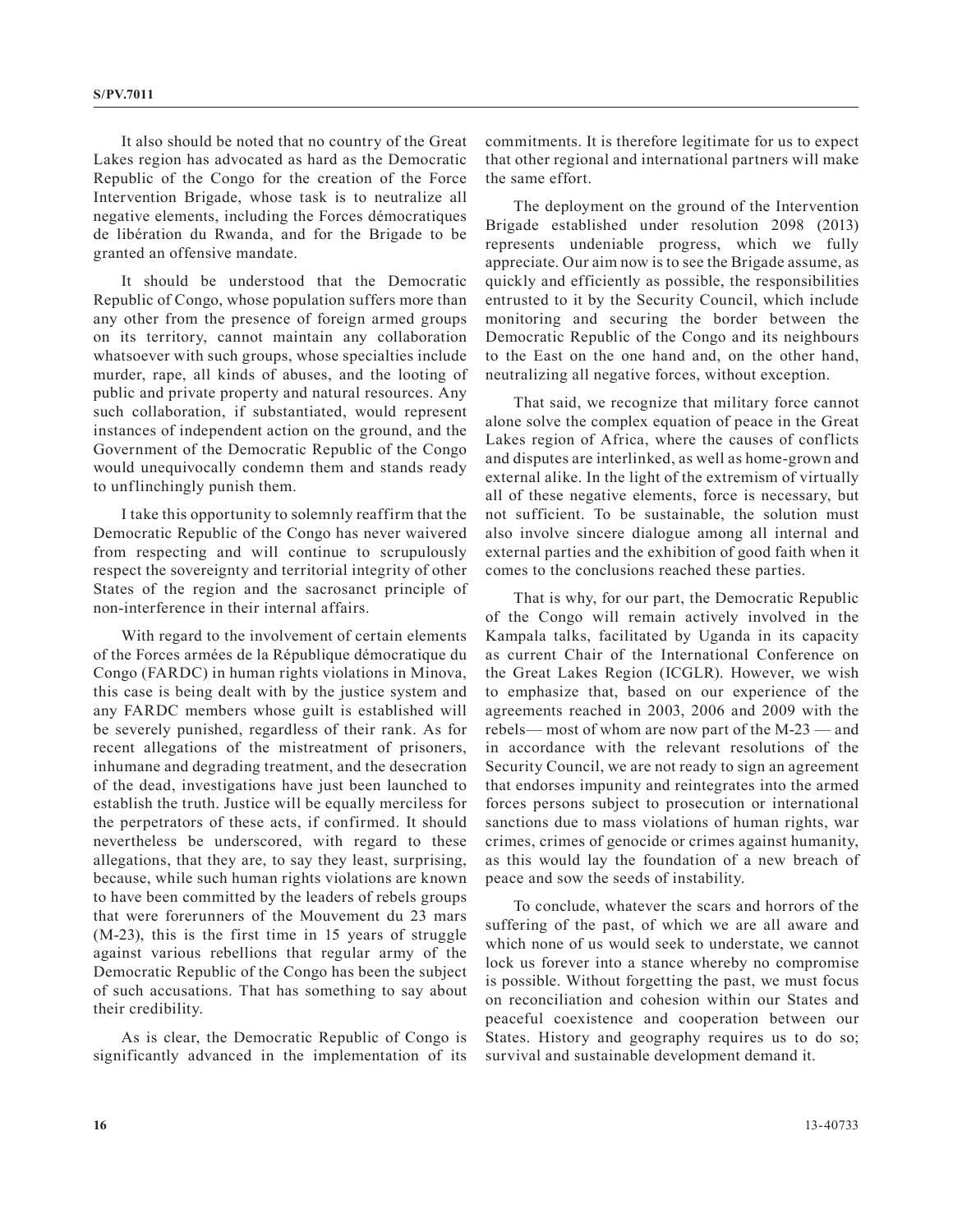It also should be noted that no country of the Great Lakes region has advocated as hard as the Democratic Republic of the Congo for the creation of the Force Intervention Brigade, whose task is to neutralize all negative elements, including the Forces démocratiques de libération du Rwanda, and for the Brigade to be granted an offensive mandate.

It should be understood that the Democratic Republic of Congo, whose population suffers more than any other from the presence of foreign armed groups on its territory, cannot maintain any collaboration whatsoever with such groups, whose specialties include murder, rape, all kinds of abuses, and the looting of public and private property and natural resources. Any such collaboration, if substantiated, would represent instances of independent action on the ground, and the Government of the Democratic Republic of the Congo would unequivocally condemn them and stands ready to unflinchingly punish them.

I take this opportunity to solemnly reaffirm that the Democratic Republic of the Congo has never waivered from respecting and will continue to scrupulously respect the sovereignty and territorial integrity of other States of the region and the sacrosanct principle of non-interference in their internal affairs.

With regard to the involvement of certain elements of the Forces armées de la République démocratique du Congo (FARDC) in human rights violations in Minova, this case is being dealt with by the justice system and any FARDC members whose guilt is established will be severely punished, regardless of their rank. As for recent allegations of the mistreatment of prisoners, inhumane and degrading treatment, and the desecration of the dead, investigations have just been launched to establish the truth. Justice will be equally merciless for the perpetrators of these acts, if confirmed. It should nevertheless be underscored, with regard to these allegations, that they are, to say they least, surprising, because, while such human rights violations are known to have been committed by the leaders of rebels groups that were forerunners of the Mouvement du 23 mars (M-23), this is the first time in 15 years of struggle against various rebellions that regular army of the Democratic Republic of the Congo has been the subject of such accusations. That has something to say about their credibility.

As is clear, the Democratic Republic of Congo is significantly advanced in the implementation of its commitments. It is therefore legitimate for us to expect that other regional and international partners will make the same effort.

The deployment on the ground of the Intervention Brigade established under resolution 2098 (2013) represents undeniable progress, which we fully appreciate. Our aim now is to see the Brigade assume, as quickly and efficiently as possible, the responsibilities entrusted to it by the Security Council, which include monitoring and securing the border between the Democratic Republic of the Congo and its neighbours to the East on the one hand and, on the other hand, neutralizing all negative forces, without exception.

That said, we recognize that military force cannot alone solve the complex equation of peace in the Great Lakes region of Africa, where the causes of conflicts and disputes are interlinked, as well as home-grown and external alike. In the light of the extremism of virtually all of these negative elements, force is necessary, but not sufficient. To be sustainable, the solution must also involve sincere dialogue among all internal and external parties and the exhibition of good faith when it comes to the conclusions reached these parties.

That is why, for our part, the Democratic Republic of the Congo will remain actively involved in the Kampala talks, facilitated by Uganda in its capacity as current Chair of the International Conference on the Great Lakes Region (ICGLR). However, we wish to emphasize that, based on our experience of the agreements reached in 2003, 2006 and 2009 with the rebels— most of whom are now part of the M-23 — and in accordance with the relevant resolutions of the Security Council, we are not ready to sign an agreement that endorses impunity and reintegrates into the armed forces persons subject to prosecution or international sanctions due to mass violations of human rights, war crimes, crimes of genocide or crimes against humanity, as this would lay the foundation of a new breach of peace and sow the seeds of instability.

To conclude, whatever the scars and horrors of the suffering of the past, of which we are all aware and which none of us would seek to understate, we cannot lock us forever into a stance whereby no compromise is possible. Without forgetting the past, we must focus on reconciliation and cohesion within our States and peaceful coexistence and cooperation between our States. History and geography requires us to do so; survival and sustainable development demand it.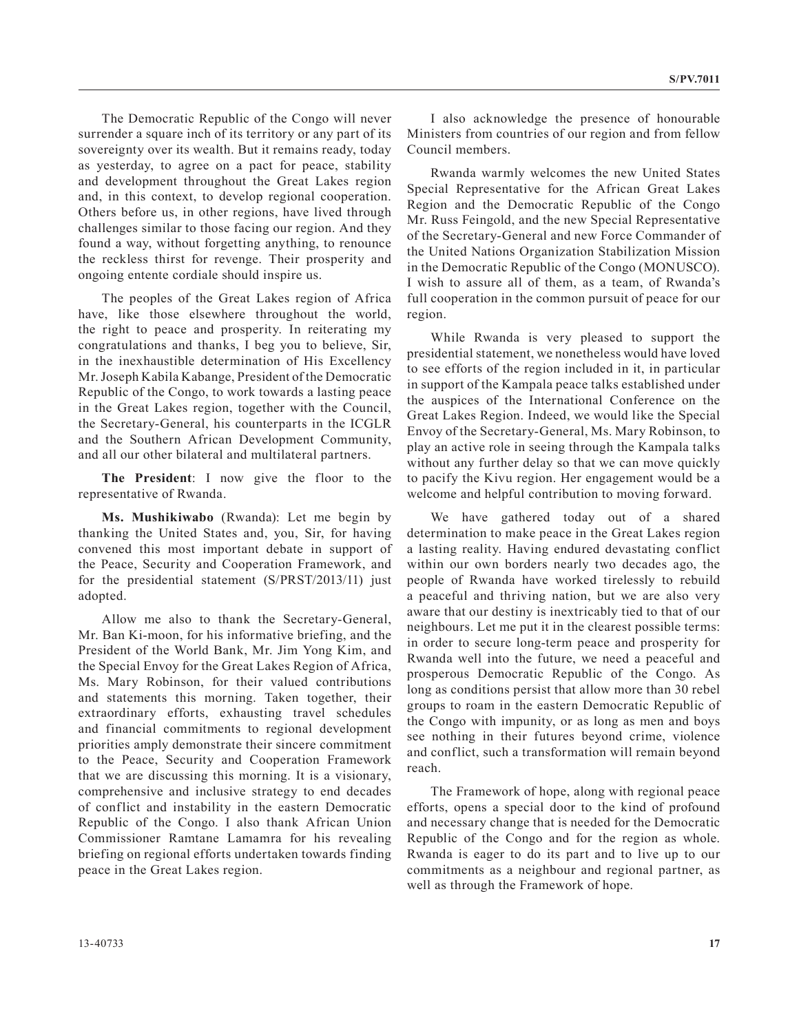The Democratic Republic of the Congo will never surrender a square inch of its territory or any part of its sovereignty over its wealth. But it remains ready, today as yesterday, to agree on a pact for peace, stability and development throughout the Great Lakes region and, in this context, to develop regional cooperation. Others before us, in other regions, have lived through challenges similar to those facing our region. And they found a way, without forgetting anything, to renounce the reckless thirst for revenge. Their prosperity and ongoing entente cordiale should inspire us.

The peoples of the Great Lakes region of Africa have, like those elsewhere throughout the world, the right to peace and prosperity. In reiterating my congratulations and thanks, I beg you to believe, Sir, in the inexhaustible determination of His Excellency Mr. Joseph Kabila Kabange, President of the Democratic Republic of the Congo, to work towards a lasting peace in the Great Lakes region, together with the Council, the Secretary-General, his counterparts in the ICGLR and the Southern African Development Community, and all our other bilateral and multilateral partners.

**The President**: I now give the floor to the representative of Rwanda.

**Ms. Mushikiwabo** (Rwanda): Let me begin by thanking the United States and, you, Sir, for having convened this most important debate in support of the Peace, Security and Cooperation Framework, and for the presidential statement (S/PRST/2013/11) just adopted.

Allow me also to thank the Secretary-General, Mr. Ban Ki-moon, for his informative briefing, and the President of the World Bank, Mr. Jim Yong Kim, and the Special Envoy for the Great Lakes Region of Africa, Ms. Mary Robinson, for their valued contributions and statements this morning. Taken together, their extraordinary efforts, exhausting travel schedules and financial commitments to regional development priorities amply demonstrate their sincere commitment to the Peace, Security and Cooperation Framework that we are discussing this morning. It is a visionary, comprehensive and inclusive strategy to end decades of conflict and instability in the eastern Democratic Republic of the Congo. I also thank African Union Commissioner Ramtane Lamamra for his revealing briefing on regional efforts undertaken towards finding peace in the Great Lakes region.

I also acknowledge the presence of honourable Ministers from countries of our region and from fellow Council members.

Rwanda warmly welcomes the new United States Special Representative for the African Great Lakes Region and the Democratic Republic of the Congo Mr. Russ Feingold, and the new Special Representative of the Secretary-General and new Force Commander of the United Nations Organization Stabilization Mission in the Democratic Republic of the Congo (MONUSCO). I wish to assure all of them, as a team, of Rwanda's full cooperation in the common pursuit of peace for our region.

While Rwanda is very pleased to support the presidential statement, we nonetheless would have loved to see efforts of the region included in it, in particular in support of the Kampala peace talks established under the auspices of the International Conference on the Great Lakes Region. Indeed, we would like the Special Envoy of the Secretary-General, Ms. Mary Robinson, to play an active role in seeing through the Kampala talks without any further delay so that we can move quickly to pacify the Kivu region. Her engagement would be a welcome and helpful contribution to moving forward.

We have gathered today out of a shared determination to make peace in the Great Lakes region a lasting reality. Having endured devastating conflict within our own borders nearly two decades ago, the people of Rwanda have worked tirelessly to rebuild a peaceful and thriving nation, but we are also very aware that our destiny is inextricably tied to that of our neighbours. Let me put it in the clearest possible terms: in order to secure long-term peace and prosperity for Rwanda well into the future, we need a peaceful and prosperous Democratic Republic of the Congo. As long as conditions persist that allow more than 30 rebel groups to roam in the eastern Democratic Republic of the Congo with impunity, or as long as men and boys see nothing in their futures beyond crime, violence and conflict, such a transformation will remain beyond reach.

The Framework of hope, along with regional peace efforts, opens a special door to the kind of profound and necessary change that is needed for the Democratic Republic of the Congo and for the region as whole. Rwanda is eager to do its part and to live up to our commitments as a neighbour and regional partner, as well as through the Framework of hope.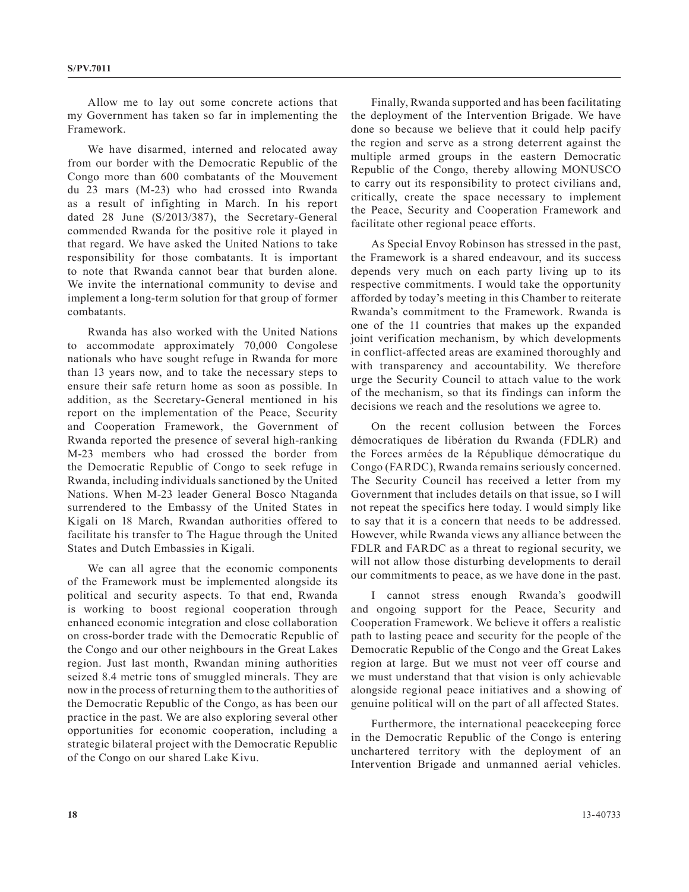Allow me to lay out some concrete actions that my Government has taken so far in implementing the Framework.

We have disarmed, interned and relocated away from our border with the Democratic Republic of the Congo more than 600 combatants of the Mouvement du 23 mars (M-23) who had crossed into Rwanda as a result of infighting in March. In his report dated 28 June (S/2013/387), the Secretary-General commended Rwanda for the positive role it played in that regard. We have asked the United Nations to take responsibility for those combatants. It is important to note that Rwanda cannot bear that burden alone. We invite the international community to devise and implement a long-term solution for that group of former combatants.

Rwanda has also worked with the United Nations to accommodate approximately 70,000 Congolese nationals who have sought refuge in Rwanda for more than 13 years now, and to take the necessary steps to ensure their safe return home as soon as possible. In addition, as the Secretary-General mentioned in his report on the implementation of the Peace, Security and Cooperation Framework, the Government of Rwanda reported the presence of several high-ranking M-23 members who had crossed the border from the Democratic Republic of Congo to seek refuge in Rwanda, including individuals sanctioned by the United Nations. When M-23 leader General Bosco Ntaganda surrendered to the Embassy of the United States in Kigali on 18 March, Rwandan authorities offered to facilitate his transfer to The Hague through the United States and Dutch Embassies in Kigali.

We can all agree that the economic components of the Framework must be implemented alongside its political and security aspects. To that end, Rwanda is working to boost regional cooperation through enhanced economic integration and close collaboration on cross-border trade with the Democratic Republic of the Congo and our other neighbours in the Great Lakes region. Just last month, Rwandan mining authorities seized 8.4 metric tons of smuggled minerals. They are now in the process of returning them to the authorities of the Democratic Republic of the Congo, as has been our practice in the past. We are also exploring several other opportunities for economic cooperation, including a strategic bilateral project with the Democratic Republic of the Congo on our shared Lake Kivu.

Finally, Rwanda supported and has been facilitating the deployment of the Intervention Brigade. We have done so because we believe that it could help pacify the region and serve as a strong deterrent against the multiple armed groups in the eastern Democratic Republic of the Congo, thereby allowing MONUSCO to carry out its responsibility to protect civilians and, critically, create the space necessary to implement the Peace, Security and Cooperation Framework and facilitate other regional peace efforts.

As Special Envoy Robinson has stressed in the past, the Framework is a shared endeavour, and its success depends very much on each party living up to its respective commitments. I would take the opportunity afforded by today's meeting in this Chamber to reiterate Rwanda's commitment to the Framework. Rwanda is one of the 11 countries that makes up the expanded joint verification mechanism, by which developments in conflict-affected areas are examined thoroughly and with transparency and accountability. We therefore urge the Security Council to attach value to the work of the mechanism, so that its findings can inform the decisions we reach and the resolutions we agree to.

On the recent collusion between the Forces démocratiques de libération du Rwanda (FDLR) and the Forces armées de la République démocratique du Congo (FARDC), Rwanda remains seriously concerned. The Security Council has received a letter from my Government that includes details on that issue, so I will not repeat the specifics here today. I would simply like to say that it is a concern that needs to be addressed. However, while Rwanda views any alliance between the FDLR and FARDC as a threat to regional security, we will not allow those disturbing developments to derail our commitments to peace, as we have done in the past.

I cannot stress enough Rwanda's goodwill and ongoing support for the Peace, Security and Cooperation Framework. We believe it offers a realistic path to lasting peace and security for the people of the Democratic Republic of the Congo and the Great Lakes region at large. But we must not veer off course and we must understand that that vision is only achievable alongside regional peace initiatives and a showing of genuine political will on the part of all affected States.

Furthermore, the international peacekeeping force in the Democratic Republic of the Congo is entering unchartered territory with the deployment of an Intervention Brigade and unmanned aerial vehicles.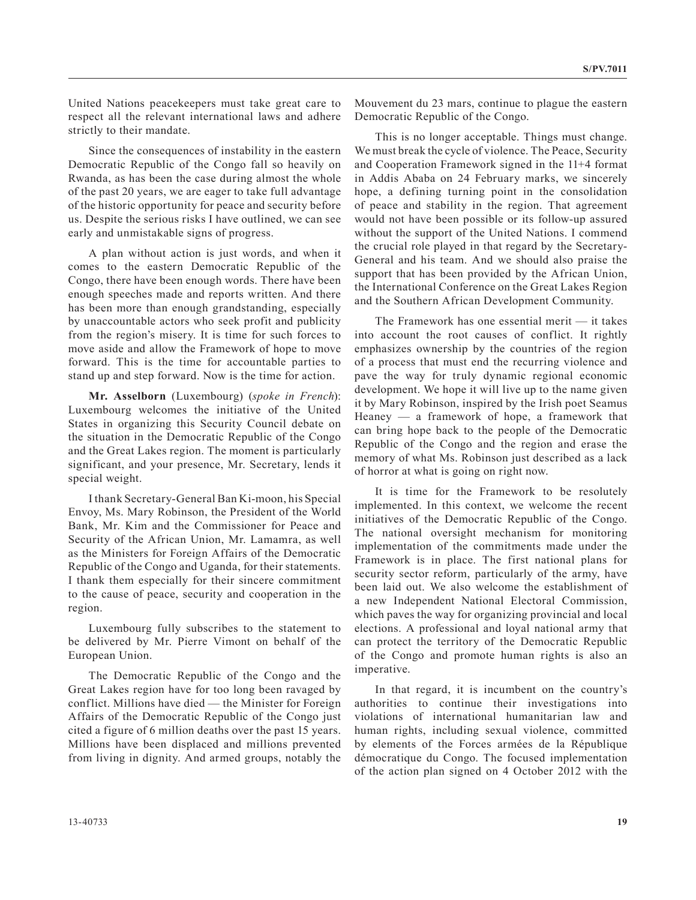United Nations peacekeepers must take great care to respect all the relevant international laws and adhere strictly to their mandate.

Since the consequences of instability in the eastern Democratic Republic of the Congo fall so heavily on Rwanda, as has been the case during almost the whole of the past 20 years, we are eager to take full advantage of the historic opportunity for peace and security before us. Despite the serious risks I have outlined, we can see early and unmistakable signs of progress.

A plan without action is just words, and when it comes to the eastern Democratic Republic of the Congo, there have been enough words. There have been enough speeches made and reports written. And there has been more than enough grandstanding, especially by unaccountable actors who seek profit and publicity from the region's misery. It is time for such forces to move aside and allow the Framework of hope to move forward. This is the time for accountable parties to stand up and step forward. Now is the time for action.

**Mr. Asselborn** (Luxembourg) (*spoke in French*): Luxembourg welcomes the initiative of the United States in organizing this Security Council debate on the situation in the Democratic Republic of the Congo and the Great Lakes region. The moment is particularly significant, and your presence, Mr. Secretary, lends it special weight.

I thank Secretary-General Ban Ki-moon, his Special Envoy, Ms. Mary Robinson, the President of the World Bank, Mr. Kim and the Commissioner for Peace and Security of the African Union, Mr. Lamamra, as well as the Ministers for Foreign Affairs of the Democratic Republic of the Congo and Uganda, for their statements. I thank them especially for their sincere commitment to the cause of peace, security and cooperation in the region.

Luxembourg fully subscribes to the statement to be delivered by Mr. Pierre Vimont on behalf of the European Union.

The Democratic Republic of the Congo and the Great Lakes region have for too long been ravaged by conflict. Millions have died — the Minister for Foreign Affairs of the Democratic Republic of the Congo just cited a figure of 6 million deaths over the past 15 years. Millions have been displaced and millions prevented from living in dignity. And armed groups, notably the Mouvement du 23 mars, continue to plague the eastern Democratic Republic of the Congo.

This is no longer acceptable. Things must change. We must break the cycle of violence. The Peace, Security and Cooperation Framework signed in the 11+4 format in Addis Ababa on 24 February marks, we sincerely hope, a defining turning point in the consolidation of peace and stability in the region. That agreement would not have been possible or its follow-up assured without the support of the United Nations. I commend the crucial role played in that regard by the Secretary-General and his team. And we should also praise the support that has been provided by the African Union, the International Conference on the Great Lakes Region and the Southern African Development Community.

The Framework has one essential merit — it takes into account the root causes of conflict. It rightly emphasizes ownership by the countries of the region of a process that must end the recurring violence and pave the way for truly dynamic regional economic development. We hope it will live up to the name given it by Mary Robinson, inspired by the Irish poet Seamus Heaney — a framework of hope, a framework that can bring hope back to the people of the Democratic Republic of the Congo and the region and erase the memory of what Ms. Robinson just described as a lack of horror at what is going on right now.

It is time for the Framework to be resolutely implemented. In this context, we welcome the recent initiatives of the Democratic Republic of the Congo. The national oversight mechanism for monitoring implementation of the commitments made under the Framework is in place. The first national plans for security sector reform, particularly of the army, have been laid out. We also welcome the establishment of a new Independent National Electoral Commission, which paves the way for organizing provincial and local elections. A professional and loyal national army that can protect the territory of the Democratic Republic of the Congo and promote human rights is also an imperative.

In that regard, it is incumbent on the country's authorities to continue their investigations into violations of international humanitarian law and human rights, including sexual violence, committed by elements of the Forces armées de la République démocratique du Congo. The focused implementation of the action plan signed on 4 October 2012 with the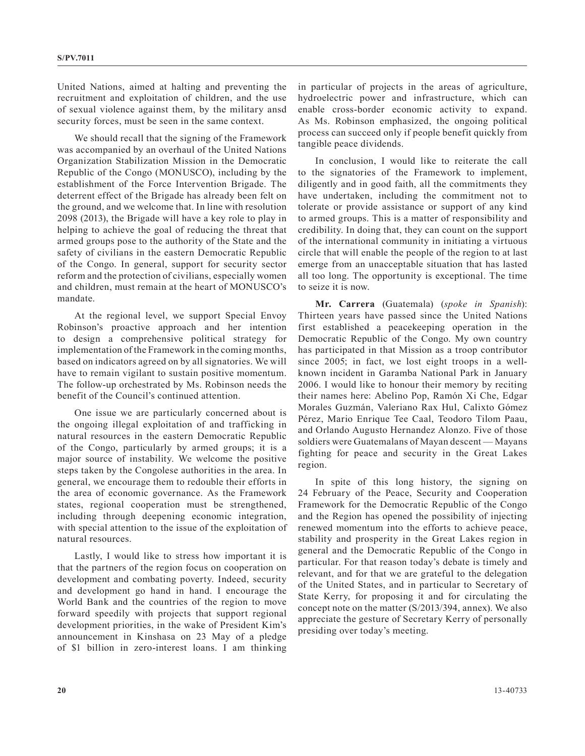United Nations, aimed at halting and preventing the recruitment and exploitation of children, and the use of sexual violence against them, by the military ansd security forces, must be seen in the same context.

We should recall that the signing of the Framework was accompanied by an overhaul of the United Nations Organization Stabilization Mission in the Democratic Republic of the Congo (MONUSCO), including by the establishment of the Force Intervention Brigade. The deterrent effect of the Brigade has already been felt on the ground, and we welcome that. In line with resolution 2098 (2013), the Brigade will have a key role to play in helping to achieve the goal of reducing the threat that armed groups pose to the authority of the State and the safety of civilians in the eastern Democratic Republic of the Congo. In general, support for security sector reform and the protection of civilians, especially women and children, must remain at the heart of MONUSCO's mandate.

At the regional level, we support Special Envoy Robinson's proactive approach and her intention to design a comprehensive political strategy for implementation of the Framework in the coming months, based on indicators agreed on by all signatories. We will have to remain vigilant to sustain positive momentum. The follow-up orchestrated by Ms. Robinson needs the benefit of the Council's continued attention.

One issue we are particularly concerned about is the ongoing illegal exploitation of and trafficking in natural resources in the eastern Democratic Republic of the Congo, particularly by armed groups; it is a major source of instability. We welcome the positive steps taken by the Congolese authorities in the area. In general, we encourage them to redouble their efforts in the area of economic governance. As the Framework states, regional cooperation must be strengthened, including through deepening economic integration, with special attention to the issue of the exploitation of natural resources.

Lastly, I would like to stress how important it is that the partners of the region focus on cooperation on development and combating poverty. Indeed, security and development go hand in hand. I encourage the World Bank and the countries of the region to move forward speedily with projects that support regional development priorities, in the wake of President Kim's announcement in Kinshasa on 23 May of a pledge of $1 billion in zero-interest loans. I am thinking in particular of projects in the areas of agriculture, hydroelectric power and infrastructure, which can enable cross-border economic activity to expand. As Ms. Robinson emphasized, the ongoing political process can succeed only if people benefit quickly from tangible peace dividends.

In conclusion, I would like to reiterate the call to the signatories of the Framework to implement, diligently and in good faith, all the commitments they have undertaken, including the commitment not to tolerate or provide assistance or support of any kind to armed groups. This is a matter of responsibility and credibility. In doing that, they can count on the support of the international community in initiating a virtuous circle that will enable the people of the region to at last emerge from an unacceptable situation that has lasted all too long. The opportunity is exceptional. The time to seize it is now.

**Mr. Carrera** (Guatemala) (*spoke in Spanish*): Thirteen years have passed since the United Nations first established a peacekeeping operation in the Democratic Republic of the Congo. My own country has participated in that Mission as a troop contributor since 2005; in fact, we lost eight troops in a well-known incident in Garamba National Park in January 2006. I would like to honour their memory by reciting their names here: Abelino Pop, Ramón Xi Che, Edgar Morales Guzmán, Valeriano Rax Hul, Calixto Gómez Pérez, Mario Enrique Tee Caal, Teodoro Tilom Paau, and Orlando Augusto Hernandez Alonzo. Five of those soldiers were Guatemalans of Mayan descent — Mayans fighting for peace and security in the Great Lakes region.

In spite of this long history, the signing on 24 February of the Peace, Security and Cooperation Framework for the Democratic Republic of the Congo and the Region has opened the possibility of injecting renewed momentum into the efforts to achieve peace, stability and prosperity in the Great Lakes region in general and the Democratic Republic of the Congo in particular. For that reason today's debate is timely and relevant, and for that we are grateful to the delegation of the United States, and in particular to Secretary of State Kerry, for proposing it and for circulating the concept note on the matter (S/2013/394, annex). We also appreciate the gesture of Secretary Kerry of personally presiding over today's meeting.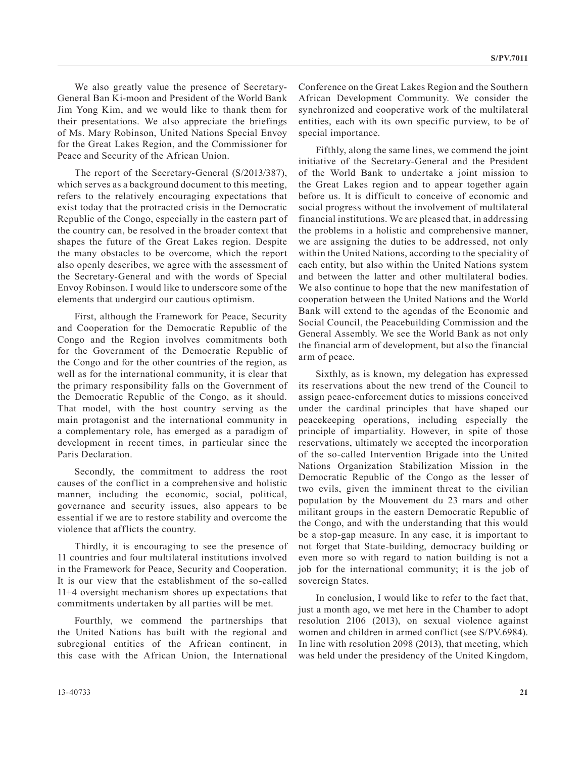We also greatly value the presence of Secretary-General Ban Ki-moon and President of the World Bank Jim Yong Kim, and we would like to thank them for their presentations. We also appreciate the briefings of Ms. Mary Robinson, United Nations Special Envoy for the Great Lakes Region, and the Commissioner for Peace and Security of the African Union.

The report of the Secretary-General (S/2013/387), which serves as a background document to this meeting, refers to the relatively encouraging expectations that exist today that the protracted crisis in the Democratic Republic of the Congo, especially in the eastern part of the country can, be resolved in the broader context that shapes the future of the Great Lakes region. Despite the many obstacles to be overcome, which the report also openly describes, we agree with the assessment of the Secretary-General and with the words of Special Envoy Robinson. I would like to underscore some of the elements that undergird our cautious optimism.

First, although the Framework for Peace, Security and Cooperation for the Democratic Republic of the Congo and the Region involves commitments both for the Government of the Democratic Republic of the Congo and for the other countries of the region, as well as for the international community, it is clear that the primary responsibility falls on the Government of the Democratic Republic of the Congo, as it should. That model, with the host country serving as the main protagonist and the international community in a complementary role, has emerged as a paradigm of development in recent times, in particular since the Paris Declaration.

Secondly, the commitment to address the root causes of the conflict in a comprehensive and holistic manner, including the economic, social, political, governance and security issues, also appears to be essential if we are to restore stability and overcome the violence that afflicts the country.

Thirdly, it is encouraging to see the presence of 11 countries and four multilateral institutions involved in the Framework for Peace, Security and Cooperation. It is our view that the establishment of the so-called 11+4 oversight mechanism shores up expectations that commitments undertaken by all parties will be met.

Fourthly, we commend the partnerships that the United Nations has built with the regional and subregional entities of the African continent, in this case with the African Union, the International Conference on the Great Lakes Region and the Southern African Development Community. We consider the synchronized and cooperative work of the multilateral entities, each with its own specific purview, to be of special importance.

Fifthly, along the same lines, we commend the joint initiative of the Secretary-General and the President of the World Bank to undertake a joint mission to the Great Lakes region and to appear together again before us. It is difficult to conceive of economic and social progress without the involvement of multilateral financial institutions. We are pleased that, in addressing the problems in a holistic and comprehensive manner, we are assigning the duties to be addressed, not only within the United Nations, according to the speciality of each entity, but also within the United Nations system and between the latter and other multilateral bodies. We also continue to hope that the new manifestation of cooperation between the United Nations and the World Bank will extend to the agendas of the Economic and Social Council, the Peacebuilding Commission and the General Assembly. We see the World Bank as not only the financial arm of development, but also the financial arm of peace.

Sixthly, as is known, my delegation has expressed its reservations about the new trend of the Council to assign peace-enforcement duties to missions conceived under the cardinal principles that have shaped our peacekeeping operations, including especially the principle of impartiality. However, in spite of those reservations, ultimately we accepted the incorporation of the so-called Intervention Brigade into the United Nations Organization Stabilization Mission in the Democratic Republic of the Congo as the lesser of two evils, given the imminent threat to the civilian population by the Mouvement du 23 mars and other militant groups in the eastern Democratic Republic of the Congo, and with the understanding that this would be a stop-gap measure. In any case, it is important to not forget that State-building, democracy building or even more so with regard to nation building is not a job for the international community; it is the job of sovereign States.

In conclusion, I would like to refer to the fact that, just a month ago, we met here in the Chamber to adopt resolution 2106 (2013), on sexual violence against women and children in armed conflict (see S/PV.6984). In line with resolution 2098 (2013), that meeting, which was held under the presidency of the United Kingdom,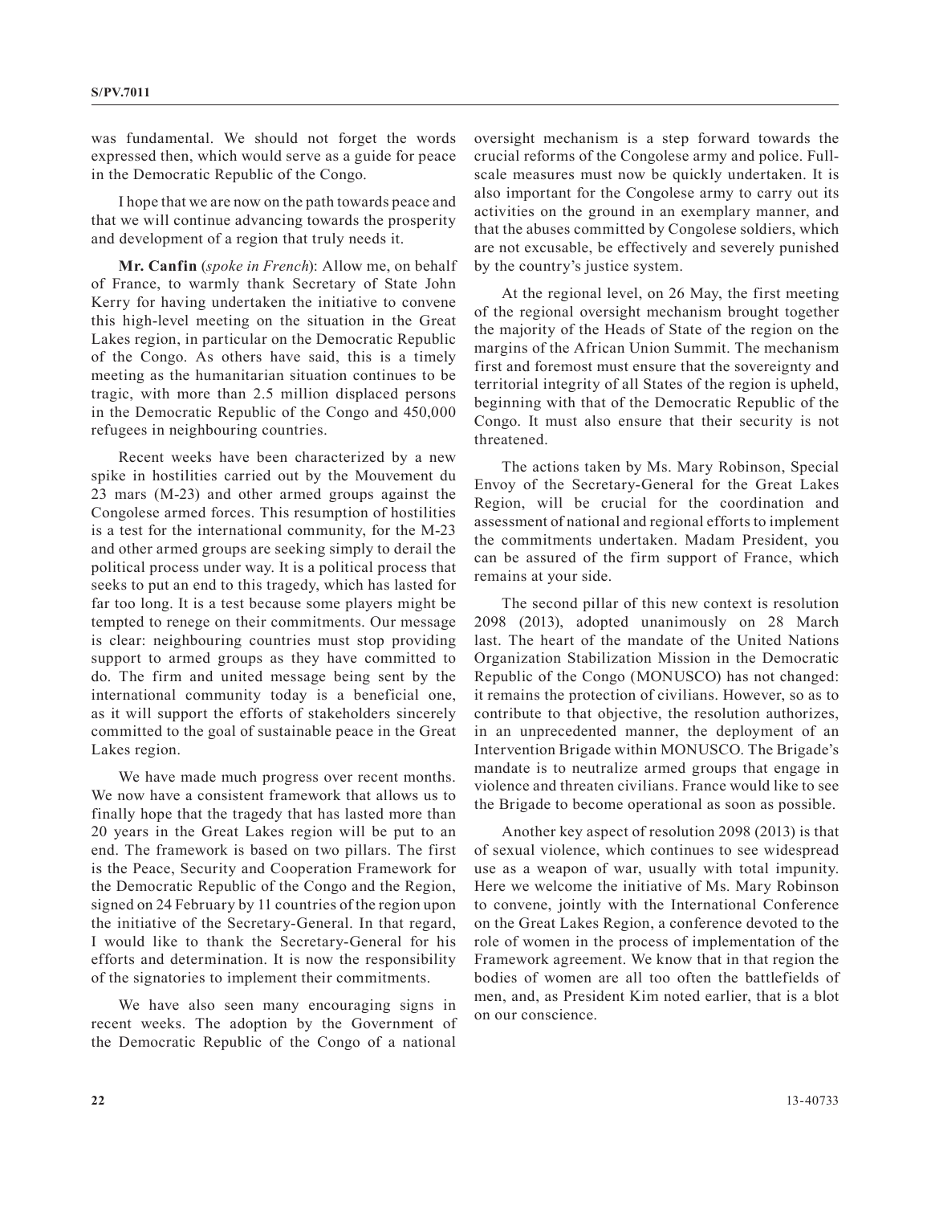was fundamental. We should not forget the words expressed then, which would serve as a guide for peace in the Democratic Republic of the Congo.

I hope that we are now on the path towards peace and that we will continue advancing towards the prosperity and development of a region that truly needs it.

**Mr. Canfin** (*spoke in French*): Allow me, on behalf of France, to warmly thank Secretary of State John Kerry for having undertaken the initiative to convene this high-level meeting on the situation in the Great Lakes region, in particular on the Democratic Republic of the Congo. As others have said, this is a timely meeting as the humanitarian situation continues to be tragic, with more than 2.5 million displaced persons in the Democratic Republic of the Congo and 450,000 refugees in neighbouring countries.

Recent weeks have been characterized by a new spike in hostilities carried out by the Mouvement du 23 mars (M-23) and other armed groups against the Congolese armed forces. This resumption of hostilities is a test for the international community, for the M-23 and other armed groups are seeking simply to derail the political process under way. It is a political process that seeks to put an end to this tragedy, which has lasted for far too long. It is a test because some players might be tempted to renege on their commitments. Our message is clear: neighbouring countries must stop providing support to armed groups as they have committed to do. The firm and united message being sent by the international community today is a beneficial one, as it will support the efforts of stakeholders sincerely committed to the goal of sustainable peace in the Great Lakes region.

We have made much progress over recent months. We now have a consistent framework that allows us to finally hope that the tragedy that has lasted more than 20 years in the Great Lakes region will be put to an end. The framework is based on two pillars. The first is the Peace, Security and Cooperation Framework for the Democratic Republic of the Congo and the Region, signed on 24 February by 11 countries of the region upon the initiative of the Secretary-General. In that regard, I would like to thank the Secretary-General for his efforts and determination. It is now the responsibility of the signatories to implement their commitments.

We have also seen many encouraging signs in recent weeks. The adoption by the Government of the Democratic Republic of the Congo of a national oversight mechanism is a step forward towards the crucial reforms of the Congolese army and police. Full-scale measures must now be quickly undertaken. It is also important for the Congolese army to carry out its activities on the ground in an exemplary manner, and that the abuses committed by Congolese soldiers, which are not excusable, be effectively and severely punished by the country's justice system.

At the regional level, on 26 May, the first meeting of the regional oversight mechanism brought together the majority of the Heads of State of the region on the margins of the African Union Summit. The mechanism first and foremost must ensure that the sovereignty and territorial integrity of all States of the region is upheld, beginning with that of the Democratic Republic of the Congo. It must also ensure that their security is not threatened.

The actions taken by Ms. Mary Robinson, Special Envoy of the Secretary-General for the Great Lakes Region, will be crucial for the coordination and assessment of national and regional efforts to implement the commitments undertaken. Madam President, you can be assured of the firm support of France, which remains at your side.

The second pillar of this new context is resolution 2098 (2013), adopted unanimously on 28 March last. The heart of the mandate of the United Nations Organization Stabilization Mission in the Democratic Republic of the Congo (MONUSCO) has not changed: it remains the protection of civilians. However, so as to contribute to that objective, the resolution authorizes, in an unprecedented manner, the deployment of an Intervention Brigade within MONUSCO. The Brigade's mandate is to neutralize armed groups that engage in violence and threaten civilians. France would like to see the Brigade to become operational as soon as possible.

Another key aspect of resolution 2098 (2013) is that of sexual violence, which continues to see widespread use as a weapon of war, usually with total impunity. Here we welcome the initiative of Ms. Mary Robinson to convene, jointly with the International Conference on the Great Lakes Region, a conference devoted to the role of women in the process of implementation of the Framework agreement. We know that in that region the bodies of women are all too often the battlefields of men, and, as President Kim noted earlier, that is a blot on our conscience.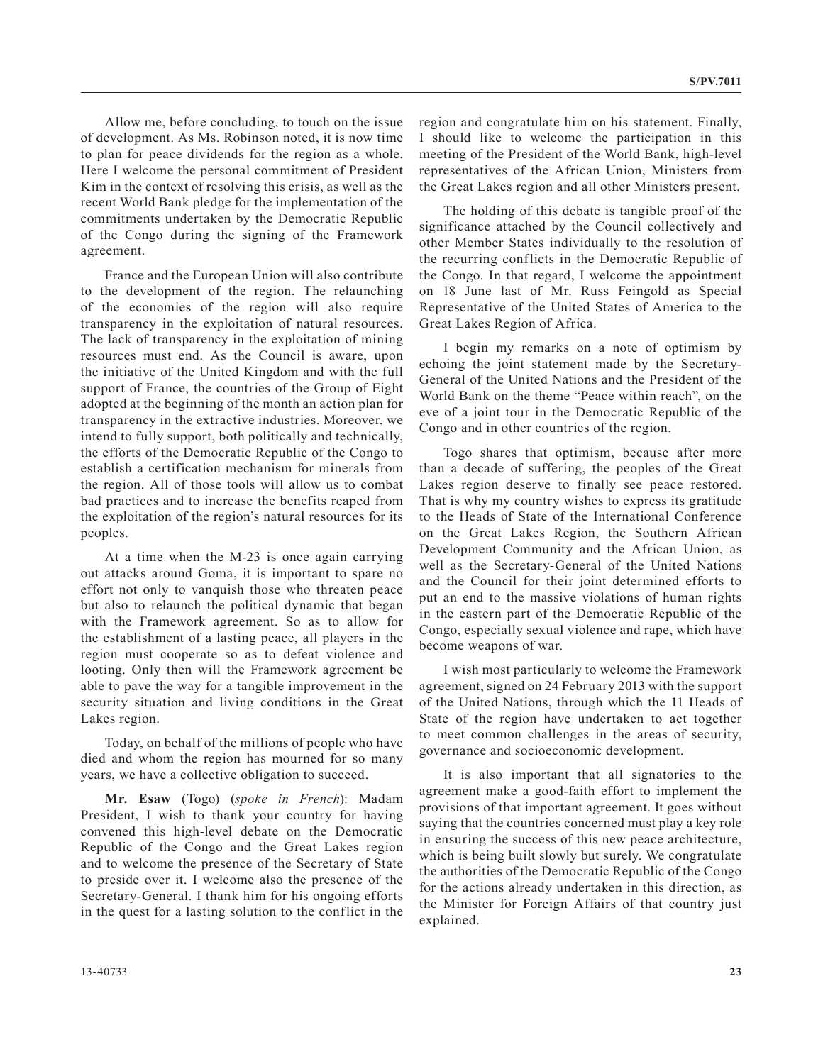Allow me, before concluding, to touch on the issue of development. As Ms. Robinson noted, it is now time to plan for peace dividends for the region as a whole. Here I welcome the personal commitment of President Kim in the context of resolving this crisis, as well as the recent World Bank pledge for the implementation of the commitments undertaken by the Democratic Republic of the Congo during the signing of the Framework agreement.

France and the European Union will also contribute to the development of the region. The relaunching of the economies of the region will also require transparency in the exploitation of natural resources. The lack of transparency in the exploitation of mining resources must end. As the Council is aware, upon the initiative of the United Kingdom and with the full support of France, the countries of the Group of Eight adopted at the beginning of the month an action plan for transparency in the extractive industries. Moreover, we intend to fully support, both politically and technically, the efforts of the Democratic Republic of the Congo to establish a certification mechanism for minerals from the region. All of those tools will allow us to combat bad practices and to increase the benefits reaped from the exploitation of the region's natural resources for its peoples.

At a time when the M-23 is once again carrying out attacks around Goma, it is important to spare no effort not only to vanquish those who threaten peace but also to relaunch the political dynamic that began with the Framework agreement. So as to allow for the establishment of a lasting peace, all players in the region must cooperate so as to defeat violence and looting. Only then will the Framework agreement be able to pave the way for a tangible improvement in the security situation and living conditions in the Great Lakes region.

Today, on behalf of the millions of people who have died and whom the region has mourned for so many years, we have a collective obligation to succeed.

**Mr. Esaw** (Togo) (*spoke in French*): Madam President, I wish to thank your country for having convened this high-level debate on the Democratic Republic of the Congo and the Great Lakes region and to welcome the presence of the Secretary of State to preside over it. I welcome also the presence of the Secretary-General. I thank him for his ongoing efforts in the quest for a lasting solution to the conflict in the region and congratulate him on his statement. Finally, I should like to welcome the participation in this meeting of the President of the World Bank, high-level representatives of the African Union, Ministers from the Great Lakes region and all other Ministers present.

The holding of this debate is tangible proof of the significance attached by the Council collectively and other Member States individually to the resolution of the recurring conflicts in the Democratic Republic of the Congo. In that regard, I welcome the appointment on 18 June last of Mr. Russ Feingold as Special Representative of the United States of America to the Great Lakes Region of Africa.

I begin my remarks on a note of optimism by echoing the joint statement made by the Secretary-General of the United Nations and the President of the World Bank on the theme "Peace within reach", on the eve of a joint tour in the Democratic Republic of the Congo and in other countries of the region.

Togo shares that optimism, because after more than a decade of suffering, the peoples of the Great Lakes region deserve to finally see peace restored. That is why my country wishes to express its gratitude to the Heads of State of the International Conference on the Great Lakes Region, the Southern African Development Community and the African Union, as well as the Secretary-General of the United Nations and the Council for their joint determined efforts to put an end to the massive violations of human rights in the eastern part of the Democratic Republic of the Congo, especially sexual violence and rape, which have become weapons of war.

I wish most particularly to welcome the Framework agreement, signed on 24 February 2013 with the support of the United Nations, through which the 11 Heads of State of the region have undertaken to act together to meet common challenges in the areas of security, governance and socioeconomic development.

It is also important that all signatories to the agreement make a good-faith effort to implement the provisions of that important agreement. It goes without saying that the countries concerned must play a key role in ensuring the success of this new peace architecture, which is being built slowly but surely. We congratulate the authorities of the Democratic Republic of the Congo for the actions already undertaken in this direction, as the Minister for Foreign Affairs of that country just explained.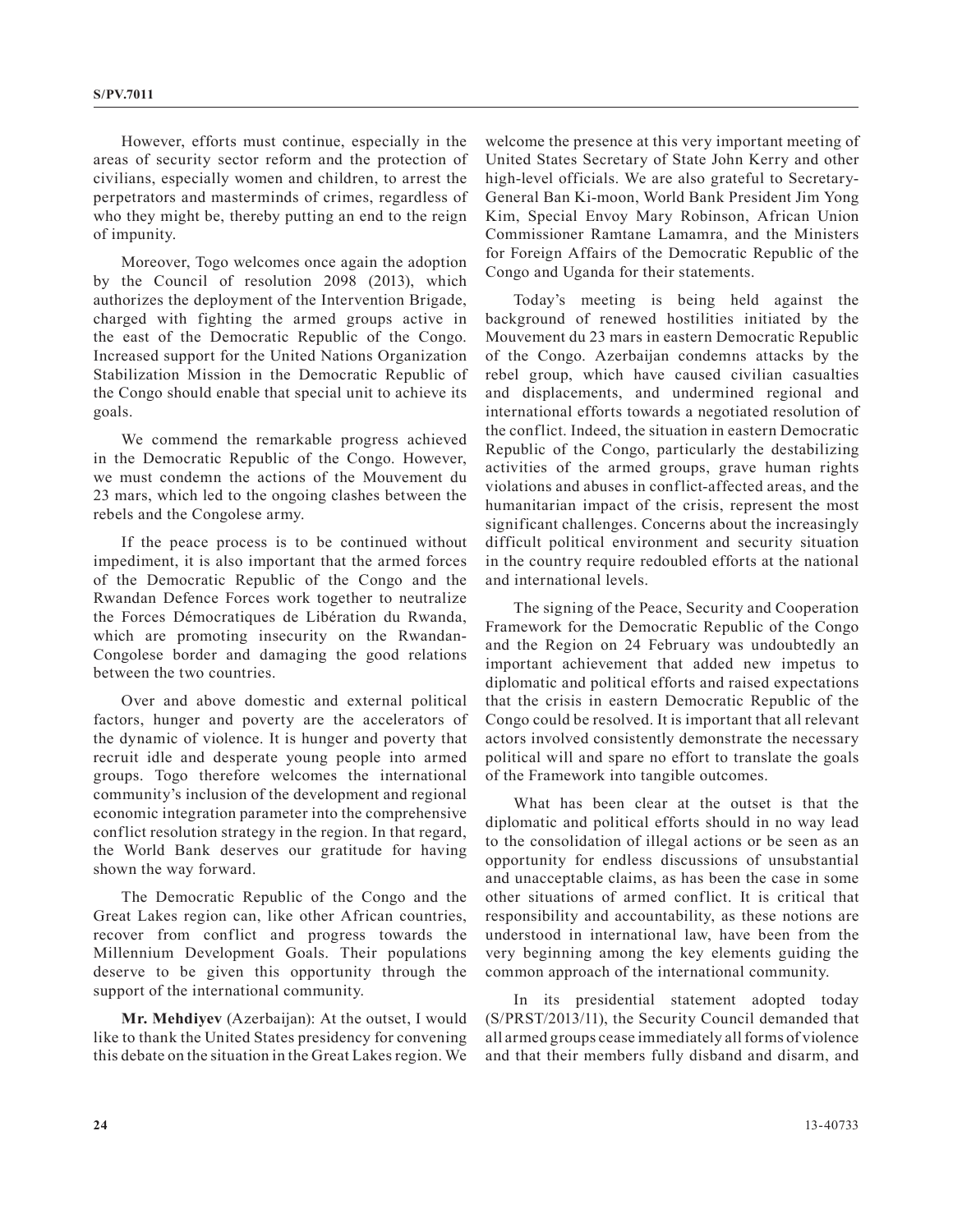However, efforts must continue, especially in the areas of security sector reform and the protection of civilians, especially women and children, to arrest the perpetrators and masterminds of crimes, regardless of who they might be, thereby putting an end to the reign of impunity.

Moreover, Togo welcomes once again the adoption by the Council of resolution 2098 (2013), which authorizes the deployment of the Intervention Brigade, charged with fighting the armed groups active in the east of the Democratic Republic of the Congo. Increased support for the United Nations Organization Stabilization Mission in the Democratic Republic of the Congo should enable that special unit to achieve its goals.

We commend the remarkable progress achieved in the Democratic Republic of the Congo. However, we must condemn the actions of the Mouvement du 23 mars, which led to the ongoing clashes between the rebels and the Congolese army.

If the peace process is to be continued without impediment, it is also important that the armed forces of the Democratic Republic of the Congo and the Rwandan Defence Forces work together to neutralize the Forces Démocratiques de Libération du Rwanda, which are promoting insecurity on the Rwandan-Congolese border and damaging the good relations between the two countries.

Over and above domestic and external political factors, hunger and poverty are the accelerators of the dynamic of violence. It is hunger and poverty that recruit idle and desperate young people into armed groups. Togo therefore welcomes the international community's inclusion of the development and regional economic integration parameter into the comprehensive conflict resolution strategy in the region. In that regard, the World Bank deserves our gratitude for having shown the way forward.

The Democratic Republic of the Congo and the Great Lakes region can, like other African countries, recover from conflict and progress towards the Millennium Development Goals. Their populations deserve to be given this opportunity through the support of the international community.

**Mr. Mehdiyev** (Azerbaijan): At the outset, I would like to thank the United States presidency for convening this debate on the situation in the Great Lakes region. We welcome the presence at this very important meeting of United States Secretary of State John Kerry and other high-level officials. We are also grateful to Secretary-General Ban Ki-moon, World Bank President Jim Yong Kim, Special Envoy Mary Robinson, African Union Commissioner Ramtane Lamamra, and the Ministers for Foreign Affairs of the Democratic Republic of the Congo and Uganda for their statements.

Today's meeting is being held against the background of renewed hostilities initiated by the Mouvement du 23 mars in eastern Democratic Republic of the Congo. Azerbaijan condemns attacks by the rebel group, which have caused civilian casualties and displacements, and undermined regional and international efforts towards a negotiated resolution of the conflict. Indeed, the situation in eastern Democratic Republic of the Congo, particularly the destabilizing activities of the armed groups, grave human rights violations and abuses in conflict-affected areas, and the humanitarian impact of the crisis, represent the most significant challenges. Concerns about the increasingly difficult political environment and security situation in the country require redoubled efforts at the national and international levels.

The signing of the Peace, Security and Cooperation Framework for the Democratic Republic of the Congo and the Region on 24 February was undoubtedly an important achievement that added new impetus to diplomatic and political efforts and raised expectations that the crisis in eastern Democratic Republic of the Congo could be resolved. It is important that all relevant actors involved consistently demonstrate the necessary political will and spare no effort to translate the goals of the Framework into tangible outcomes.

What has been clear at the outset is that the diplomatic and political efforts should in no way lead to the consolidation of illegal actions or be seen as an opportunity for endless discussions of unsubstantial and unacceptable claims, as has been the case in some other situations of armed conflict. It is critical that responsibility and accountability, as these notions are understood in international law, have been from the very beginning among the key elements guiding the common approach of the international community.

In its presidential statement adopted today (S/PRST/2013/11), the Security Council demanded that all armed groups cease immediately all forms of violence and that their members fully disband and disarm, and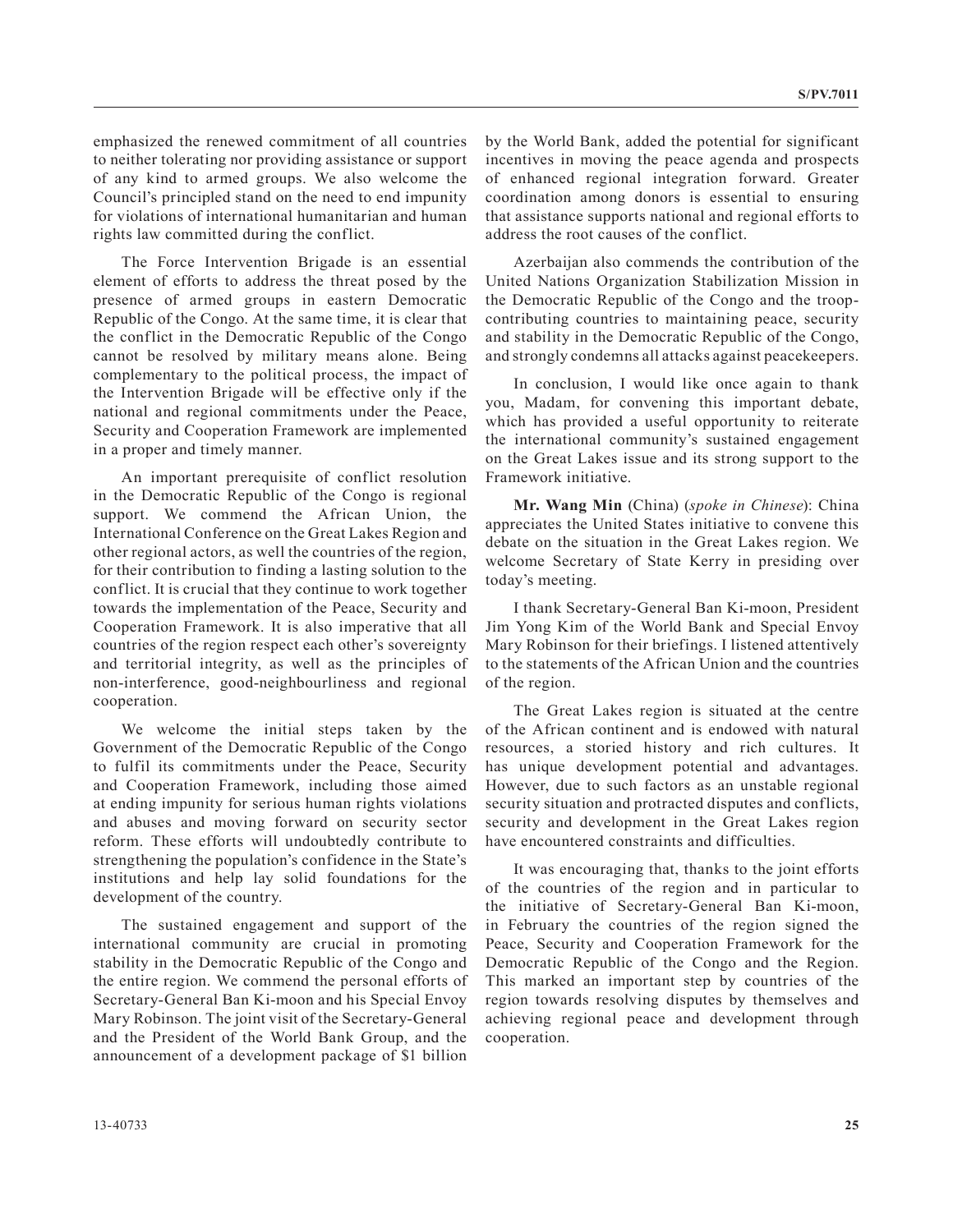emphasized the renewed commitment of all countries to neither tolerating nor providing assistance or support of any kind to armed groups. We also welcome the Council's principled stand on the need to end impunity for violations of international humanitarian and human rights law committed during the conflict.

The Force Intervention Brigade is an essential element of efforts to address the threat posed by the presence of armed groups in eastern Democratic Republic of the Congo. At the same time, it is clear that the conflict in the Democratic Republic of the Congo cannot be resolved by military means alone. Being complementary to the political process, the impact of the Intervention Brigade will be effective only if the national and regional commitments under the Peace, Security and Cooperation Framework are implemented in a proper and timely manner.

An important prerequisite of conflict resolution in the Democratic Republic of the Congo is regional support. We commend the African Union, the International Conference on the Great Lakes Region and other regional actors, as well the countries of the region, for their contribution to finding a lasting solution to the conflict. It is crucial that they continue to work together towards the implementation of the Peace, Security and Cooperation Framework. It is also imperative that all countries of the region respect each other's sovereignty and territorial integrity, as well as the principles of non-interference, good-neighbourliness and regional cooperation.

We welcome the initial steps taken by the Government of the Democratic Republic of the Congo to fulfil its commitments under the Peace, Security and Cooperation Framework, including those aimed at ending impunity for serious human rights violations and abuses and moving forward on security sector reform. These efforts will undoubtedly contribute to strengthening the population's confidence in the State's institutions and help lay solid foundations for the development of the country.

The sustained engagement and support of the international community are crucial in promoting stability in the Democratic Republic of the Congo and the entire region. We commend the personal efforts of Secretary-General Ban Ki-moon and his Special Envoy Mary Robinson. The joint visit of the Secretary-General and the President of the World Bank Group, and the announcement of a development package of $1 billion by the World Bank, added the potential for significant incentives in moving the peace agenda and prospects of enhanced regional integration forward. Greater coordination among donors is essential to ensuring that assistance supports national and regional efforts to address the root causes of the conflict.

Azerbaijan also commends the contribution of the United Nations Organization Stabilization Mission in the Democratic Republic of the Congo and the troop-contributing countries to maintaining peace, security and stability in the Democratic Republic of the Congo, and strongly condemns all attacks against peacekeepers.

In conclusion, I would like once again to thank you, Madam, for convening this important debate, which has provided a useful opportunity to reiterate the international community's sustained engagement on the Great Lakes issue and its strong support to the Framework initiative.

**Mr. Wang Min** (China) (*spoke in Chinese*): China appreciates the United States initiative to convene this debate on the situation in the Great Lakes region. We welcome Secretary of State Kerry in presiding over today's meeting.

I thank Secretary-General Ban Ki-moon, President Jim Yong Kim of the World Bank and Special Envoy Mary Robinson for their briefings. I listened attentively to the statements of the African Union and the countries of the region.

The Great Lakes region is situated at the centre of the African continent and is endowed with natural resources, a storied history and rich cultures. It has unique development potential and advantages. However, due to such factors as an unstable regional security situation and protracted disputes and conflicts, security and development in the Great Lakes region have encountered constraints and difficulties.

It was encouraging that, thanks to the joint efforts of the countries of the region and in particular to the initiative of Secretary-General Ban Ki-moon, in February the countries of the region signed the Peace, Security and Cooperation Framework for the Democratic Republic of the Congo and the Region. This marked an important step by countries of the region towards resolving disputes by themselves and achieving regional peace and development through cooperation.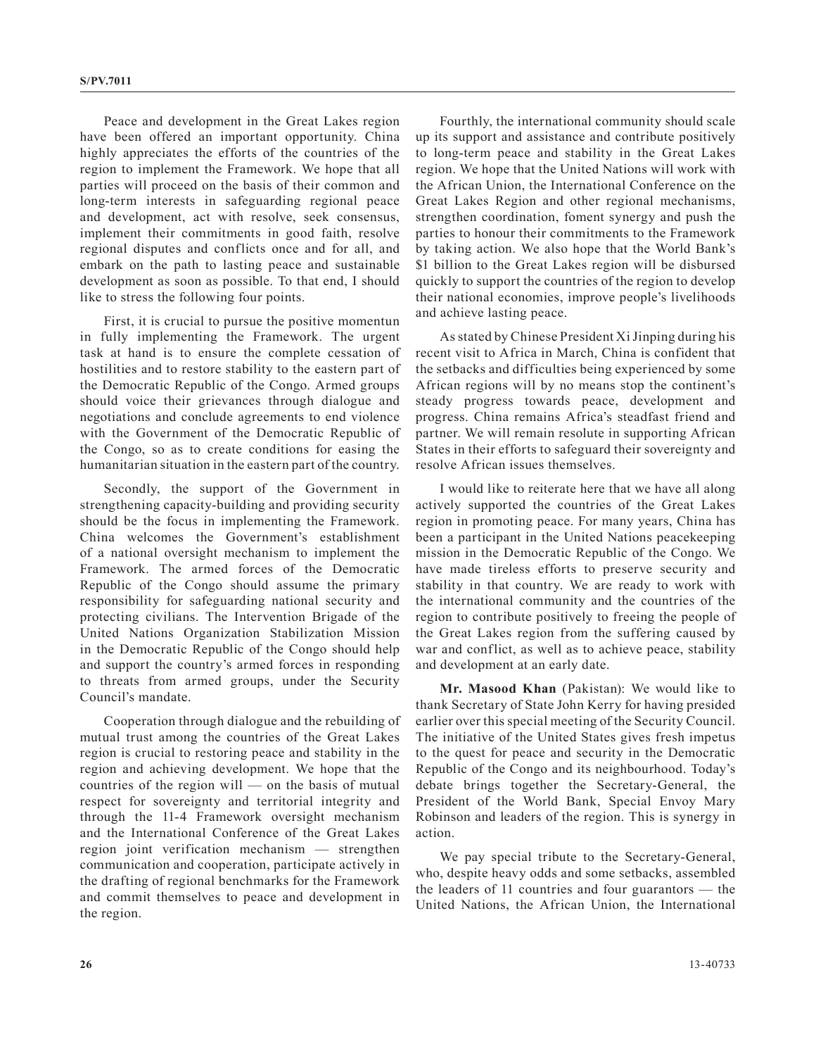Peace and development in the Great Lakes region have been offered an important opportunity. China highly appreciates the efforts of the countries of the region to implement the Framework. We hope that all parties will proceed on the basis of their common and long-term interests in safeguarding regional peace and development, act with resolve, seek consensus, implement their commitments in good faith, resolve regional disputes and conflicts once and for all, and embark on the path to lasting peace and sustainable development as soon as possible. To that end, I should like to stress the following four points.

First, it is crucial to pursue the positive momentun in fully implementing the Framework. The urgent task at hand is to ensure the complete cessation of hostilities and to restore stability to the eastern part of the Democratic Republic of the Congo. Armed groups should voice their grievances through dialogue and negotiations and conclude agreements to end violence with the Government of the Democratic Republic of the Congo, so as to create conditions for easing the humanitarian situation in the eastern part of the country.

Secondly, the support of the Government in strengthening capacity-building and providing security should be the focus in implementing the Framework. China welcomes the Government's establishment of a national oversight mechanism to implement the Framework. The armed forces of the Democratic Republic of the Congo should assume the primary responsibility for safeguarding national security and protecting civilians. The Intervention Brigade of the United Nations Organization Stabilization Mission in the Democratic Republic of the Congo should help and support the country's armed forces in responding to threats from armed groups, under the Security Council's mandate.

Cooperation through dialogue and the rebuilding of mutual trust among the countries of the Great Lakes region is crucial to restoring peace and stability in the region and achieving development. We hope that the countries of the region will — on the basis of mutual respect for sovereignty and territorial integrity and through the 11-4 Framework oversight mechanism and the International Conference of the Great Lakes region joint verification mechanism — strengthen communication and cooperation, participate actively in the drafting of regional benchmarks for the Framework and commit themselves to peace and development in the region.

Fourthly, the international community should scale up its support and assistance and contribute positively to long-term peace and stability in the Great Lakes region. We hope that the United Nations will work with the African Union, the International Conference on the Great Lakes Region and other regional mechanisms, strengthen coordination, foment synergy and push the parties to honour their commitments to the Framework by taking action. We also hope that the World Bank's $1 billion to the Great Lakes region will be disbursed quickly to support the countries of the region to develop their national economies, improve people's livelihoods and achieve lasting peace.

As stated by Chinese President Xi Jinping during his recent visit to Africa in March, China is confident that the setbacks and difficulties being experienced by some African regions will by no means stop the continent's steady progress towards peace, development and progress. China remains Africa's steadfast friend and partner. We will remain resolute in supporting African States in their efforts to safeguard their sovereignty and resolve African issues themselves.

I would like to reiterate here that we have all along actively supported the countries of the Great Lakes region in promoting peace. For many years, China has been a participant in the United Nations peacekeeping mission in the Democratic Republic of the Congo. We have made tireless efforts to preserve security and stability in that country. We are ready to work with the international community and the countries of the region to contribute positively to freeing the people of the Great Lakes region from the suffering caused by war and conflict, as well as to achieve peace, stability and development at an early date.

**Mr. Masood Khan** (Pakistan): We would like to thank Secretary of State John Kerry for having presided earlier over this special meeting of the Security Council. The initiative of the United States gives fresh impetus to the quest for peace and security in the Democratic Republic of the Congo and its neighbourhood. Today's debate brings together the Secretary-General, the President of the World Bank, Special Envoy Mary Robinson and leaders of the region. This is synergy in action.

We pay special tribute to the Secretary-General, who, despite heavy odds and some setbacks, assembled the leaders of 11 countries and four guarantors — the United Nations, the African Union, the International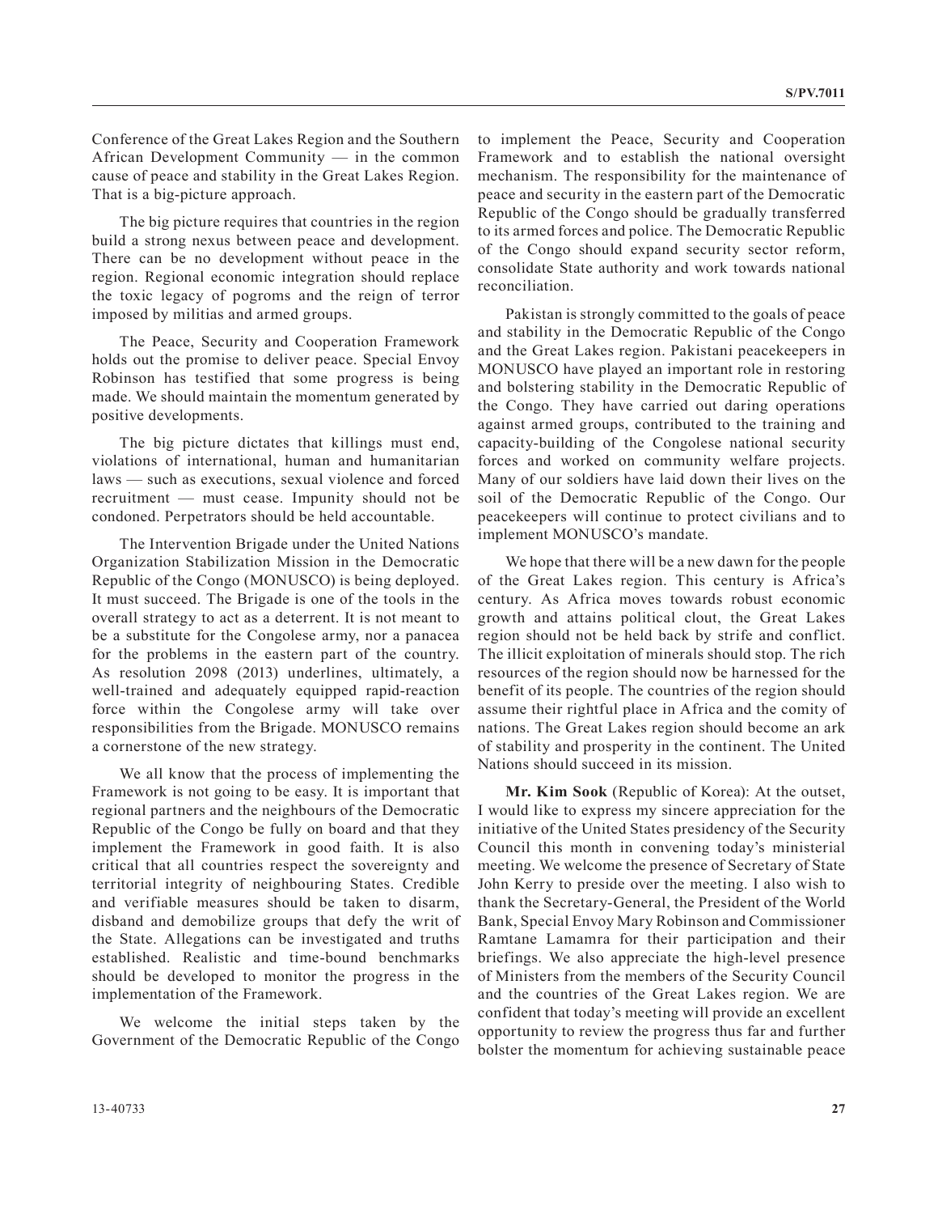Conference of the Great Lakes Region and the Southern African Development Community — in the common cause of peace and stability in the Great Lakes Region. That is a big-picture approach.

The big picture requires that countries in the region build a strong nexus between peace and development. There can be no development without peace in the region. Regional economic integration should replace the toxic legacy of pogroms and the reign of terror imposed by militias and armed groups.

The Peace, Security and Cooperation Framework holds out the promise to deliver peace. Special Envoy Robinson has testified that some progress is being made. We should maintain the momentum generated by positive developments.

The big picture dictates that killings must end, violations of international, human and humanitarian laws — such as executions, sexual violence and forced recruitment — must cease. Impunity should not be condoned. Perpetrators should be held accountable.

The Intervention Brigade under the United Nations Organization Stabilization Mission in the Democratic Republic of the Congo (MONUSCO) is being deployed. It must succeed. The Brigade is one of the tools in the overall strategy to act as a deterrent. It is not meant to be a substitute for the Congolese army, nor a panacea for the problems in the eastern part of the country. As resolution 2098 (2013) underlines, ultimately, a well-trained and adequately equipped rapid-reaction force within the Congolese army will take over responsibilities from the Brigade. MONUSCO remains a cornerstone of the new strategy.

We all know that the process of implementing the Framework is not going to be easy. It is important that regional partners and the neighbours of the Democratic Republic of the Congo be fully on board and that they implement the Framework in good faith. It is also critical that all countries respect the sovereignty and territorial integrity of neighbouring States. Credible and verifiable measures should be taken to disarm, disband and demobilize groups that defy the writ of the State. Allegations can be investigated and truths established. Realistic and time-bound benchmarks should be developed to monitor the progress in the implementation of the Framework.

We welcome the initial steps taken by the Government of the Democratic Republic of the Congo to implement the Peace, Security and Cooperation Framework and to establish the national oversight mechanism. The responsibility for the maintenance of peace and security in the eastern part of the Democratic Republic of the Congo should be gradually transferred to its armed forces and police. The Democratic Republic of the Congo should expand security sector reform, consolidate State authority and work towards national reconciliation.

Pakistan is strongly committed to the goals of peace and stability in the Democratic Republic of the Congo and the Great Lakes region. Pakistani peacekeepers in MONUSCO have played an important role in restoring and bolstering stability in the Democratic Republic of the Congo. They have carried out daring operations against armed groups, contributed to the training and capacity-building of the Congolese national security forces and worked on community welfare projects. Many of our soldiers have laid down their lives on the soil of the Democratic Republic of the Congo. Our peacekeepers will continue to protect civilians and to implement MONUSCO's mandate.

We hope that there will be a new dawn for the people of the Great Lakes region. This century is Africa's century. As Africa moves towards robust economic growth and attains political clout, the Great Lakes region should not be held back by strife and conflict. The illicit exploitation of minerals should stop. The rich resources of the region should now be harnessed for the benefit of its people. The countries of the region should assume their rightful place in Africa and the comity of nations. The Great Lakes region should become an ark of stability and prosperity in the continent. The United Nations should succeed in its mission.

**Mr. Kim Sook** (Republic of Korea): At the outset, I would like to express my sincere appreciation for the initiative of the United States presidency of the Security Council this month in convening today's ministerial meeting. We welcome the presence of Secretary of State John Kerry to preside over the meeting. I also wish to thank the Secretary-General, the President of the World Bank, Special Envoy Mary Robinson and Commissioner Ramtane Lamamra for their participation and their briefings. We also appreciate the high-level presence of Ministers from the members of the Security Council and the countries of the Great Lakes region. We are confident that today's meeting will provide an excellent opportunity to review the progress thus far and further bolster the momentum for achieving sustainable peace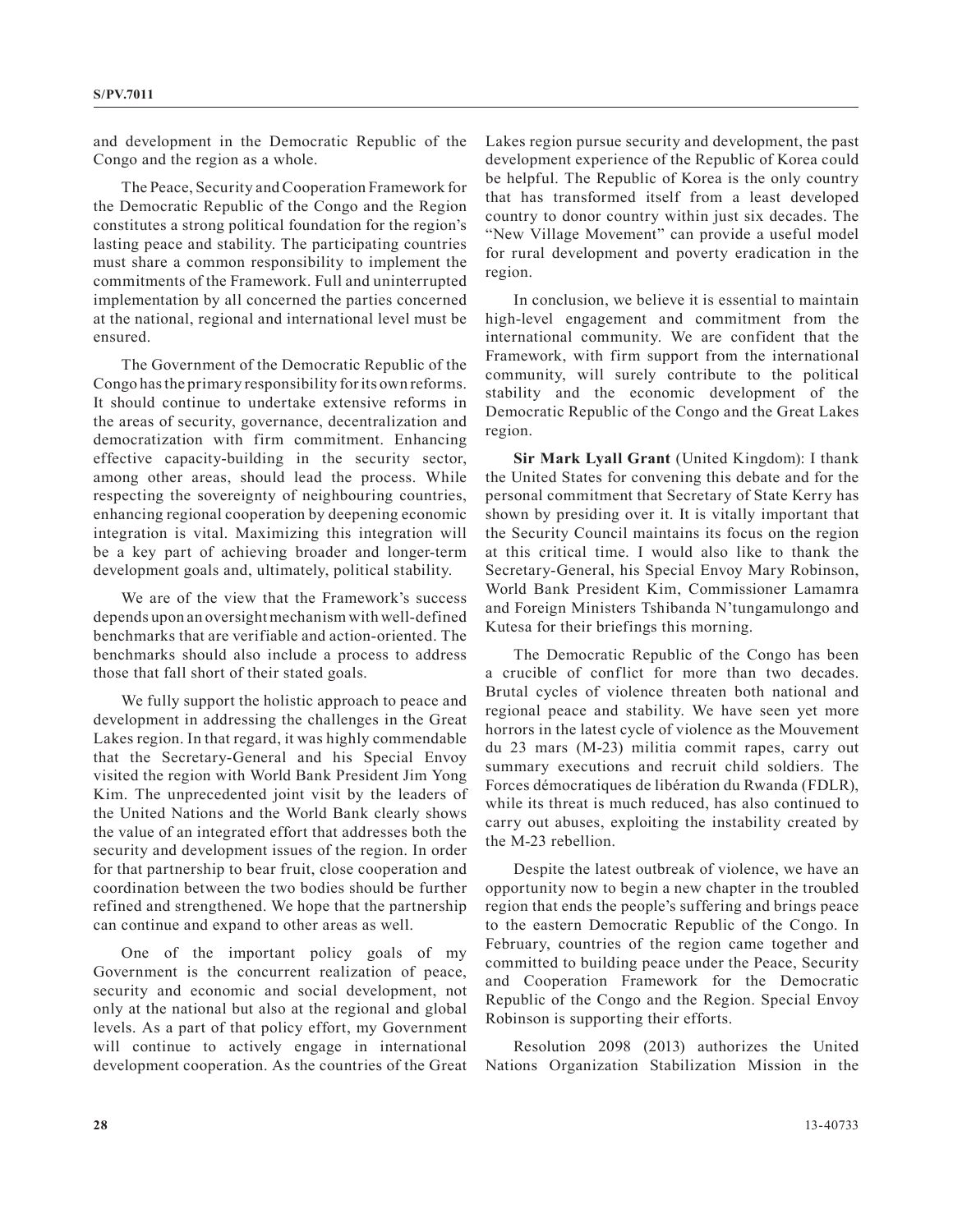and development in the Democratic Republic of the Congo and the region as a whole.

The Peace, Security and Cooperation Framework for the Democratic Republic of the Congo and the Region constitutes a strong political foundation for the region's lasting peace and stability. The participating countries must share a common responsibility to implement the commitments of the Framework. Full and uninterrupted implementation by all concerned the parties concerned at the national, regional and international level must be ensured.

The Government of the Democratic Republic of the Congo has the primary responsibility for its own reforms. It should continue to undertake extensive reforms in the areas of security, governance, decentralization and democratization with firm commitment. Enhancing effective capacity-building in the security sector, among other areas, should lead the process. While respecting the sovereignty of neighbouring countries, enhancing regional cooperation by deepening economic integration is vital. Maximizing this integration will be a key part of achieving broader and longer-term development goals and, ultimately, political stability.

We are of the view that the Framework's success depends upon an oversight mechanism with well-defined benchmarks that are verifiable and action-oriented. The benchmarks should also include a process to address those that fall short of their stated goals.

We fully support the holistic approach to peace and development in addressing the challenges in the Great Lakes region. In that regard, it was highly commendable that the Secretary-General and his Special Envoy visited the region with World Bank President Jim Yong Kim. The unprecedented joint visit by the leaders of the United Nations and the World Bank clearly shows the value of an integrated effort that addresses both the security and development issues of the region. In order for that partnership to bear fruit, close cooperation and coordination between the two bodies should be further refined and strengthened. We hope that the partnership can continue and expand to other areas as well.

One of the important policy goals of my Government is the concurrent realization of peace, security and economic and social development, not only at the national but also at the regional and global levels. As a part of that policy effort, my Government will continue to actively engage in international development cooperation. As the countries of the Great Lakes region pursue security and development, the past development experience of the Republic of Korea could be helpful. The Republic of Korea is the only country that has transformed itself from a least developed country to donor country within just six decades. The "New Village Movement" can provide a useful model for rural development and poverty eradication in the region.

In conclusion, we believe it is essential to maintain high-level engagement and commitment from the international community. We are confident that the Framework, with firm support from the international community, will surely contribute to the political stability and the economic development of the Democratic Republic of the Congo and the Great Lakes region.

**Sir Mark Lyall Grant** (United Kingdom): I thank the United States for convening this debate and for the personal commitment that Secretary of State Kerry has shown by presiding over it. It is vitally important that the Security Council maintains its focus on the region at this critical time. I would also like to thank the Secretary-General, his Special Envoy Mary Robinson, World Bank President Kim, Commissioner Lamamra and Foreign Ministers Tshibanda N'tungamulongo and Kutesa for their briefings this morning.

The Democratic Republic of the Congo has been a crucible of conflict for more than two decades. Brutal cycles of violence threaten both national and regional peace and stability. We have seen yet more horrors in the latest cycle of violence as the Mouvement du 23 mars (M-23) militia commit rapes, carry out summary executions and recruit child soldiers. The Forces démocratiques de libération du Rwanda (FDLR), while its threat is much reduced, has also continued to carry out abuses, exploiting the instability created by the M-23 rebellion.

Despite the latest outbreak of violence, we have an opportunity now to begin a new chapter in the troubled region that ends the people's suffering and brings peace to the eastern Democratic Republic of the Congo. In February, countries of the region came together and committed to building peace under the Peace, Security and Cooperation Framework for the Democratic Republic of the Congo and the Region. Special Envoy Robinson is supporting their efforts.

Resolution 2098 (2013) authorizes the United Nations Organization Stabilization Mission in the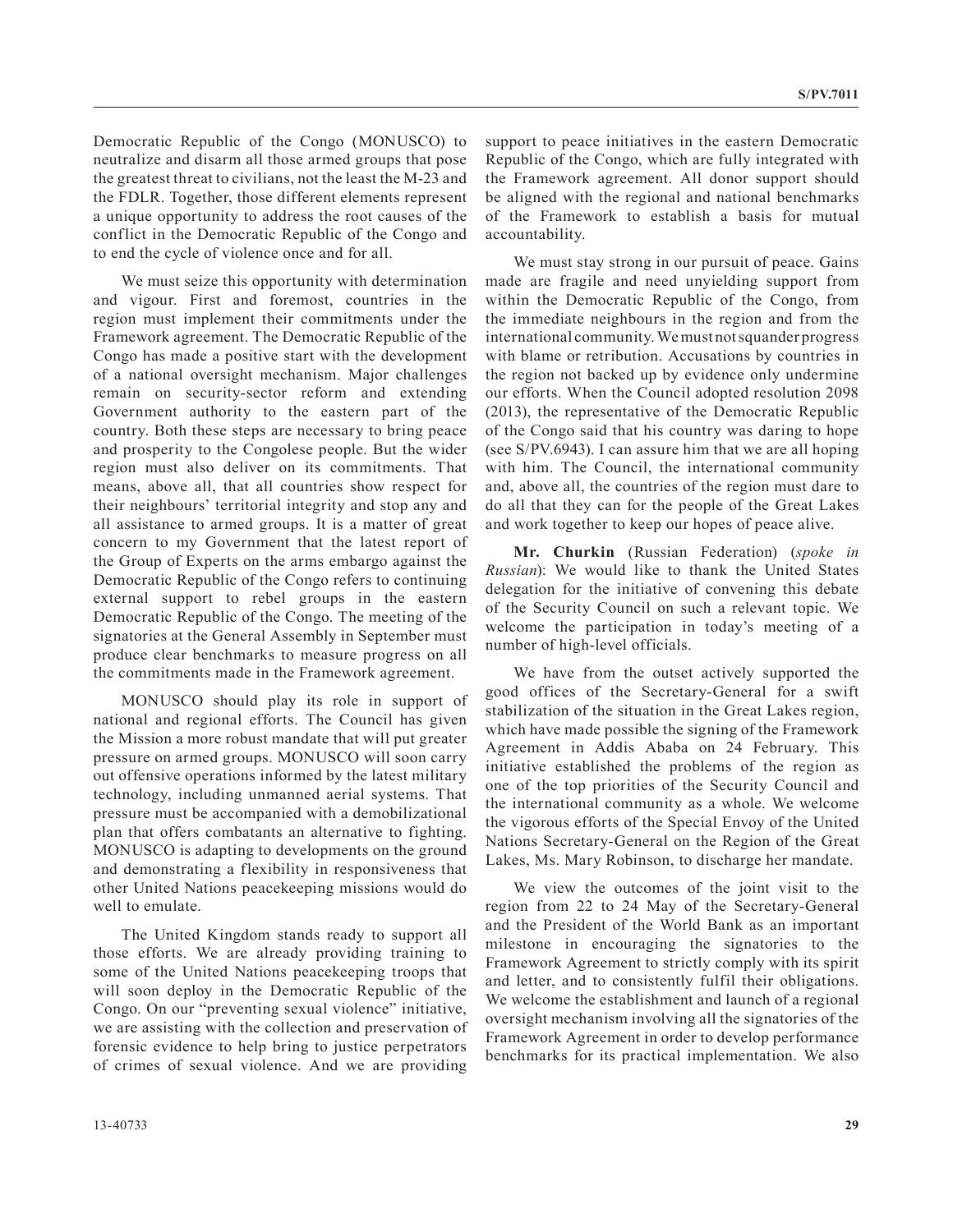Democratic Republic of the Congo (MONUSCO) to neutralize and disarm all those armed groups that pose the greatest threat to civilians, not the least the M-23 and the FDLR. Together, those different elements represent a unique opportunity to address the root causes of the conflict in the Democratic Republic of the Congo and to end the cycle of violence once and for all.

We must seize this opportunity with determination and vigour. First and foremost, countries in the region must implement their commitments under the Framework agreement. The Democratic Republic of the Congo has made a positive start with the development of a national oversight mechanism. Major challenges remain on security-sector reform and extending Government authority to the eastern part of the country. Both these steps are necessary to bring peace and prosperity to the Congolese people. But the wider region must also deliver on its commitments. That means, above all, that all countries show respect for their neighbours' territorial integrity and stop any and all assistance to armed groups. It is a matter of great concern to my Government that the latest report of the Group of Experts on the arms embargo against the Democratic Republic of the Congo refers to continuing external support to rebel groups in the eastern Democratic Republic of the Congo. The meeting of the signatories at the General Assembly in September must produce clear benchmarks to measure progress on all the commitments made in the Framework agreement.

MONUSCO should play its role in support of national and regional efforts. The Council has given the Mission a more robust mandate that will put greater pressure on armed groups. MONUSCO will soon carry out offensive operations informed by the latest military technology, including unmanned aerial systems. That pressure must be accompanied with a demobilizational plan that offers combatants an alternative to fighting. MONUSCO is adapting to developments on the ground and demonstrating a flexibility in responsiveness that other United Nations peacekeeping missions would do well to emulate.

The United Kingdom stands ready to support all those efforts. We are already providing training to some of the United Nations peacekeeping troops that will soon deploy in the Democratic Republic of the Congo. On our "preventing sexual violence" initiative, we are assisting with the collection and preservation of forensic evidence to help bring to justice perpetrators of crimes of sexual violence. And we are providing support to peace initiatives in the eastern Democratic Republic of the Congo, which are fully integrated with the Framework agreement. All donor support should be aligned with the regional and national benchmarks of the Framework to establish a basis for mutual accountability.

We must stay strong in our pursuit of peace. Gains made are fragile and need unyielding support from within the Democratic Republic of the Congo, from the immediate neighbours in the region and from the international community. We must not squander progress with blame or retribution. Accusations by countries in the region not backed up by evidence only undermine our efforts. When the Council adopted resolution 2098 (2013), the representative of the Democratic Republic of the Congo said that his country was daring to hope (see S/PV.6943). I can assure him that we are all hoping with him. The Council, the international community and, above all, the countries of the region must dare to do all that they can for the people of the Great Lakes and work together to keep our hopes of peace alive.

**Mr. Churkin** (Russian Federation) (*spoke in Russian*): We would like to thank the United States delegation for the initiative of convening this debate of the Security Council on such a relevant topic. We welcome the participation in today's meeting of a number of high-level officials.

We have from the outset actively supported the good offices of the Secretary-General for a swift stabilization of the situation in the Great Lakes region, which have made possible the signing of the Framework Agreement in Addis Ababa on 24 February. This initiative established the problems of the region as one of the top priorities of the Security Council and the international community as a whole. We welcome the vigorous efforts of the Special Envoy of the United Nations Secretary-General on the Region of the Great Lakes, Ms. Mary Robinson, to discharge her mandate.

We view the outcomes of the joint visit to the region from 22 to 24 May of the Secretary-General and the President of the World Bank as an important milestone in encouraging the signatories to the Framework Agreement to strictly comply with its spirit and letter, and to consistently fulfil their obligations. We welcome the establishment and launch of a regional oversight mechanism involving all the signatories of the Framework Agreement in order to develop performance benchmarks for its practical implementation. We also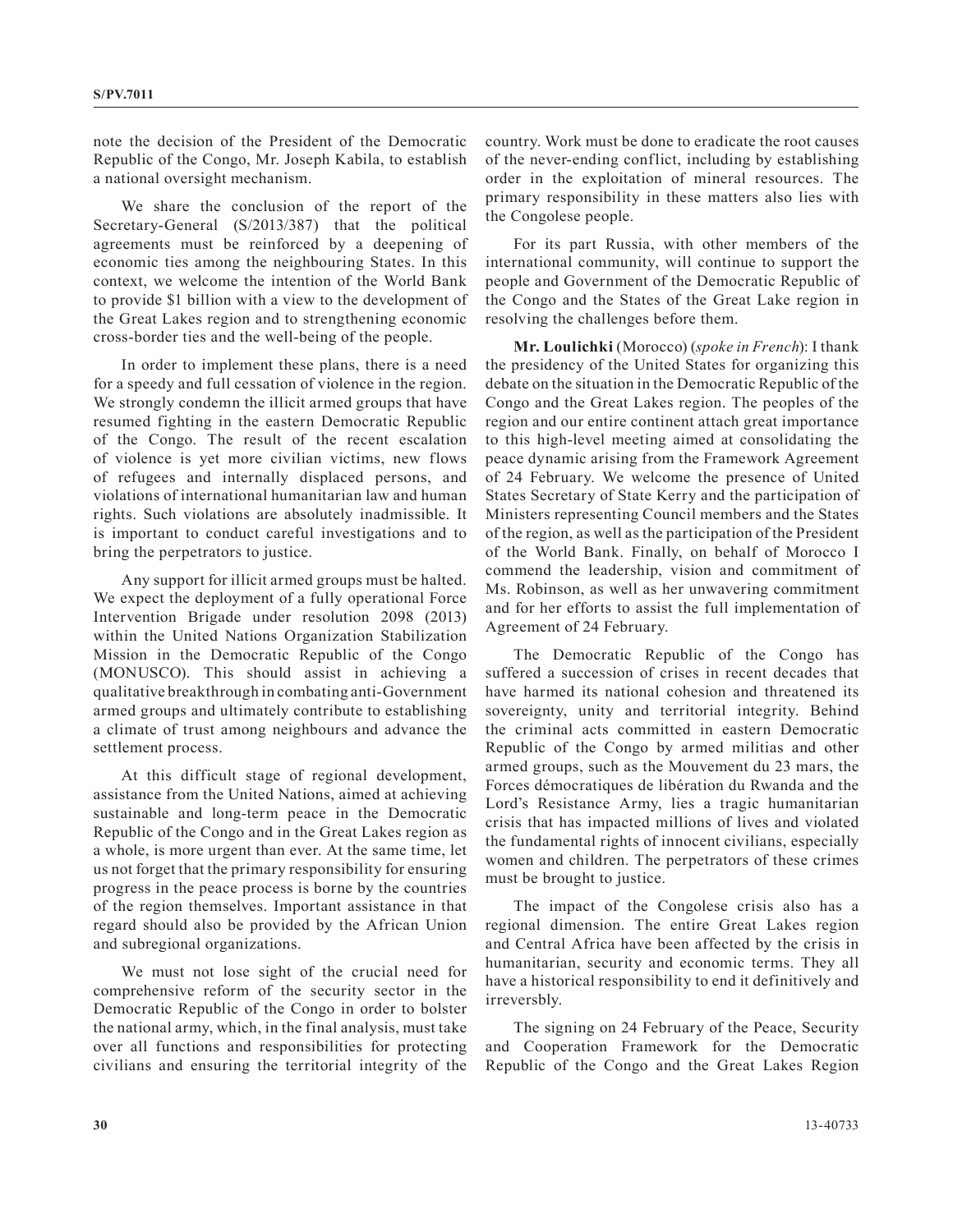note the decision of the President of the Democratic Republic of the Congo, Mr. Joseph Kabila, to establish a national oversight mechanism.

We share the conclusion of the report of the Secretary-General (S/2013/387) that the political agreements must be reinforced by a deepening of economic ties among the neighbouring States. In this context, we welcome the intention of the World Bank to provide $1 billion with a view to the development of the Great Lakes region and to strengthening economic cross-border ties and the well-being of the people.

In order to implement these plans, there is a need for a speedy and full cessation of violence in the region. We strongly condemn the illicit armed groups that have resumed fighting in the eastern Democratic Republic of the Congo. The result of the recent escalation of violence is yet more civilian victims, new flows of refugees and internally displaced persons, and violations of international humanitarian law and human rights. Such violations are absolutely inadmissible. It is important to conduct careful investigations and to bring the perpetrators to justice.

Any support for illicit armed groups must be halted. We expect the deployment of a fully operational Force Intervention Brigade under resolution 2098 (2013) within the United Nations Organization Stabilization Mission in the Democratic Republic of the Congo (MONUSCO). This should assist in achieving a qualitative breakthrough in combating anti-Government armed groups and ultimately contribute to establishing a climate of trust among neighbours and advance the settlement process.

At this difficult stage of regional development, assistance from the United Nations, aimed at achieving sustainable and long-term peace in the Democratic Republic of the Congo and in the Great Lakes region as a whole, is more urgent than ever. At the same time, let us not forget that the primary responsibility for ensuring progress in the peace process is borne by the countries of the region themselves. Important assistance in that regard should also be provided by the African Union and subregional organizations.

We must not lose sight of the crucial need for comprehensive reform of the security sector in the Democratic Republic of the Congo in order to bolster the national army, which, in the final analysis, must take over all functions and responsibilities for protecting civilians and ensuring the territorial integrity of the country. Work must be done to eradicate the root causes of the never-ending conflict, including by establishing order in the exploitation of mineral resources. The primary responsibility in these matters also lies with the Congolese people.

For its part Russia, with other members of the international community, will continue to support the people and Government of the Democratic Republic of the Congo and the States of the Great Lake region in resolving the challenges before them.

**Mr. Loulichki** (Morocco) (*spoke in French*): I thank the presidency of the United States for organizing this debate on the situation in the Democratic Republic of the Congo and the Great Lakes region. The peoples of the region and our entire continent attach great importance to this high-level meeting aimed at consolidating the peace dynamic arising from the Framework Agreement of 24 February. We welcome the presence of United States Secretary of State Kerry and the participation of Ministers representing Council members and the States of the region, as well as the participation of the President of the World Bank. Finally, on behalf of Morocco I commend the leadership, vision and commitment of Ms. Robinson, as well as her unwavering commitment and for her efforts to assist the full implementation of Agreement of 24 February.

The Democratic Republic of the Congo has suffered a succession of crises in recent decades that have harmed its national cohesion and threatened its sovereignty, unity and territorial integrity. Behind the criminal acts committed in eastern Democratic Republic of the Congo by armed militias and other armed groups, such as the Mouvement du 23 mars, the Forces démocratiques de libération du Rwanda and the Lord's Resistance Army, lies a tragic humanitarian crisis that has impacted millions of lives and violated the fundamental rights of innocent civilians, especially women and children. The perpetrators of these crimes must be brought to justice.

The impact of the Congolese crisis also has a regional dimension. The entire Great Lakes region and Central Africa have been affected by the crisis in humanitarian, security and economic terms. They all have a historical responsibility to end it definitively and irreversbly.

The signing on 24 February of the Peace, Security and Cooperation Framework for the Democratic Republic of the Congo and the Great Lakes Region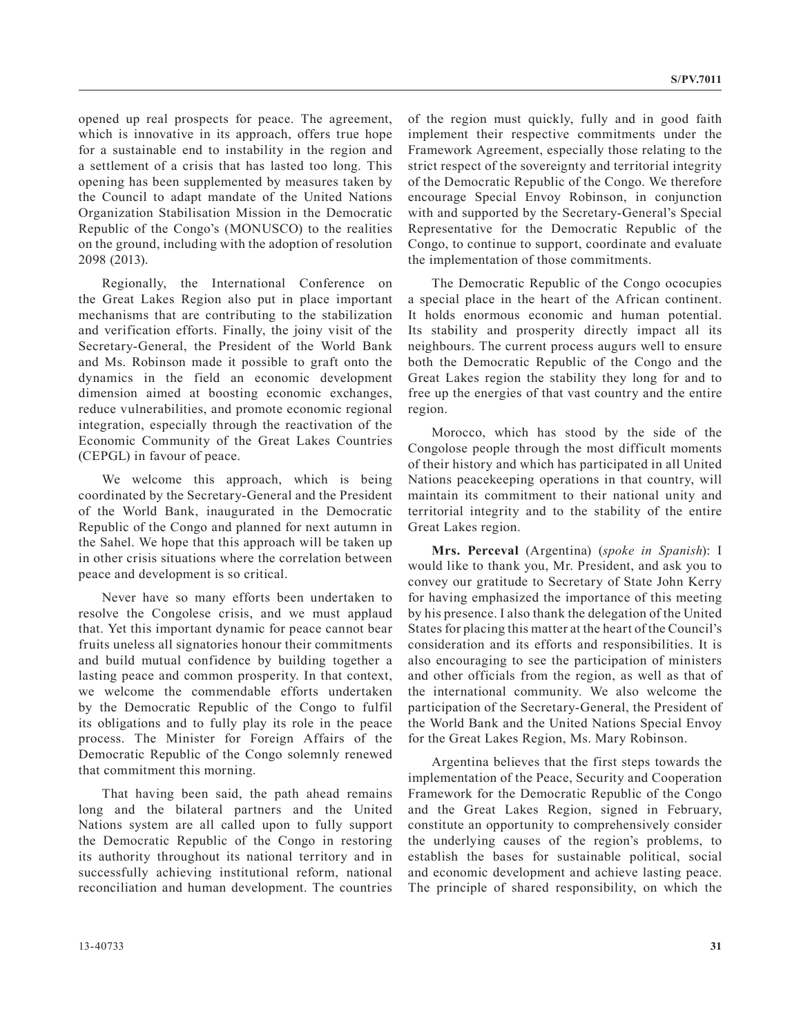opened up real prospects for peace. The agreement, which is innovative in its approach, offers true hope for a sustainable end to instability in the region and a settlement of a crisis that has lasted too long. This opening has been supplemented by measures taken by the Council to adapt mandate of the United Nations Organization Stabilisation Mission in the Democratic Republic of the Congo's (MONUSCO) to the realities on the ground, including with the adoption of resolution 2098 (2013).

Regionally, the International Conference on the Great Lakes Region also put in place important mechanisms that are contributing to the stabilization and verification efforts. Finally, the joiny visit of the Secretary-General, the President of the World Bank and Ms. Robinson made it possible to graft onto the dynamics in the field an economic development dimension aimed at boosting economic exchanges, reduce vulnerabilities, and promote economic regional integration, especially through the reactivation of the Economic Community of the Great Lakes Countries (CEPGL) in favour of peace.

We welcome this approach, which is being coordinated by the Secretary-General and the President of the World Bank, inaugurated in the Democratic Republic of the Congo and planned for next autumn in the Sahel. We hope that this approach will be taken up in other crisis situations where the correlation between peace and development is so critical.

Never have so many efforts been undertaken to resolve the Congolese crisis, and we must applaud that. Yet this important dynamic for peace cannot bear fruits uneless all signatories honour their commitments and build mutual confidence by building together a lasting peace and common prosperity. In that context, we welcome the commendable efforts undertaken by the Democratic Republic of the Congo to fulfil its obligations and to fully play its role in the peace process. The Minister for Foreign Affairs of the Democratic Republic of the Congo solemnly renewed that commitment this morning.

That having been said, the path ahead remains long and the bilateral partners and the United Nations system are all called upon to fully support the Democratic Republic of the Congo in restoring its authority throughout its national territory and in successfully achieving institutional reform, national reconciliation and human development. The countries of the region must quickly, fully and in good faith implement their respective commitments under the Framework Agreement, especially those relating to the strict respect of the sovereignty and territorial integrity of the Democratic Republic of the Congo. We therefore encourage Special Envoy Robinson, in conjunction with and supported by the Secretary-General's Special Representative for the Democratic Republic of the Congo, to continue to support, coordinate and evaluate the implementation of those commitments.

The Democratic Republic of the Congo ococupies a special place in the heart of the African continent. It holds enormous economic and human potential. Its stability and prosperity directly impact all its neighbours. The current process augurs well to ensure both the Democratic Republic of the Congo and the Great Lakes region the stability they long for and to free up the energies of that vast country and the entire region.

Morocco, which has stood by the side of the Congolose people through the most difficult moments of their history and which has participated in all United Nations peacekeeping operations in that country, will maintain its commitment to their national unity and territorial integrity and to the stability of the entire Great Lakes region.

**Mrs. Perceval** (Argentina) (*spoke in Spanish*): I would like to thank you, Mr. President, and ask you to convey our gratitude to Secretary of State John Kerry for having emphasized the importance of this meeting by his presence. I also thank the delegation of the United States for placing this matter at the heart of the Council's consideration and its efforts and responsibilities. It is also encouraging to see the participation of ministers and other officials from the region, as well as that of the international community. We also welcome the participation of the Secretary-General, the President of the World Bank and the United Nations Special Envoy for the Great Lakes Region, Ms. Mary Robinson.

Argentina believes that the first steps towards the implementation of the Peace, Security and Cooperation Framework for the Democratic Republic of the Congo and the Great Lakes Region, signed in February, constitute an opportunity to comprehensively consider the underlying causes of the region's problems, to establish the bases for sustainable political, social and economic development and achieve lasting peace. The principle of shared responsibility, on which the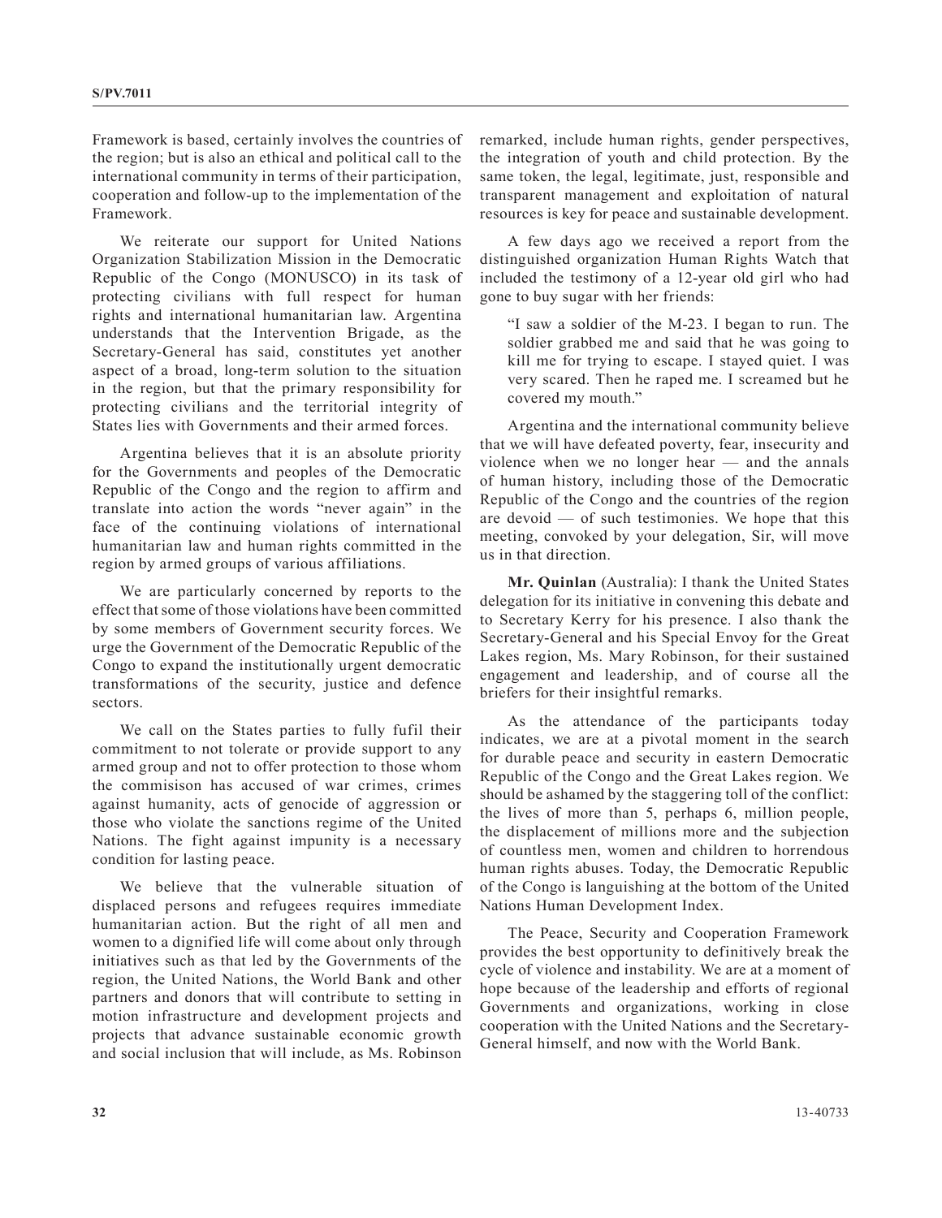Framework is based, certainly involves the countries of the region; but is also an ethical and political call to the international community in terms of their participation, cooperation and follow-up to the implementation of the Framework.

We reiterate our support for United Nations Organization Stabilization Mission in the Democratic Republic of the Congo (MONUSCO) in its task of protecting civilians with full respect for human rights and international humanitarian law. Argentina understands that the Intervention Brigade, as the Secretary-General has said, constitutes yet another aspect of a broad, long-term solution to the situation in the region, but that the primary responsibility for protecting civilians and the territorial integrity of States lies with Governments and their armed forces.

Argentina believes that it is an absolute priority for the Governments and peoples of the Democratic Republic of the Congo and the region to affirm and translate into action the words "never again" in the face of the continuing violations of international humanitarian law and human rights committed in the region by armed groups of various affiliations.

We are particularly concerned by reports to the effect that some of those violations have been committed by some members of Government security forces. We urge the Government of the Democratic Republic of the Congo to expand the institutionally urgent democratic transformations of the security, justice and defence sectors.

We call on the States parties to fully fufil their commitment to not tolerate or provide support to any armed group and not to offer protection to those whom the commisison has accused of war crimes, crimes against humanity, acts of genocide of aggression or those who violate the sanctions regime of the United Nations. The fight against impunity is a necessary condition for lasting peace.

We believe that the vulnerable situation of displaced persons and refugees requires immediate humanitarian action. But the right of all men and women to a dignified life will come about only through initiatives such as that led by the Governments of the region, the United Nations, the World Bank and other partners and donors that will contribute to setting in motion infrastructure and development projects and projects that advance sustainable economic growth and social inclusion that will include, as Ms. Robinson remarked, include human rights, gender perspectives, the integration of youth and child protection. By the same token, the legal, legitimate, just, responsible and transparent management and exploitation of natural resources is key for peace and sustainable development.

A few days ago we received a report from the distinguished organization Human Rights Watch that included the testimony of a 12-year old girl who had gone to buy sugar with her friends:

> "I saw a soldier of the M-23. I began to run. The soldier grabbed me and said that he was going to kill me for trying to escape. I stayed quiet. I was very scared. Then he raped me. I screamed but he covered my mouth."

Argentina and the international community believe that we will have defeated poverty, fear, insecurity and violence when we no longer hear — and the annals of human history, including those of the Democratic Republic of the Congo and the countries of the region are devoid — of such testimonies. We hope that this meeting, convoked by your delegation, Sir, will move us in that direction.

**Mr. Quinlan** (Australia): I thank the United States delegation for its initiative in convening this debate and to Secretary Kerry for his presence. I also thank the Secretary-General and his Special Envoy for the Great Lakes region, Ms. Mary Robinson, for their sustained engagement and leadership, and of course all the briefers for their insightful remarks.

As the attendance of the participants today indicates, we are at a pivotal moment in the search for durable peace and security in eastern Democratic Republic of the Congo and the Great Lakes region. We should be ashamed by the staggering toll of the conflict: the lives of more than 5, perhaps 6, million people, the displacement of millions more and the subjection of countless men, women and children to horrendous human rights abuses. Today, the Democratic Republic of the Congo is languishing at the bottom of the United Nations Human Development Index.

The Peace, Security and Cooperation Framework provides the best opportunity to definitively break the cycle of violence and instability. We are at a moment of hope because of the leadership and efforts of regional Governments and organizations, working in close cooperation with the United Nations and the Secretary-General himself, and now with the World Bank.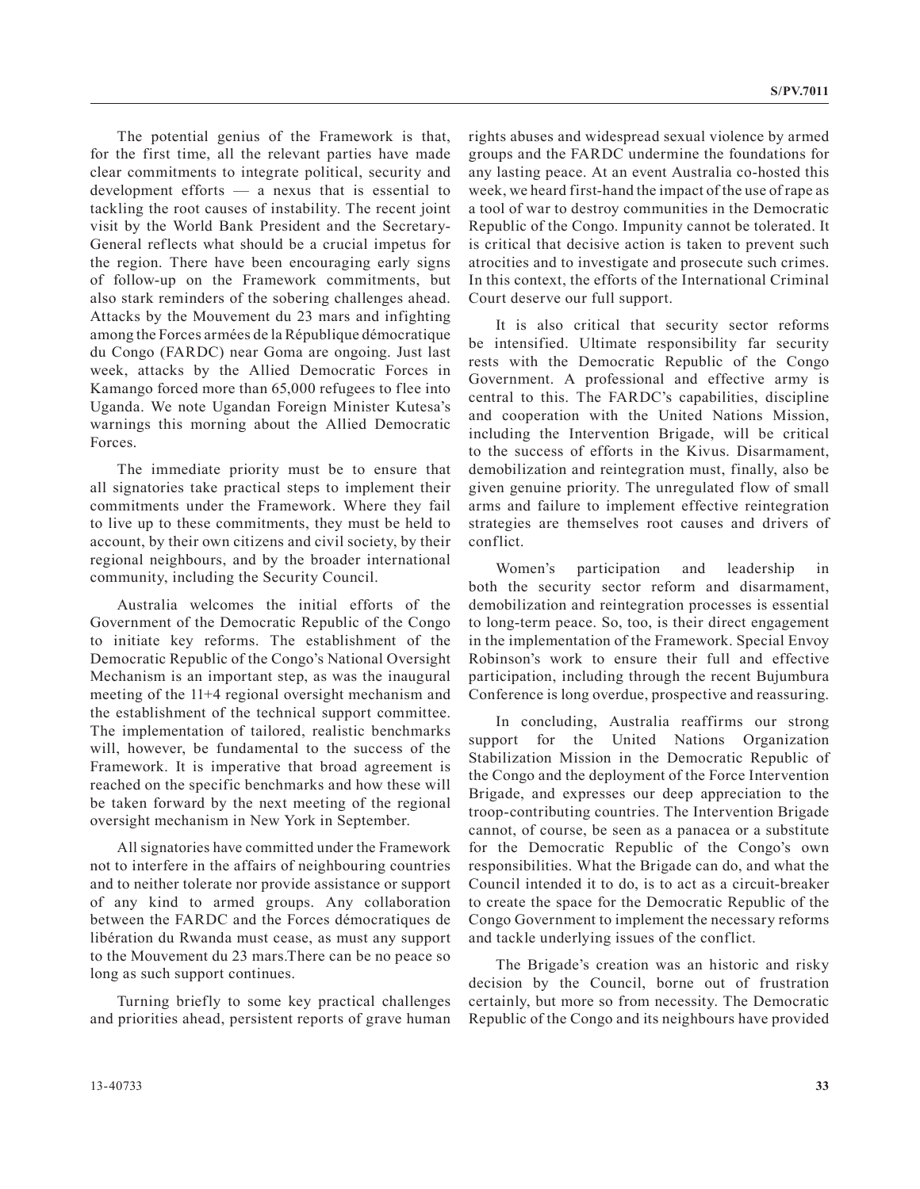The potential genius of the Framework is that, for the first time, all the relevant parties have made clear commitments to integrate political, security and development efforts — a nexus that is essential to tackling the root causes of instability. The recent joint visit by the World Bank President and the Secretary-General reflects what should be a crucial impetus for the region. There have been encouraging early signs of follow-up on the Framework commitments, but also stark reminders of the sobering challenges ahead. Attacks by the Mouvement du 23 mars and infighting among the Forces armées de la République démocratique du Congo (FARDC) near Goma are ongoing. Just last week, attacks by the Allied Democratic Forces in Kamango forced more than 65,000 refugees to flee into Uganda. We note Ugandan Foreign Minister Kutesa's warnings this morning about the Allied Democratic Forces.

The immediate priority must be to ensure that all signatories take practical steps to implement their commitments under the Framework. Where they fail to live up to these commitments, they must be held to account, by their own citizens and civil society, by their regional neighbours, and by the broader international community, including the Security Council.

Australia welcomes the initial efforts of the Government of the Democratic Republic of the Congo to initiate key reforms. The establishment of the Democratic Republic of the Congo's National Oversight Mechanism is an important step, as was the inaugural meeting of the 11+4 regional oversight mechanism and the establishment of the technical support committee. The implementation of tailored, realistic benchmarks will, however, be fundamental to the success of the Framework. It is imperative that broad agreement is reached on the specific benchmarks and how these will be taken forward by the next meeting of the regional oversight mechanism in New York in September.

All signatories have committed under the Framework not to interfere in the affairs of neighbouring countries and to neither tolerate nor provide assistance or support of any kind to armed groups. Any collaboration between the FARDC and the Forces démocratiques de libération du Rwanda must cease, as must any support to the Mouvement du 23 mars.There can be no peace so long as such support continues.

Turning briefly to some key practical challenges and priorities ahead, persistent reports of grave human rights abuses and widespread sexual violence by armed groups and the FARDC undermine the foundations for any lasting peace. At an event Australia co-hosted this week, we heard first-hand the impact of the use of rape as a tool of war to destroy communities in the Democratic Republic of the Congo. Impunity cannot be tolerated. It is critical that decisive action is taken to prevent such atrocities and to investigate and prosecute such crimes. In this context, the efforts of the International Criminal Court deserve our full support.

It is also critical that security sector reforms be intensified. Ultimate responsibility far security rests with the Democratic Republic of the Congo Government. A professional and effective army is central to this. The FARDC's capabilities, discipline and cooperation with the United Nations Mission, including the Intervention Brigade, will be critical to the success of efforts in the Kivus. Disarmament, demobilization and reintegration must, finally, also be given genuine priority. The unregulated flow of small arms and failure to implement effective reintegration strategies are themselves root causes and drivers of conflict.

Women's participation and leadership in both the security sector reform and disarmament, demobilization and reintegration processes is essential to long-term peace. So, too, is their direct engagement in the implementation of the Framework. Special Envoy Robinson's work to ensure their full and effective participation, including through the recent Bujumbura Conference is long overdue, prospective and reassuring.

In concluding, Australia reaffirms our strong support for the United Nations Organization Stabilization Mission in the Democratic Republic of the Congo and the deployment of the Force Intervention Brigade, and expresses our deep appreciation to the troop-contributing countries. The Intervention Brigade cannot, of course, be seen as a panacea or a substitute for the Democratic Republic of the Congo's own responsibilities. What the Brigade can do, and what the Council intended it to do, is to act as a circuit-breaker to create the space for the Democratic Republic of the Congo Government to implement the necessary reforms and tackle underlying issues of the conflict.

The Brigade's creation was an historic and risky decision by the Council, borne out of frustration certainly, but more so from necessity. The Democratic Republic of the Congo and its neighbours have provided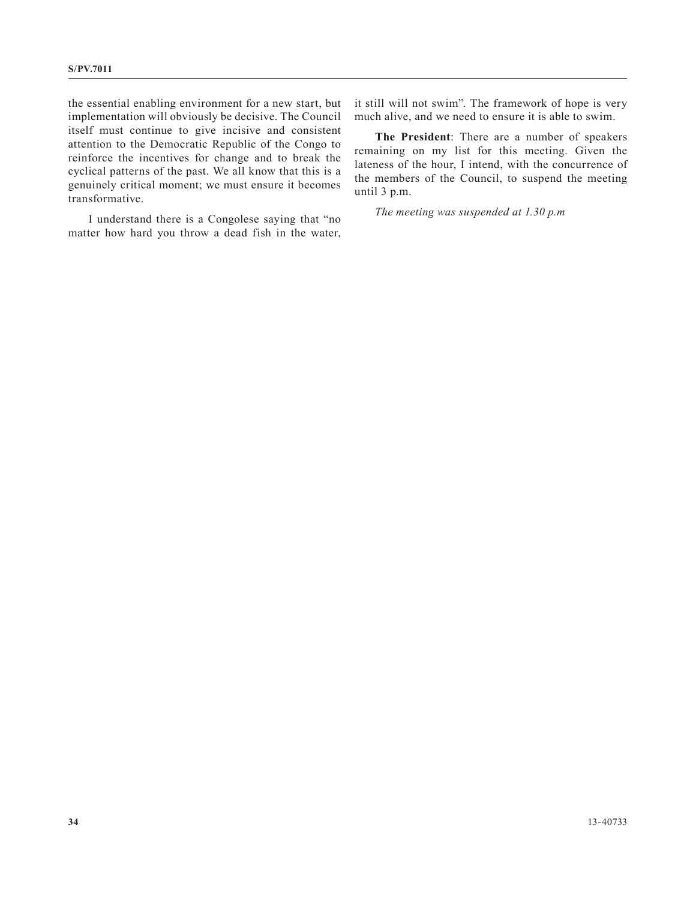the essential enabling environment for a new start, but implementation will obviously be decisive. The Council itself must continue to give incisive and consistent attention to the Democratic Republic of the Congo to reinforce the incentives for change and to break the cyclical patterns of the past. We all know that this is a genuinely critical moment; we must ensure it becomes transformative.

I understand there is a Congolese saying that "no matter how hard you throw a dead fish in the water, it still will not swim". The framework of hope is very much alive, and we need to ensure it is able to swim.

**The President**: There are a number of speakers remaining on my list for this meeting. Given the lateness of the hour, I intend, with the concurrence of the members of the Council, to suspend the meeting until 3 p.m.

*The meeting was suspended at 1.30 p.m*